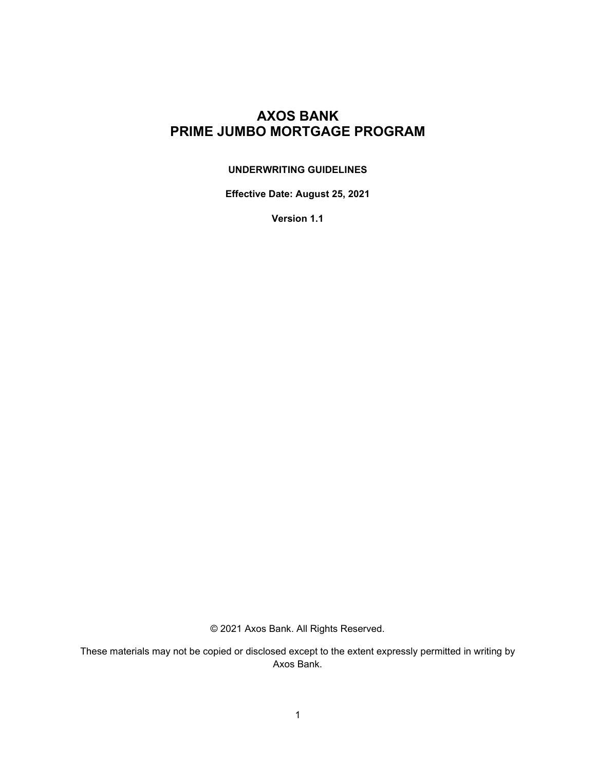# AXOS BANK
# PRIME JUMBO MORTGAGE PROGRAM

**UNDERWRITING GUIDELINES**

**Effective Date: August 25, 2021**

**Version 1.1**

© 2021 Axos Bank. All Rights Reserved.

These materials may not be copied or disclosed except to the extent expressly permitted in writing by Axos Bank.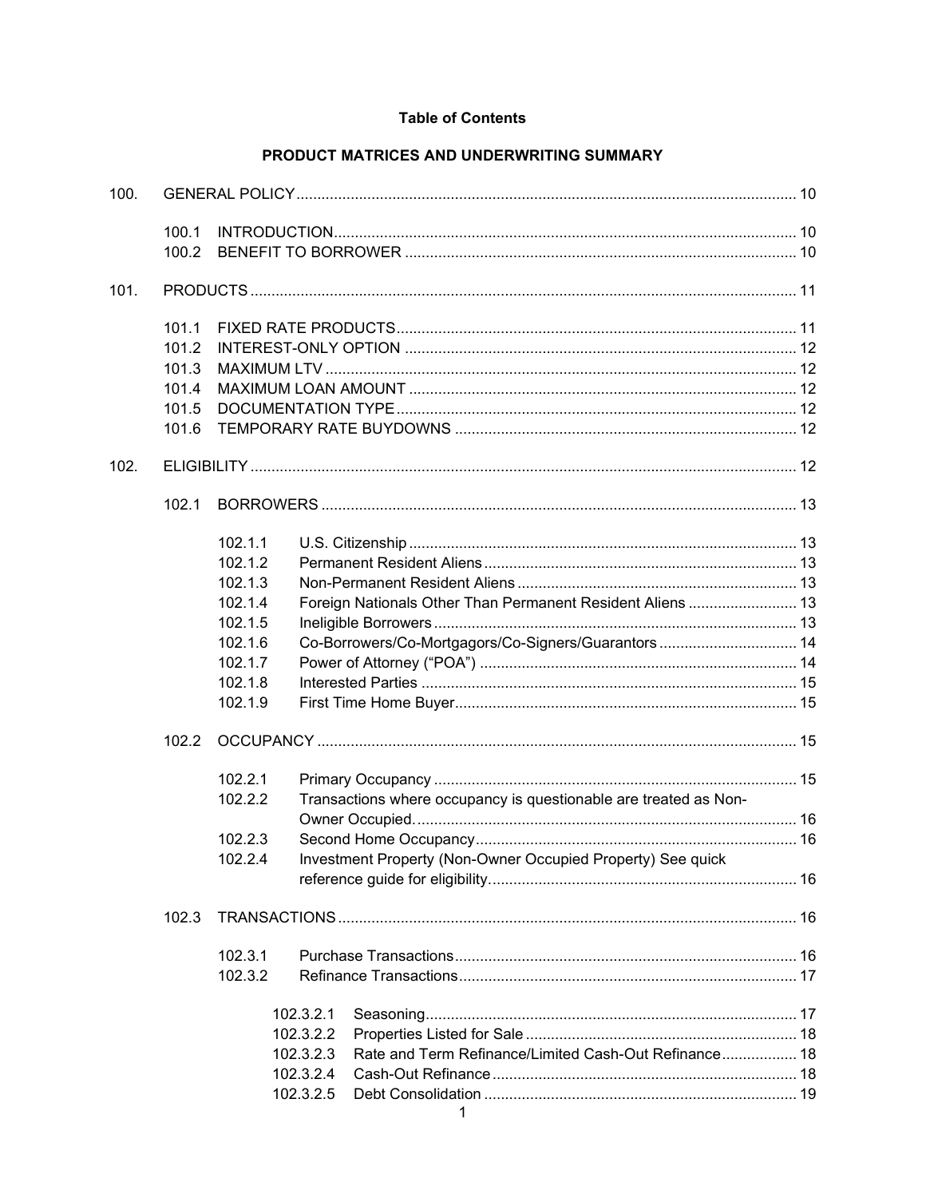**Table of Contents**

**PRODUCT MATRICES AND UNDERWRITING SUMMARY**

100. GENERAL POLICY ..... 10
    - 100.1 INTRODUCTION ..... 10
    - 100.2 BENEFIT TO BORROWER ..... 10

101. PRODUCTS ..... 11
    - 101.1 FIXED RATE PRODUCTS ..... 11
    - 101.2 INTEREST-ONLY OPTION ..... 12
    - 101.3 MAXIMUM LTV ..... 12
    - 101.4 MAXIMUM LOAN AMOUNT ..... 12
    - 101.5 DOCUMENTATION TYPE ..... 12
    - 101.6 TEMPORARY RATE BUYDOWNS ..... 12

102. ELIGIBILITY ..... 12
    - 102.1 BORROWERS ..... 13
        - 102.1.1 U.S. Citizenship ..... 13
        - 102.1.2 Permanent Resident Aliens ..... 13
        - 102.1.3 Non-Permanent Resident Aliens ..... 13
        - 102.1.4 Foreign Nationals Other Than Permanent Resident Aliens ..... 13
        - 102.1.5 Ineligible Borrowers ..... 13
        - 102.1.6 Co-Borrowers/Co-Mortgagors/Co-Signers/Guarantors ..... 14
        - 102.1.7 Power of Attorney ("POA") ..... 14
        - 102.1.8 Interested Parties ..... 15
        - 102.1.9 First Time Home Buyer ..... 15
    - 102.2 OCCUPANCY ..... 15
        - 102.2.1 Primary Occupancy ..... 15
        - 102.2.2 Transactions where occupancy is questionable are treated as Non-Owner Occupied. ..... 16
        - 102.2.3 Second Home Occupancy ..... 16
        - 102.2.4 Investment Property (Non-Owner Occupied Property) See quick reference guide for eligibility. ..... 16
    - 102.3 TRANSACTIONS ..... 16
        - 102.3.1 Purchase Transactions ..... 16
        - 102.3.2 Refinance Transactions ..... 17
            - 102.3.2.1 Seasoning ..... 17
            - 102.3.2.2 Properties Listed for Sale ..... 18
            - 102.3.2.3 Rate and Term Refinance/Limited Cash-Out Refinance ..... 18
            - 102.3.2.4 Cash-Out Refinance ..... 18
            - 102.3.2.5 Debt Consolidation ..... 19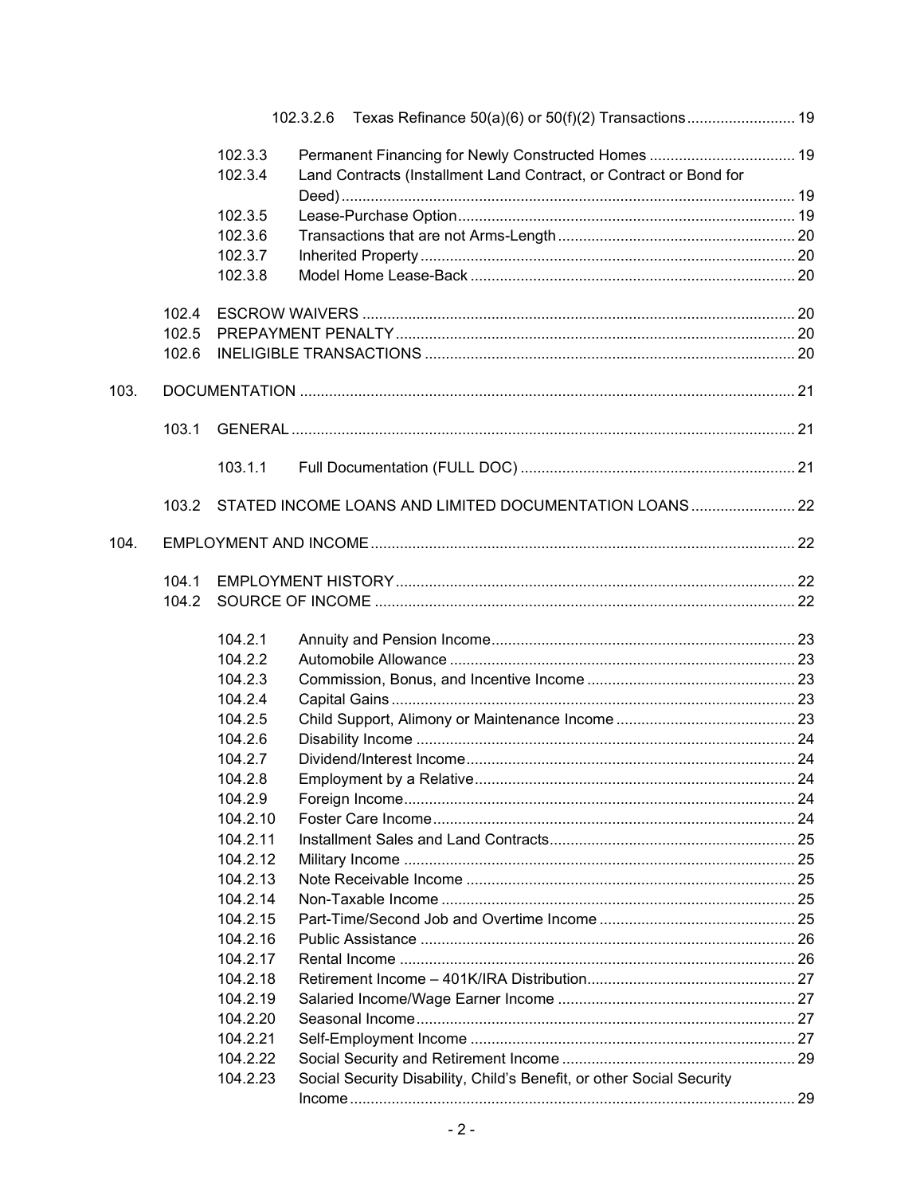102.3.2.6 Texas Refinance 50(a)(6) or 50(f)(2) Transactions .......................... 19

102.3.3 Permanent Financing for Newly Constructed Homes ................................... 19
102.3.4 Land Contracts (Installment Land Contract, or Contract or Bond for Deed) ........................................................................................................... 19
102.3.5 Lease-Purchase Option ................................................................................ 19
102.3.6 Transactions that are not Arms-Length ........................................................ 20
102.3.7 Inherited Property ......................................................................................... 20
102.3.8 Model Home Lease-Back ............................................................................. 20

102.4 ESCROW WAIVERS ....................................................................................... 20
102.5 PREPAYMENT PENALTY ............................................................................... 20
102.6 INELIGIBLE TRANSACTIONS ........................................................................ 20

103. DOCUMENTATION ..................................................................................................... 21

103.1 GENERAL ....................................................................................................... 21

103.1.1 Full Documentation (FULL DOC) ................................................................. 21

103.2 STATED INCOME LOANS AND LIMITED DOCUMENTATION LOANS ......................... 22

104. EMPLOYMENT AND INCOME ..................................................................................... 22

104.1 EMPLOYMENT HISTORY ............................................................................... 22
104.2 SOURCE OF INCOME .................................................................................... 22

104.2.1 Annuity and Pension Income ........................................................................ 23
104.2.2 Automobile Allowance .................................................................................. 23
104.2.3 Commission, Bonus, and Incentive Income .................................................. 23
104.2.4 Capital Gains ................................................................................................ 23
104.2.5 Child Support, Alimony or Maintenance Income ........................................... 23
104.2.6 Disability Income .......................................................................................... 24
104.2.7 Dividend/Interest Income .............................................................................. 24
104.2.8 Employment by a Relative ............................................................................ 24
104.2.9 Foreign Income ............................................................................................. 24
104.2.10 Foster Care Income ...................................................................................... 24
104.2.11 Installment Sales and Land Contracts ........................................................... 25
104.2.12 Military Income ............................................................................................. 25
104.2.13 Note Receivable Income ............................................................................... 25
104.2.14 Non-Taxable Income .................................................................................... 25
104.2.15 Part-Time/Second Job and Overtime Income ............................................... 25
104.2.16 Public Assistance ......................................................................................... 26
104.2.17 Rental Income .............................................................................................. 26
104.2.18 Retirement Income – 401K/IRA Distribution .................................................. 27
104.2.19 Salaried Income/Wage Earner Income ......................................................... 27
104.2.20 Seasonal Income .......................................................................................... 27
104.2.21 Self-Employment Income ............................................................................. 27
104.2.22 Social Security and Retirement Income ........................................................ 29
104.2.23 Social Security Disability, Child's Benefit, or other Social Security Income ........................................................................................................... 29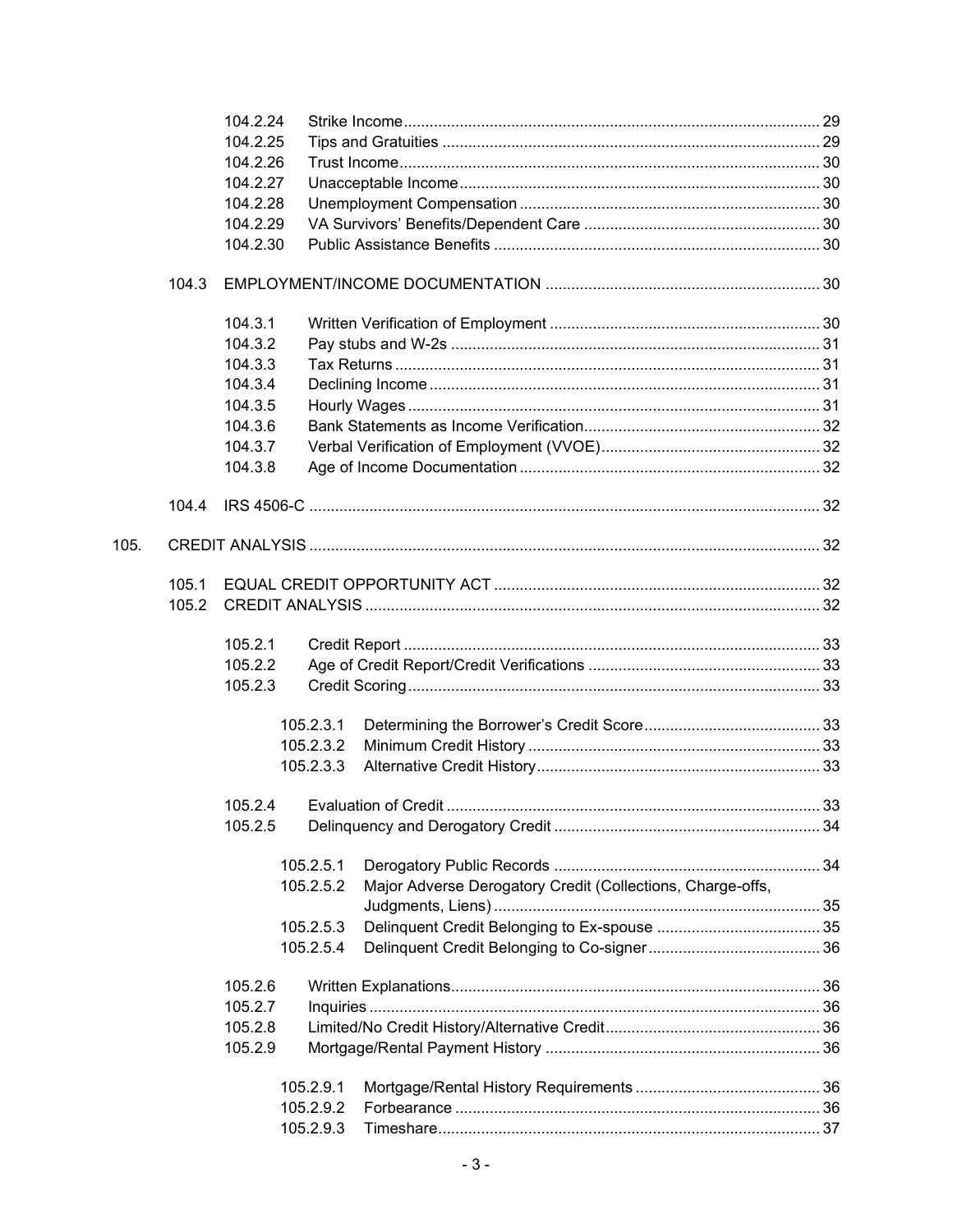- 104.2.24 Strike Income ... 29
- 104.2.25 Tips and Gratuities ... 29
- 104.2.26 Trust Income ... 30
- 104.2.27 Unacceptable Income ... 30
- 104.2.28 Unemployment Compensation ... 30
- 104.2.29 VA Survivors' Benefits/Dependent Care ... 30
- 104.2.30 Public Assistance Benefits ... 30

104.3 EMPLOYMENT/INCOME DOCUMENTATION ... 30

- 104.3.1 Written Verification of Employment ... 30
- 104.3.2 Pay stubs and W-2s ... 31
- 104.3.3 Tax Returns ... 31
- 104.3.4 Declining Income ... 31
- 104.3.5 Hourly Wages ... 31
- 104.3.6 Bank Statements as Income Verification ... 32
- 104.3.7 Verbal Verification of Employment (VVOE) ... 32
- 104.3.8 Age of Income Documentation ... 32

104.4 IRS 4506-C ... 32

105. CREDIT ANALYSIS ... 32

105.1 EQUAL CREDIT OPPORTUNITY ACT ... 32

105.2 CREDIT ANALYSIS ... 32

- 105.2.1 Credit Report ... 33
- 105.2.2 Age of Credit Report/Credit Verifications ... 33
- 105.2.3 Credit Scoring ... 33
  - 105.2.3.1 Determining the Borrower's Credit Score ... 33
  - 105.2.3.2 Minimum Credit History ... 33
  - 105.2.3.3 Alternative Credit History ... 33
- 105.2.4 Evaluation of Credit ... 33
- 105.2.5 Delinquency and Derogatory Credit ... 34
  - 105.2.5.1 Derogatory Public Records ... 34
  - 105.2.5.2 Major Adverse Derogatory Credit (Collections, Charge-offs, Judgments, Liens) ... 35
  - 105.2.5.3 Delinquent Credit Belonging to Ex-spouse ... 35
  - 105.2.5.4 Delinquent Credit Belonging to Co-signer ... 36
- 105.2.6 Written Explanations ... 36
- 105.2.7 Inquiries ... 36
- 105.2.8 Limited/No Credit History/Alternative Credit ... 36
- 105.2.9 Mortgage/Rental Payment History ... 36
  - 105.2.9.1 Mortgage/Rental History Requirements ... 36
  - 105.2.9.2 Forbearance ... 36
  - 105.2.9.3 Timeshare ... 37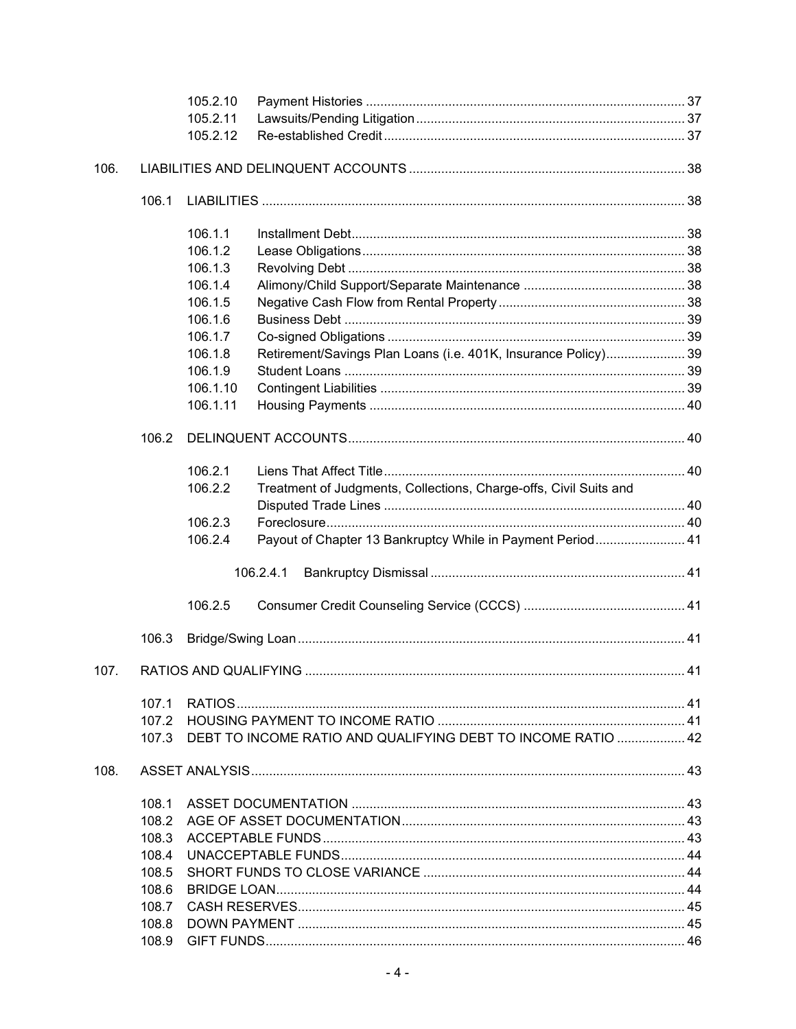| | | | |
|---|---|---|---|
| | 105.2.10 | Payment Histories | 37 |
| | 105.2.11 | Lawsuits/Pending Litigation | 37 |
| | 105.2.12 | Re-established Credit | 37 |
| **106.** | LIABILITIES AND DELINQUENT ACCOUNTS | | 38 |
| 106.1 | LIABILITIES | | 38 |
| | 106.1.1 | Installment Debt | 38 |
| | 106.1.2 | Lease Obligations | 38 |
| | 106.1.3 | Revolving Debt | 38 |
| | 106.1.4 | Alimony/Child Support/Separate Maintenance | 38 |
| | 106.1.5 | Negative Cash Flow from Rental Property | 38 |
| | 106.1.6 | Business Debt | 39 |
| | 106.1.7 | Co-signed Obligations | 39 |
| | 106.1.8 | Retirement/Savings Plan Loans (i.e. 401K, Insurance Policy) | 39 |
| | 106.1.9 | Student Loans | 39 |
| | 106.1.10 | Contingent Liabilities | 39 |
| | 106.1.11 | Housing Payments | 40 |
| 106.2 | DELINQUENT ACCOUNTS | | 40 |
| | 106.2.1 | Liens That Affect Title | 40 |
| | 106.2.2 | Treatment of Judgments, Collections, Charge-offs, Civil Suits and Disputed Trade Lines | 40 |
| | 106.2.3 | Foreclosure | 40 |
| | 106.2.4 | Payout of Chapter 13 Bankruptcy While in Payment Period | 41 |
| | 106.2.4.1 | Bankruptcy Dismissal | 41 |
| | 106.2.5 | Consumer Credit Counseling Service (CCCS) | 41 |
| 106.3 | Bridge/Swing Loan | | 41 |
| **107.** | RATIOS AND QUALIFYING | | 41 |
| 107.1 | RATIOS | | 41 |
| 107.2 | HOUSING PAYMENT TO INCOME RATIO | | 41 |
| 107.3 | DEBT TO INCOME RATIO AND QUALIFYING DEBT TO INCOME RATIO | | 42 |
| **108.** | ASSET ANALYSIS | | 43 |
| 108.1 | ASSET DOCUMENTATION | | 43 |
| 108.2 | AGE OF ASSET DOCUMENTATION | | 43 |
| 108.3 | ACCEPTABLE FUNDS | | 43 |
| 108.4 | UNACCEPTABLE FUNDS | | 44 |
| 108.5 | SHORT FUNDS TO CLOSE VARIANCE | | 44 |
| 108.6 | BRIDGE LOAN | | 44 |
| 108.7 | CASH RESERVES | | 45 |
| 108.8 | DOWN PAYMENT | | 45 |
| 108.9 | GIFT FUNDS | | 46 |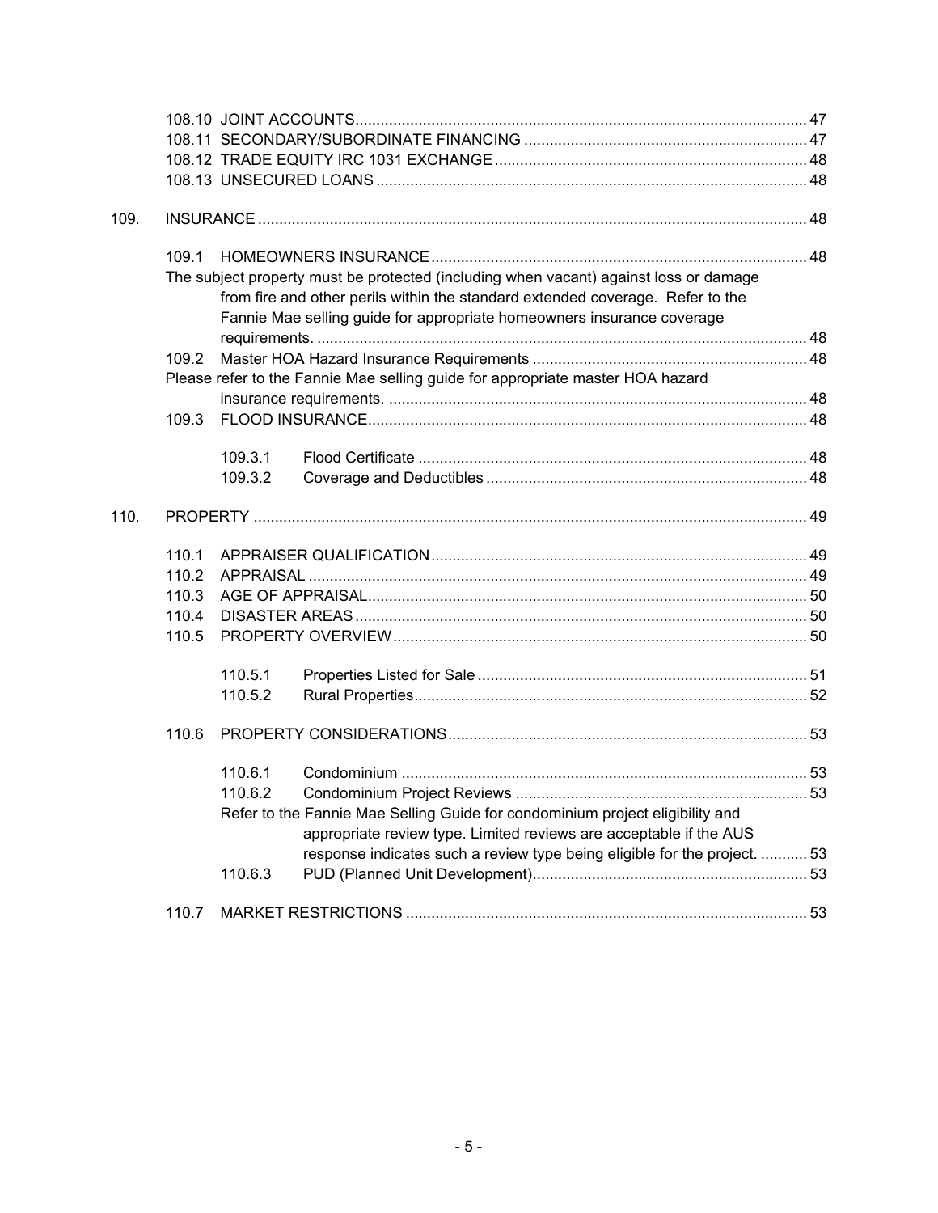108.10 JOINT ACCOUNTS ... 47
108.11 SECONDARY/SUBORDINATE FINANCING ... 47
108.12 TRADE EQUITY IRC 1031 EXCHANGE ... 48
108.13 UNSECURED LOANS ... 48

109. INSURANCE ... 48

- 109.1 HOMEOWNERS INSURANCE ... 48
  The subject property must be protected (including when vacant) against loss or damage from fire and other perils within the standard extended coverage. Refer to the Fannie Mae selling guide for appropriate homeowners insurance coverage requirements. ... 48
- 109.2 Master HOA Hazard Insurance Requirements ... 48
  Please refer to the Fannie Mae selling guide for appropriate master HOA hazard insurance requirements. ... 48
- 109.3 FLOOD INSURANCE ... 48
  - 109.3.1 Flood Certificate ... 48
  - 109.3.2 Coverage and Deductibles ... 48

110. PROPERTY ... 49

- 110.1 APPRAISER QUALIFICATION ... 49
- 110.2 APPRAISAL ... 49
- 110.3 AGE OF APPRAISAL ... 50
- 110.4 DISASTER AREAS ... 50
- 110.5 PROPERTY OVERVIEW ... 50
  - 110.5.1 Properties Listed for Sale ... 51
  - 110.5.2 Rural Properties ... 52
- 110.6 PROPERTY CONSIDERATIONS ... 53
  - 110.6.1 Condominium ... 53
  - 110.6.2 Condominium Project Reviews ... 53
    Refer to the Fannie Mae Selling Guide for condominium project eligibility and appropriate review type. Limited reviews are acceptable if the AUS response indicates such a review type being eligible for the project. ... 53
  - 110.6.3 PUD (Planned Unit Development) ... 53
- 110.7 MARKET RESTRICTIONS ... 53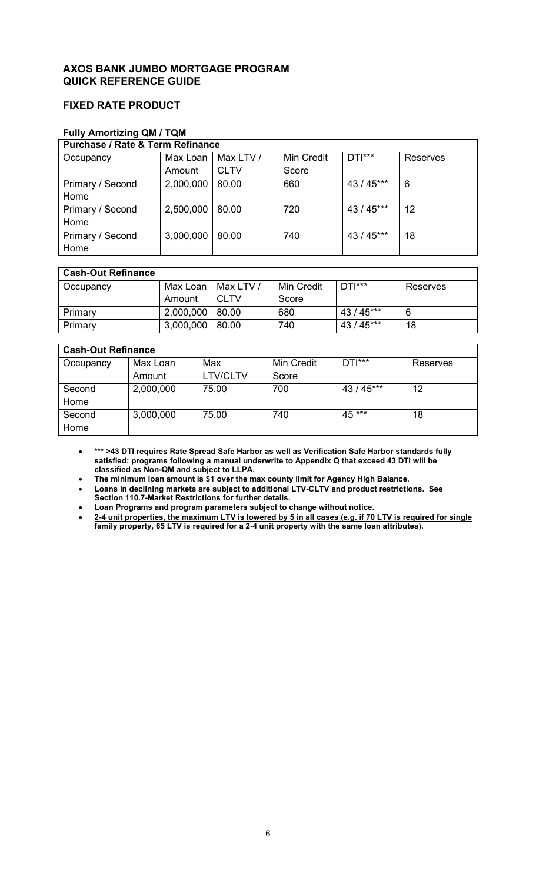## AXOS BANK JUMBO MORTGAGE PROGRAM QUICK REFERENCE GUIDE

### FIXED RATE PRODUCT

**Fully Amortizing QM / TQM**

| Purchase / Rate & Term Refinance | | | | | |
|---|---|---|---|---|---|
| Occupancy | Max Loan Amount | Max LTV / CLTV | Min Credit Score | DTI*** | Reserves |
| Primary / Second Home | 2,000,000 | 80.00 | 660 | 43 / 45*** | 6 |
| Primary / Second Home | 2,500,000 | 80.00 | 720 | 43 / 45*** | 12 |
| Primary / Second Home | 3,000,000 | 80.00 | 740 | 43 / 45*** | 18 |

| Cash-Out Refinance | | | | | |
|---|---|---|---|---|---|
| Occupancy | Max Loan Amount | Max LTV / CLTV | Min Credit Score | DTI*** | Reserves |
| Primary | 2,000,000 | 80.00 | 680 | 43 / 45*** | 6 |
| Primary | 3,000,000 | 80.00 | 740 | 43 / 45*** | 18 |

| Cash-Out Refinance | | | | | |
|---|---|---|---|---|---|
| Occupancy | Max Loan Amount | Max LTV/CLTV | Min Credit Score | DTI*** | Reserves |
| Second Home | 2,000,000 | 75.00 | 700 | 43 / 45*** | 12 |
| Second Home | 3,000,000 | 75.00 | 740 | 45 *** | 18 |

- **\*\*\* >43 DTI requires Rate Spread Safe Harbor as well as Verification Safe Harbor standards fully satisfied; programs following a manual underwrite to Appendix Q that exceed 43 DTI will be classified as Non-QM and subject to LLPA.**
- **The minimum loan amount is $1 over the max county limit for Agency High Balance.**
- **Loans in declining markets are subject to additional LTV-CLTV and product restrictions. See Section 110.7-Market Restrictions for further details.**
- **Loan Programs and program parameters subject to change without notice.**
- **2-4 unit properties, the maximum LTV is lowered by 5 in all cases (e.g. if 70 LTV is required for single family property, 65 LTV is required for a 2-4 unit property with the same loan attributes).**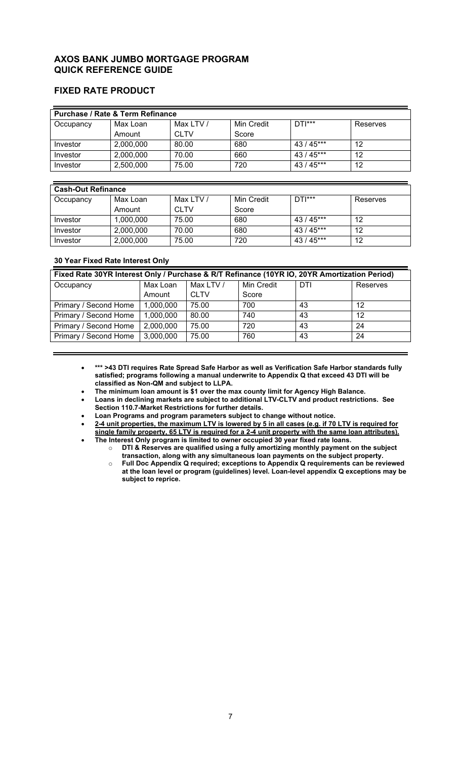## AXOS BANK JUMBO MORTGAGE PROGRAM
## QUICK REFERENCE GUIDE

### FIXED RATE PRODUCT

| Purchase / Rate & Term Refinance | | | | | |
|---|---|---|---|---|---|
| Occupancy | Max Loan Amount | Max LTV / CLTV | Min Credit Score | DTI*** | Reserves |
| Investor | 2,000,000 | 80.00 | 680 | 43 / 45*** | 12 |
| Investor | 2,000,000 | 70.00 | 660 | 43 / 45*** | 12 |
| Investor | 2,500,000 | 75.00 | 720 | 43 / 45*** | 12 |

| Cash-Out Refinance | | | | | |
|---|---|---|---|---|---|
| Occupancy | Max Loan Amount | Max LTV / CLTV | Min Credit Score | DTI*** | Reserves |
| Investor | 1,000,000 | 75.00 | 680 | 43 / 45*** | 12 |
| Investor | 2,000,000 | 70.00 | 680 | 43 / 45*** | 12 |
| Investor | 2,000,000 | 75.00 | 720 | 43 / 45*** | 12 |

**30 Year Fixed Rate Interest Only**

| Fixed Rate 30YR Interest Only / Purchase & R/T Refinance (10YR IO, 20YR Amortization Period) | | | | | |
|---|---|---|---|---|---|
| Occupancy | Max Loan Amount | Max LTV / CLTV | Min Credit Score | DTI | Reserves |
| Primary / Second Home | 1,000,000 | 75.00 | 700 | 43 | 12 |
| Primary / Second Home | 1,000,000 | 80.00 | 740 | 43 | 12 |
| Primary / Second Home | 2,000,000 | 75.00 | 720 | 43 | 24 |
| Primary / Second Home | 3,000,000 | 75.00 | 760 | 43 | 24 |

- **\*\*\* >43 DTI requires Rate Spread Safe Harbor as well as Verification Safe Harbor standards fully satisfied; programs following a manual underwrite to Appendix Q that exceed 43 DTI will be classified as Non-QM and subject to LLPA.**
- **The minimum loan amount is $1 over the max county limit for Agency High Balance.**
- **Loans in declining markets are subject to additional LTV-CLTV and product restrictions. See Section 110.7-Market Restrictions for further details.**
- **Loan Programs and program parameters subject to change without notice.**
- **2-4 unit properties, the maximum LTV is lowered by 5 in all cases (e.g. if 70 LTV is required for single family property, 65 LTV is required for a 2-4 unit property with the same loan attributes).**
- **The Interest Only program is limited to owner occupied 30 year fixed rate loans.**
  - **DTI & Reserves are qualified using a fully amortizing monthly payment on the subject transaction, along with any simultaneous loan payments on the subject property.**
  - **Full Doc Appendix Q required; exceptions to Appendix Q requirements can be reviewed at the loan level or program (guidelines) level. Loan-level appendix Q exceptions may be subject to reprice.**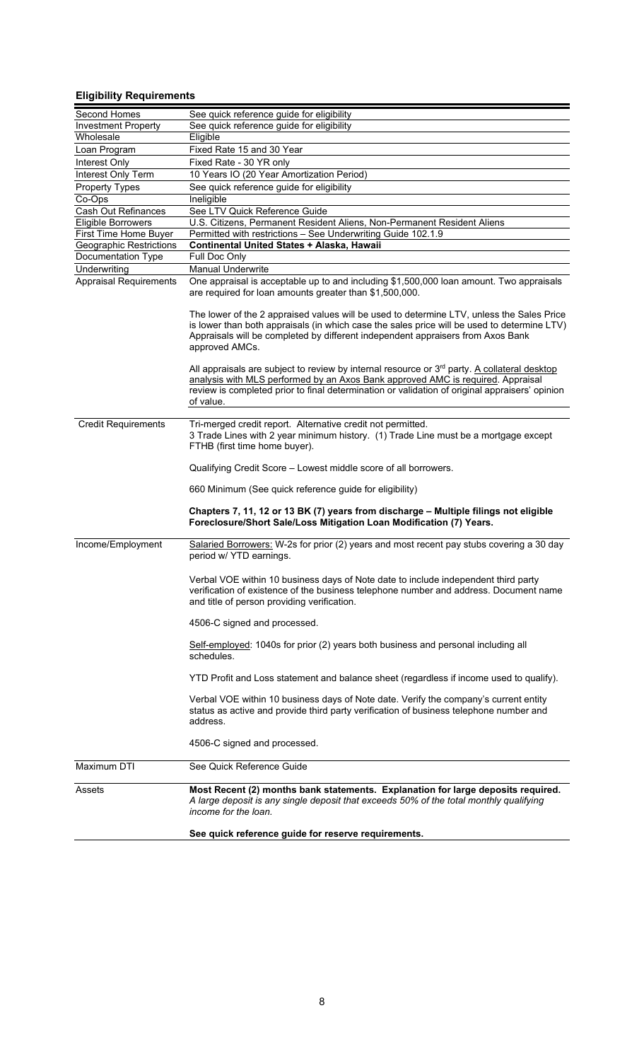## Eligibility Requirements

| | |
|---|---|
| Second Homes | See quick reference guide for eligibility |
| Investment Property | See quick reference guide for eligibility |
| Wholesale | Eligible |
| Loan Program | Fixed Rate 15 and 30 Year |
| Interest Only | Fixed Rate - 30 YR only |
| Interest Only Term | 10 Years IO (20 Year Amortization Period) |
| Property Types | See quick reference guide for eligibility |
| Co-Ops | Ineligible |
| Cash Out Refinances | See LTV Quick Reference Guide |
| Eligible Borrowers | U.S. Citizens, Permanent Resident Aliens, Non-Permanent Resident Aliens |
| First Time Home Buyer | Permitted with restrictions – See Underwriting Guide 102.1.9 |
| Geographic Restrictions | **Continental United States + Alaska, Hawaii** |
| Documentation Type | Full Doc Only |
| Underwriting | Manual Underwrite |
| Appraisal Requirements | One appraisal is acceptable up to and including $1,500,000 loan amount. Two appraisals are required for loan amounts greater than $1,500,000.<br><br>The lower of the 2 appraised values will be used to determine LTV, unless the Sales Price is lower than both appraisals (in which case the sales price will be used to determine LTV) Appraisals will be completed by different independent appraisers from Axos Bank approved AMCs.<br><br>All appraisals are subject to review by internal resource or 3rd party. A collateral desktop analysis with MLS performed by an Axos Bank approved AMC is required. Appraisal review is completed prior to final determination or validation of original appraisers' opinion of value. |
| Credit Requirements | Tri-merged credit report. Alternative credit not permitted.<br>3 Trade Lines with 2 year minimum history. (1) Trade Line must be a mortgage except FTHB (first time home buyer).<br><br>Qualifying Credit Score – Lowest middle score of all borrowers.<br><br>660 Minimum (See quick reference guide for eligibility)<br><br>**Chapters 7, 11, 12 or 13 BK (7) years from discharge – Multiple filings not eligible**<br>**Foreclosure/Short Sale/Loss Mitigation Loan Modification (7) Years.** |
| Income/Employment | Salaried Borrowers: W-2s for prior (2) years and most recent pay stubs covering a 30 day period w/ YTD earnings.<br><br>Verbal VOE within 10 business days of Note date to include independent third party verification of existence of the business telephone number and address. Document name and title of person providing verification.<br><br>4506-C signed and processed.<br><br>Self-employed: 1040s for prior (2) years both business and personal including all schedules.<br><br>YTD Profit and Loss statement and balance sheet (regardless if income used to qualify).<br><br>Verbal VOE within 10 business days of Note date. Verify the company's current entity status as active and provide third party verification of business telephone number and address.<br><br>4506-C signed and processed. |
| Maximum DTI | See Quick Reference Guide |
| Assets | **Most Recent (2) months bank statements. Explanation for large deposits required.**<br>*A large deposit is any single deposit that exceeds 50% of the total monthly qualifying income for the loan.*<br><br>**See quick reference guide for reserve requirements.** |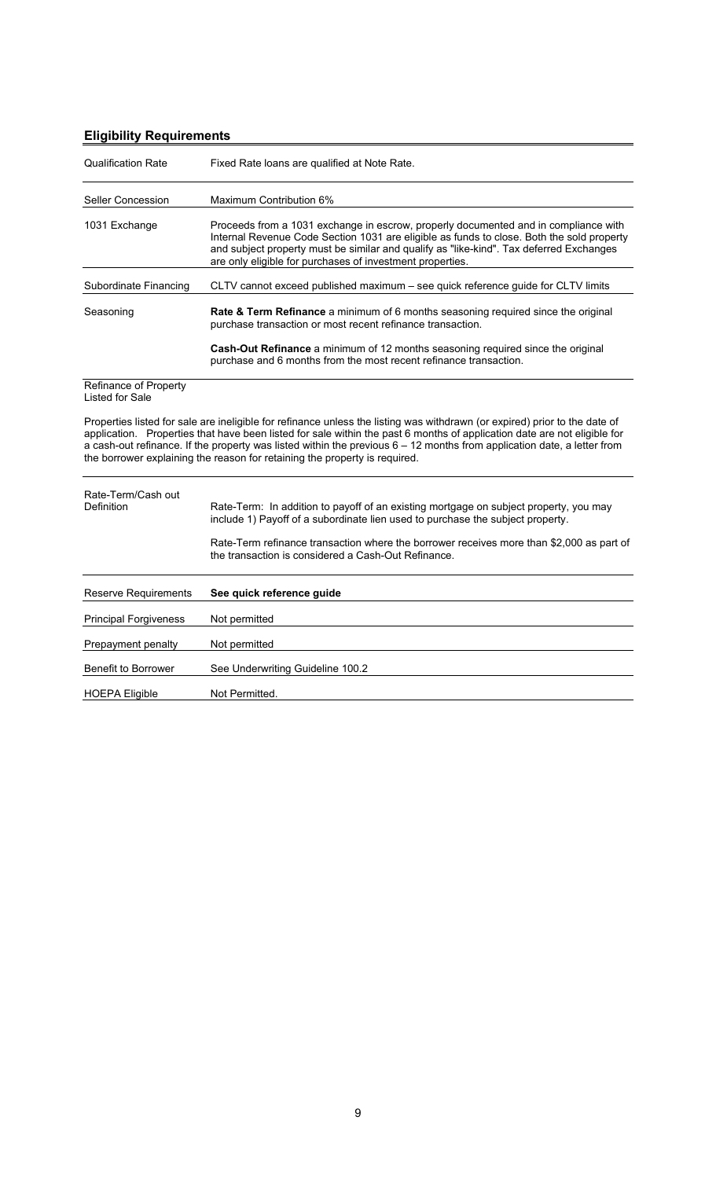## Eligibility Requirements

| | |
|---|---|
| Qualification Rate | Fixed Rate loans are qualified at Note Rate. |
| Seller Concession | Maximum Contribution 6% |
| 1031 Exchange | Proceeds from a 1031 exchange in escrow, properly documented and in compliance with Internal Revenue Code Section 1031 are eligible as funds to close. Both the sold property and subject property must be similar and qualify as "like-kind". Tax deferred Exchanges are only eligible for purchases of investment properties. |
| Subordinate Financing | CLTV cannot exceed published maximum – see quick reference guide for CLTV limits |
| Seasoning | **Rate & Term Refinance** a minimum of 6 months seasoning required since the original purchase transaction or most recent refinance transaction.<br><br>**Cash-Out Refinance** a minimum of 12 months seasoning required since the original purchase and 6 months from the most recent refinance transaction. |

Refinance of Property Listed for Sale

Properties listed for sale are ineligible for refinance unless the listing was withdrawn (or expired) prior to the date of application. Properties that have been listed for sale within the past 6 months of application date are not eligible for a cash-out refinance. If the property was listed within the previous 6 – 12 months from application date, a letter from the borrower explaining the reason for retaining the property is required.

| | |
|---|---|
| Rate-Term/Cash out Definition | Rate-Term: In addition to payoff of an existing mortgage on subject property, you may include 1) Payoff of a subordinate lien used to purchase the subject property.<br><br>Rate-Term refinance transaction where the borrower receives more than $2,000 as part of the transaction is considered a Cash-Out Refinance. |
| Reserve Requirements | **See quick reference guide** |
| Principal Forgiveness | Not permitted |
| Prepayment penalty | Not permitted |
| Benefit to Borrower | See Underwriting Guideline 100.2 |
| HOEPA Eligible | Not Permitted. |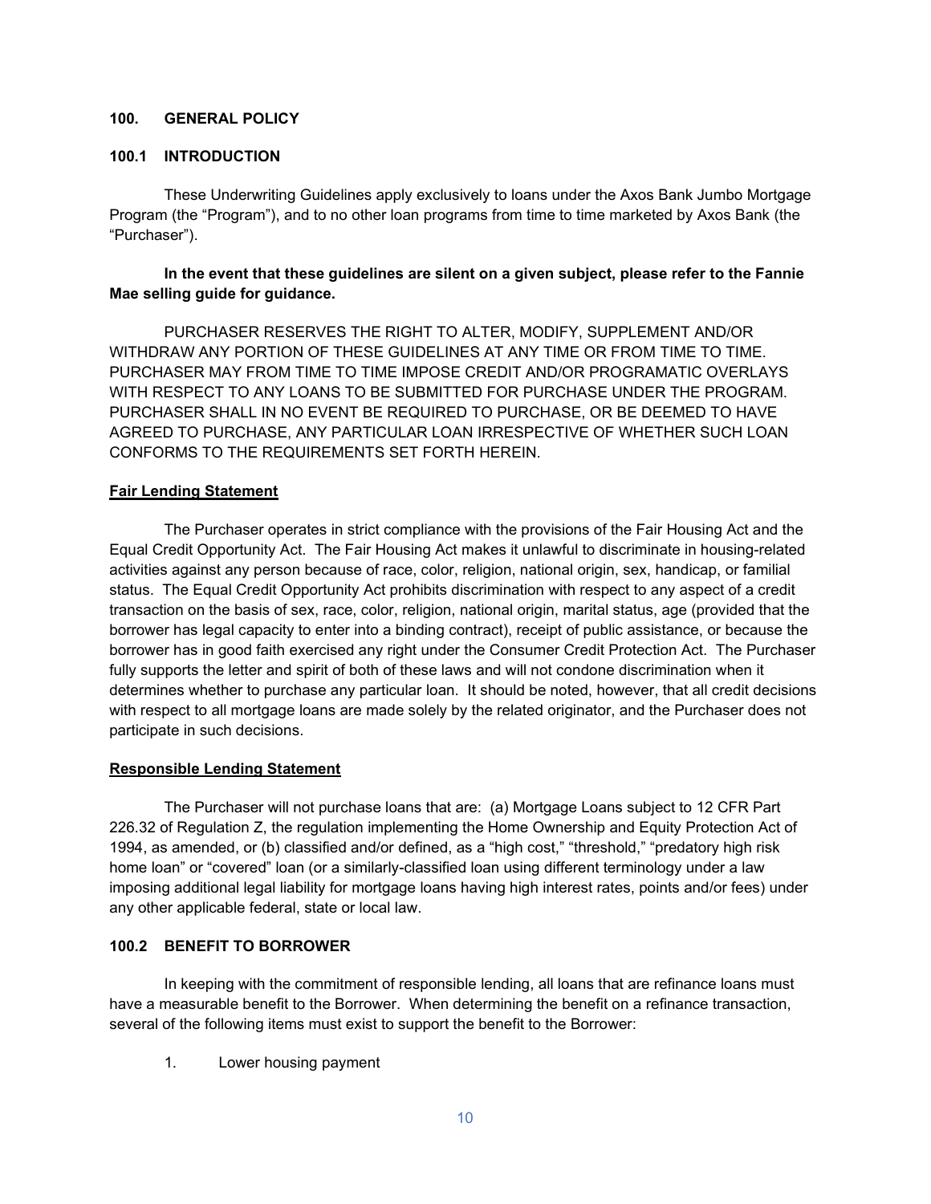## 100. GENERAL POLICY

### 100.1 INTRODUCTION

These Underwriting Guidelines apply exclusively to loans under the Axos Bank Jumbo Mortgage Program (the "Program"), and to no other loan programs from time to time marketed by Axos Bank (the "Purchaser").

**In the event that these guidelines are silent on a given subject, please refer to the Fannie Mae selling guide for guidance.**

PURCHASER RESERVES THE RIGHT TO ALTER, MODIFY, SUPPLEMENT AND/OR WITHDRAW ANY PORTION OF THESE GUIDELINES AT ANY TIME OR FROM TIME TO TIME. PURCHASER MAY FROM TIME TO TIME IMPOSE CREDIT AND/OR PROGRAMATIC OVERLAYS WITH RESPECT TO ANY LOANS TO BE SUBMITTED FOR PURCHASE UNDER THE PROGRAM. PURCHASER SHALL IN NO EVENT BE REQUIRED TO PURCHASE, OR BE DEEMED TO HAVE AGREED TO PURCHASE, ANY PARTICULAR LOAN IRRESPECTIVE OF WHETHER SUCH LOAN CONFORMS TO THE REQUIREMENTS SET FORTH HEREIN.

**Fair Lending Statement**

The Purchaser operates in strict compliance with the provisions of the Fair Housing Act and the Equal Credit Opportunity Act. The Fair Housing Act makes it unlawful to discriminate in housing-related activities against any person because of race, color, religion, national origin, sex, handicap, or familial status. The Equal Credit Opportunity Act prohibits discrimination with respect to any aspect of a credit transaction on the basis of sex, race, color, religion, national origin, marital status, age (provided that the borrower has legal capacity to enter into a binding contract), receipt of public assistance, or because the borrower has in good faith exercised any right under the Consumer Credit Protection Act. The Purchaser fully supports the letter and spirit of both of these laws and will not condone discrimination when it determines whether to purchase any particular loan. It should be noted, however, that all credit decisions with respect to all mortgage loans are made solely by the related originator, and the Purchaser does not participate in such decisions.

**Responsible Lending Statement**

The Purchaser will not purchase loans that are: (a) Mortgage Loans subject to 12 CFR Part 226.32 of Regulation Z, the regulation implementing the Home Ownership and Equity Protection Act of 1994, as amended, or (b) classified and/or defined, as a "high cost," "threshold," "predatory high risk home loan" or "covered" loan (or a similarly-classified loan using different terminology under a law imposing additional legal liability for mortgage loans having high interest rates, points and/or fees) under any other applicable federal, state or local law.

### 100.2 BENEFIT TO BORROWER

In keeping with the commitment of responsible lending, all loans that are refinance loans must have a measurable benefit to the Borrower. When determining the benefit on a refinance transaction, several of the following items must exist to support the benefit to the Borrower:

1. Lower housing payment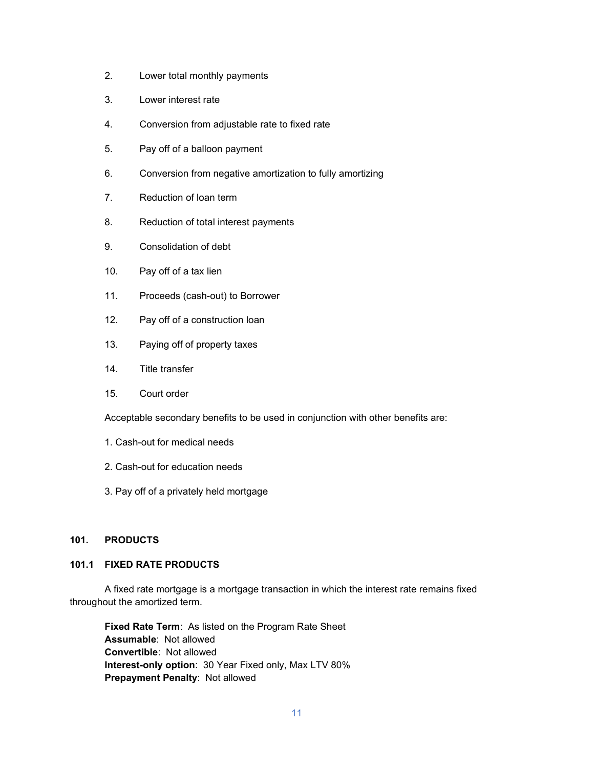2. Lower total monthly payments
3. Lower interest rate
4. Conversion from adjustable rate to fixed rate
5. Pay off of a balloon payment
6. Conversion from negative amortization to fully amortizing
7. Reduction of loan term
8. Reduction of total interest payments
9. Consolidation of debt
10. Pay off of a tax lien
11. Proceeds (cash-out) to Borrower
12. Pay off of a construction loan
13. Paying off of property taxes
14. Title transfer
15. Court order

Acceptable secondary benefits to be used in conjunction with other benefits are:

1. Cash-out for medical needs
2. Cash-out for education needs
3. Pay off of a privately held mortgage

## 101. PRODUCTS

### 101.1 FIXED RATE PRODUCTS

A fixed rate mortgage is a mortgage transaction in which the interest rate remains fixed throughout the amortized term.

**Fixed Rate Term**: As listed on the Program Rate Sheet
**Assumable**: Not allowed
**Convertible**: Not allowed
**Interest-only option**: 30 Year Fixed only, Max LTV 80%
**Prepayment Penalty**: Not allowed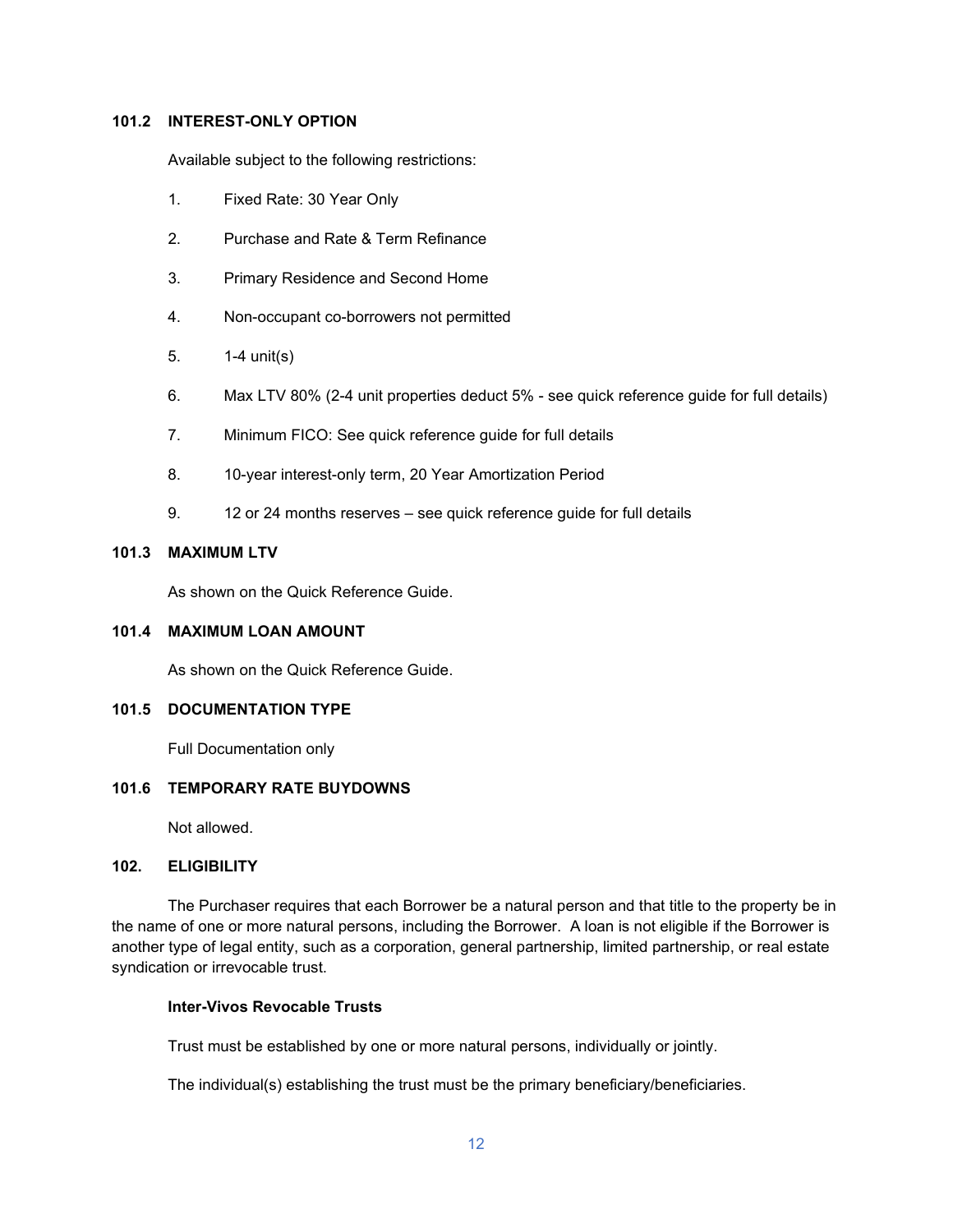### 101.2 INTEREST-ONLY OPTION

Available subject to the following restrictions:

1. Fixed Rate: 30 Year Only
2. Purchase and Rate & Term Refinance
3. Primary Residence and Second Home
4. Non-occupant co-borrowers not permitted
5. 1-4 unit(s)
6. Max LTV 80% (2-4 unit properties deduct 5% - see quick reference guide for full details)
7. Minimum FICO: See quick reference guide for full details
8. 10-year interest-only term, 20 Year Amortization Period
9. 12 or 24 months reserves – see quick reference guide for full details

### 101.3 MAXIMUM LTV

As shown on the Quick Reference Guide.

### 101.4 MAXIMUM LOAN AMOUNT

As shown on the Quick Reference Guide.

### 101.5 DOCUMENTATION TYPE

Full Documentation only

### 101.6 TEMPORARY RATE BUYDOWNS

Not allowed.

## 102. ELIGIBILITY

The Purchaser requires that each Borrower be a natural person and that title to the property be in the name of one or more natural persons, including the Borrower. A loan is not eligible if the Borrower is another type of legal entity, such as a corporation, general partnership, limited partnership, or real estate syndication or irrevocable trust.

**Inter-Vivos Revocable Trusts**

Trust must be established by one or more natural persons, individually or jointly.

The individual(s) establishing the trust must be the primary beneficiary/beneficiaries.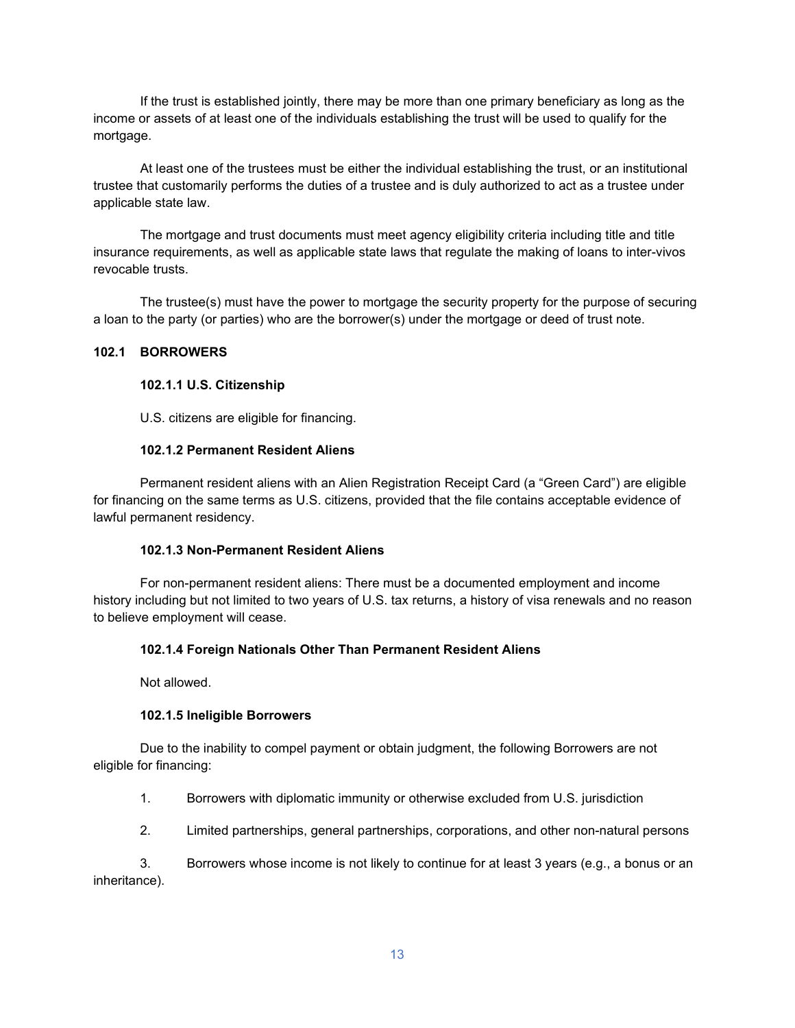If the trust is established jointly, there may be more than one primary beneficiary as long as the income or assets of at least one of the individuals establishing the trust will be used to qualify for the mortgage.

At least one of the trustees must be either the individual establishing the trust, or an institutional trustee that customarily performs the duties of a trustee and is duly authorized to act as a trustee under applicable state law.

The mortgage and trust documents must meet agency eligibility criteria including title and title insurance requirements, as well as applicable state laws that regulate the making of loans to inter-vivos revocable trusts.

The trustee(s) must have the power to mortgage the security property for the purpose of securing a loan to the party (or parties) who are the borrower(s) under the mortgage or deed of trust note.

## 102.1 BORROWERS

### 102.1.1 U.S. Citizenship

U.S. citizens are eligible for financing.

### 102.1.2 Permanent Resident Aliens

Permanent resident aliens with an Alien Registration Receipt Card (a "Green Card") are eligible for financing on the same terms as U.S. citizens, provided that the file contains acceptable evidence of lawful permanent residency.

### 102.1.3 Non-Permanent Resident Aliens

For non-permanent resident aliens: There must be a documented employment and income history including but not limited to two years of U.S. tax returns, a history of visa renewals and no reason to believe employment will cease.

### 102.1.4 Foreign Nationals Other Than Permanent Resident Aliens

Not allowed.

### 102.1.5 Ineligible Borrowers

Due to the inability to compel payment or obtain judgment, the following Borrowers are not eligible for financing:

1. Borrowers with diplomatic immunity or otherwise excluded from U.S. jurisdiction
2. Limited partnerships, general partnerships, corporations, and other non-natural persons
3. Borrowers whose income is not likely to continue for at least 3 years (e.g., a bonus or an inheritance).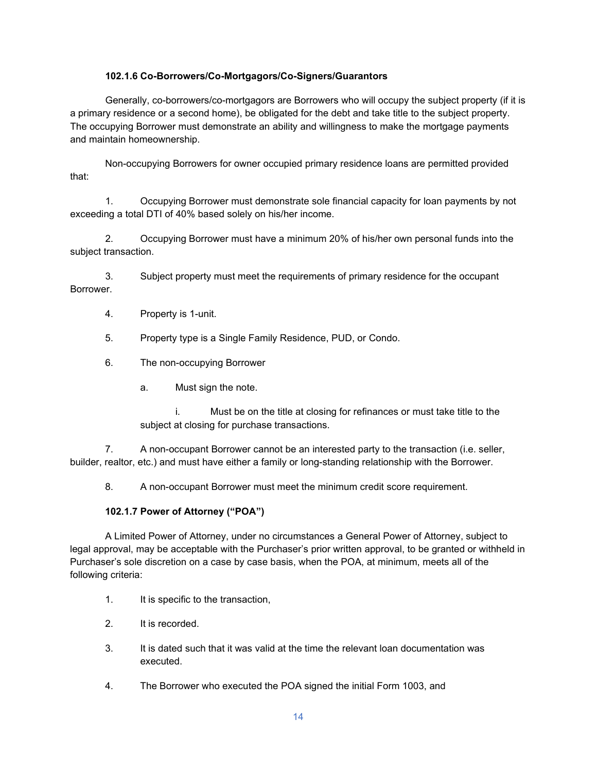### 102.1.6 Co-Borrowers/Co-Mortgagors/Co-Signers/Guarantors

Generally, co-borrowers/co-mortgagors are Borrowers who will occupy the subject property (if it is a primary residence or a second home), be obligated for the debt and take title to the subject property. The occupying Borrower must demonstrate an ability and willingness to make the mortgage payments and maintain homeownership.

Non-occupying Borrowers for owner occupied primary residence loans are permitted provided that:

1. Occupying Borrower must demonstrate sole financial capacity for loan payments by not exceeding a total DTI of 40% based solely on his/her income.

2. Occupying Borrower must have a minimum 20% of his/her own personal funds into the subject transaction.

3. Subject property must meet the requirements of primary residence for the occupant Borrower.

4. Property is 1-unit.

5. Property type is a Single Family Residence, PUD, or Condo.

6. The non-occupying Borrower

   a. Must sign the note.

      i. Must be on the title at closing for refinances or must take title to the subject at closing for purchase transactions.

7. A non-occupant Borrower cannot be an interested party to the transaction (i.e. seller, builder, realtor, etc.) and must have either a family or long-standing relationship with the Borrower.

8. A non-occupant Borrower must meet the minimum credit score requirement.

### 102.1.7 Power of Attorney ("POA")

A Limited Power of Attorney, under no circumstances a General Power of Attorney, subject to legal approval, may be acceptable with the Purchaser's prior written approval, to be granted or withheld in Purchaser's sole discretion on a case by case basis, when the POA, at minimum, meets all of the following criteria:

1. It is specific to the transaction,

2. It is recorded.

3. It is dated such that it was valid at the time the relevant loan documentation was executed.

4. The Borrower who executed the POA signed the initial Form 1003, and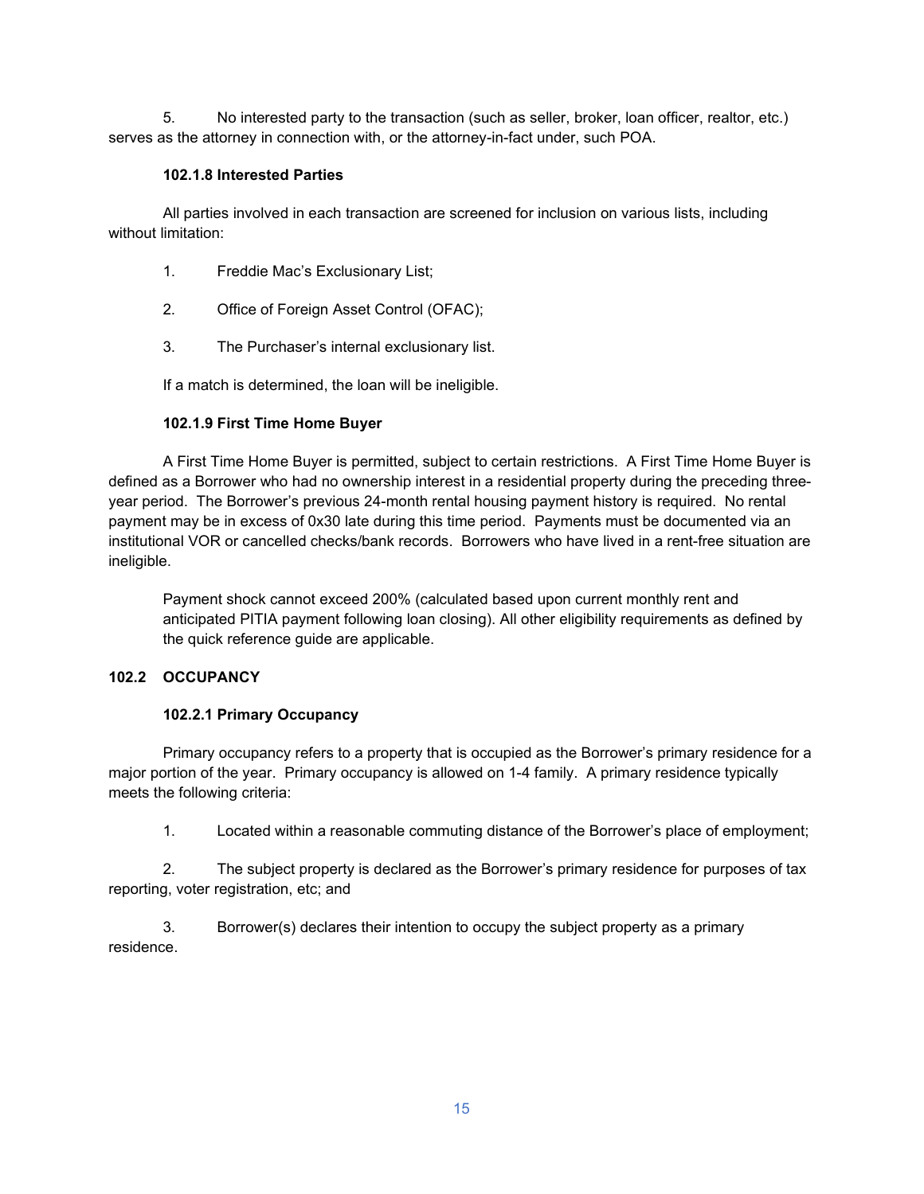5. No interested party to the transaction (such as seller, broker, loan officer, realtor, etc.) serves as the attorney in connection with, or the attorney-in-fact under, such POA.

#### 102.1.8 Interested Parties

All parties involved in each transaction are screened for inclusion on various lists, including without limitation:

1. Freddie Mac's Exclusionary List;
2. Office of Foreign Asset Control (OFAC);
3. The Purchaser's internal exclusionary list.

If a match is determined, the loan will be ineligible.

#### 102.1.9 First Time Home Buyer

A First Time Home Buyer is permitted, subject to certain restrictions. A First Time Home Buyer is defined as a Borrower who had no ownership interest in a residential property during the preceding three-year period. The Borrower's previous 24-month rental housing payment history is required. No rental payment may be in excess of 0x30 late during this time period. Payments must be documented via an institutional VOR or cancelled checks/bank records. Borrowers who have lived in a rent-free situation are ineligible.

Payment shock cannot exceed 200% (calculated based upon current monthly rent and anticipated PITIA payment following loan closing). All other eligibility requirements as defined by the quick reference guide are applicable.

### 102.2 OCCUPANCY

#### 102.2.1 Primary Occupancy

Primary occupancy refers to a property that is occupied as the Borrower's primary residence for a major portion of the year. Primary occupancy is allowed on 1-4 family. A primary residence typically meets the following criteria:

1. Located within a reasonable commuting distance of the Borrower's place of employment;
2. The subject property is declared as the Borrower's primary residence for purposes of tax reporting, voter registration, etc; and
3. Borrower(s) declares their intention to occupy the subject property as a primary residence.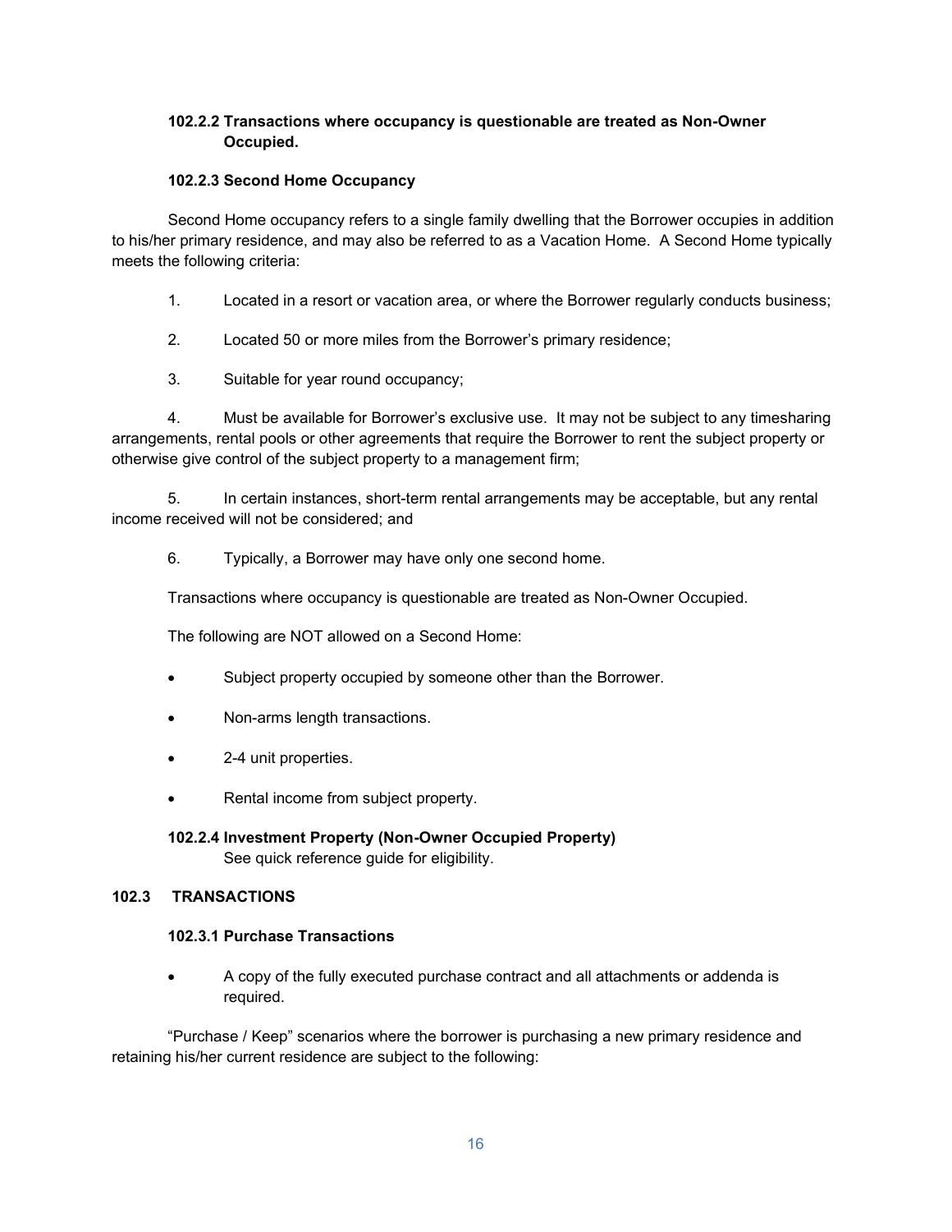#### 102.2.2 Transactions where occupancy is questionable are treated as Non-Owner Occupied.

#### 102.2.3 Second Home Occupancy

Second Home occupancy refers to a single family dwelling that the Borrower occupies in addition to his/her primary residence, and may also be referred to as a Vacation Home. A Second Home typically meets the following criteria:

1. Located in a resort or vacation area, or where the Borrower regularly conducts business;
2. Located 50 or more miles from the Borrower's primary residence;
3. Suitable for year round occupancy;
4. Must be available for Borrower's exclusive use. It may not be subject to any timesharing arrangements, rental pools or other agreements that require the Borrower to rent the subject property or otherwise give control of the subject property to a management firm;
5. In certain instances, short-term rental arrangements may be acceptable, but any rental income received will not be considered; and
6. Typically, a Borrower may have only one second home.

Transactions where occupancy is questionable are treated as Non-Owner Occupied.

The following are NOT allowed on a Second Home:

- Subject property occupied by someone other than the Borrower.
- Non-arms length transactions.
- 2-4 unit properties.
- Rental income from subject property.

#### 102.2.4 Investment Property (Non-Owner Occupied Property)

See quick reference guide for eligibility.

### 102.3 TRANSACTIONS

#### 102.3.1 Purchase Transactions

- A copy of the fully executed purchase contract and all attachments or addenda is required.

"Purchase / Keep" scenarios where the borrower is purchasing a new primary residence and retaining his/her current residence are subject to the following: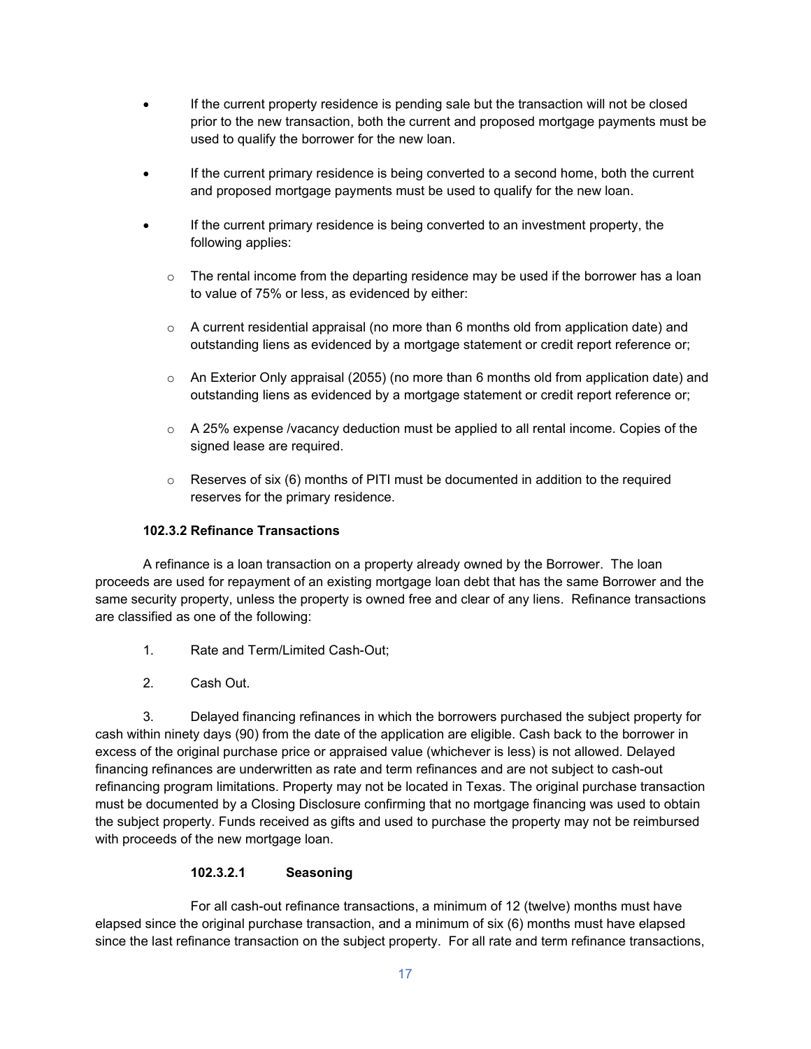- If the current property residence is pending sale but the transaction will not be closed prior to the new transaction, both the current and proposed mortgage payments must be used to qualify the borrower for the new loan.

- If the current primary residence is being converted to a second home, both the current and proposed mortgage payments must be used to qualify for the new loan.

- If the current primary residence is being converted to an investment property, the following applies:

  - The rental income from the departing residence may be used if the borrower has a loan to value of 75% or less, as evidenced by either:

  - A current residential appraisal (no more than 6 months old from application date) and outstanding liens as evidenced by a mortgage statement or credit report reference or;

  - An Exterior Only appraisal (2055) (no more than 6 months old from application date) and outstanding liens as evidenced by a mortgage statement or credit report reference or;

  - A 25% expense /vacancy deduction must be applied to all rental income. Copies of the signed lease are required.

  - Reserves of six (6) months of PITI must be documented in addition to the required reserves for the primary residence.

**102.3.2 Refinance Transactions**

A refinance is a loan transaction on a property already owned by the Borrower. The loan proceeds are used for repayment of an existing mortgage loan debt that has the same Borrower and the same security property, unless the property is owned free and clear of any liens. Refinance transactions are classified as one of the following:

1. Rate and Term/Limited Cash-Out;

2. Cash Out.

3. Delayed financing refinances in which the borrowers purchased the subject property for cash within ninety days (90) from the date of the application are eligible. Cash back to the borrower in excess of the original purchase price or appraised value (whichever is less) is not allowed. Delayed financing refinances are underwritten as rate and term refinances and are not subject to cash-out refinancing program limitations. Property may not be located in Texas. The original purchase transaction must be documented by a Closing Disclosure confirming that no mortgage financing was used to obtain the subject property. Funds received as gifts and used to purchase the property may not be reimbursed with proceeds of the new mortgage loan.

**102.3.2.1 Seasoning**

For all cash-out refinance transactions, a minimum of 12 (twelve) months must have elapsed since the original purchase transaction, and a minimum of six (6) months must have elapsed since the last refinance transaction on the subject property. For all rate and term refinance transactions,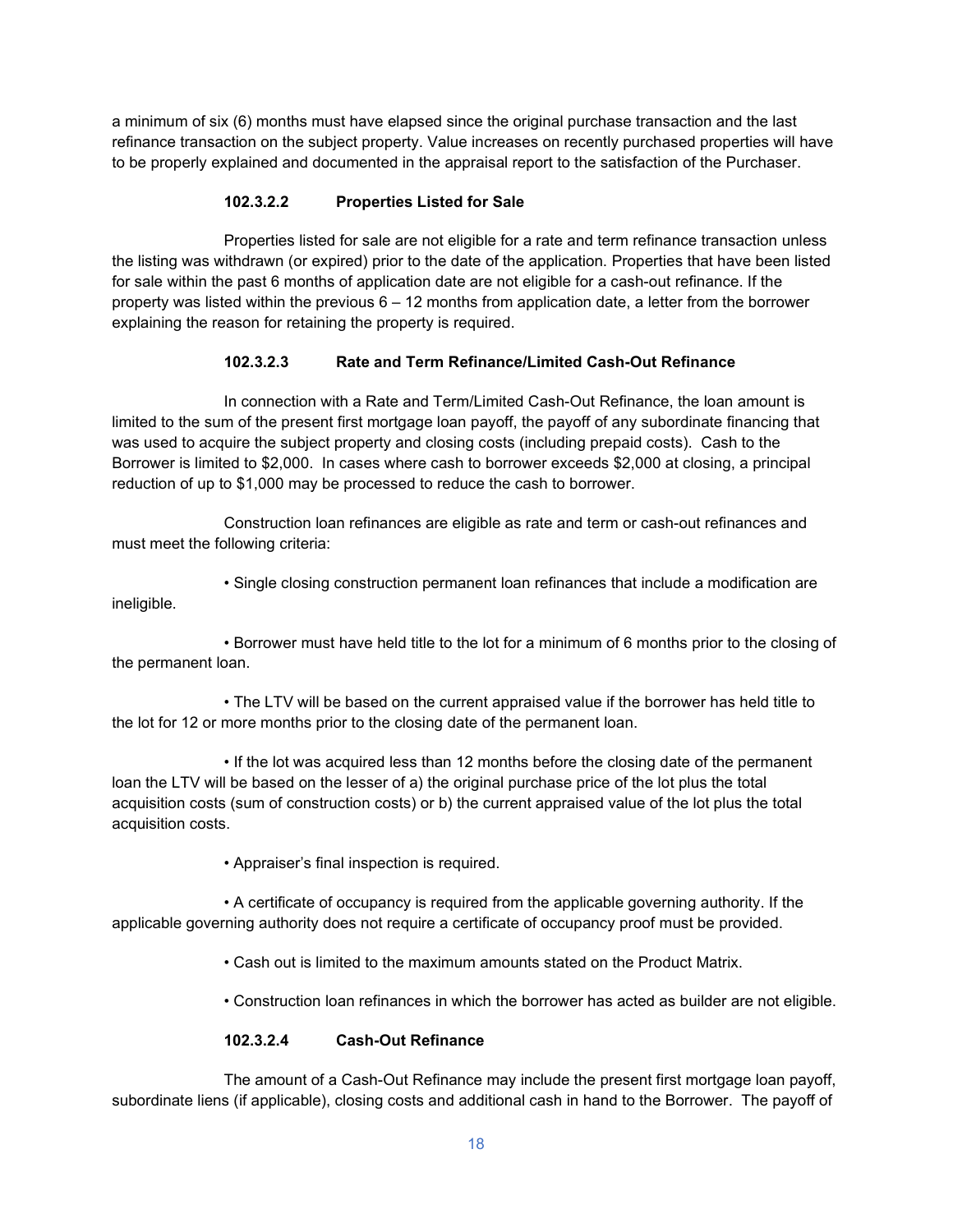a minimum of six (6) months must have elapsed since the original purchase transaction and the last refinance transaction on the subject property. Value increases on recently purchased properties will have to be properly explained and documented in the appraisal report to the satisfaction of the Purchaser.

#### 102.3.2.2 Properties Listed for Sale

Properties listed for sale are not eligible for a rate and term refinance transaction unless the listing was withdrawn (or expired) prior to the date of the application. Properties that have been listed for sale within the past 6 months of application date are not eligible for a cash-out refinance. If the property was listed within the previous 6 – 12 months from application date, a letter from the borrower explaining the reason for retaining the property is required.

#### 102.3.2.3 Rate and Term Refinance/Limited Cash-Out Refinance

In connection with a Rate and Term/Limited Cash-Out Refinance, the loan amount is limited to the sum of the present first mortgage loan payoff, the payoff of any subordinate financing that was used to acquire the subject property and closing costs (including prepaid costs). Cash to the Borrower is limited to $2,000. In cases where cash to borrower exceeds $2,000 at closing, a principal reduction of up to $1,000 may be processed to reduce the cash to borrower.

Construction loan refinances are eligible as rate and term or cash-out refinances and must meet the following criteria:

- Single closing construction permanent loan refinances that include a modification are ineligible.
- Borrower must have held title to the lot for a minimum of 6 months prior to the closing of the permanent loan.
- The LTV will be based on the current appraised value if the borrower has held title to the lot for 12 or more months prior to the closing date of the permanent loan.
- If the lot was acquired less than 12 months before the closing date of the permanent loan the LTV will be based on the lesser of a) the original purchase price of the lot plus the total acquisition costs (sum of construction costs) or b) the current appraised value of the lot plus the total acquisition costs.
- Appraiser's final inspection is required.
- A certificate of occupancy is required from the applicable governing authority. If the applicable governing authority does not require a certificate of occupancy proof must be provided.
- Cash out is limited to the maximum amounts stated on the Product Matrix.
- Construction loan refinances in which the borrower has acted as builder are not eligible.

#### 102.3.2.4 Cash-Out Refinance

The amount of a Cash-Out Refinance may include the present first mortgage loan payoff, subordinate liens (if applicable), closing costs and additional cash in hand to the Borrower. The payoff of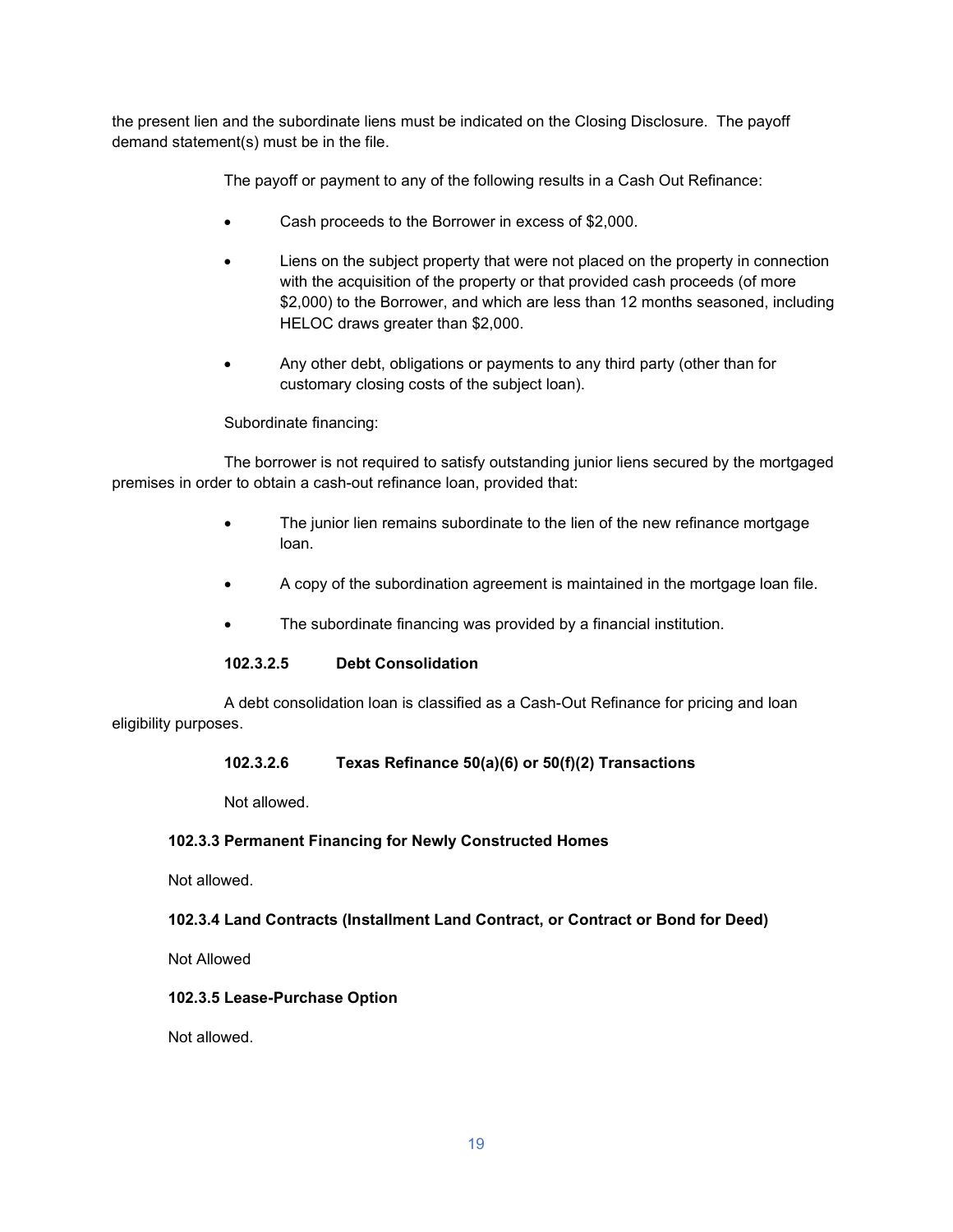the present lien and the subordinate liens must be indicated on the Closing Disclosure. The payoff demand statement(s) must be in the file.

The payoff or payment to any of the following results in a Cash Out Refinance:

- Cash proceeds to the Borrower in excess of $2,000.
- Liens on the subject property that were not placed on the property in connection with the acquisition of the property or that provided cash proceeds (of more $2,000) to the Borrower, and which are less than 12 months seasoned, including HELOC draws greater than $2,000.
- Any other debt, obligations or payments to any third party (other than for customary closing costs of the subject loan).

Subordinate financing:

The borrower is not required to satisfy outstanding junior liens secured by the mortgaged premises in order to obtain a cash-out refinance loan, provided that:

- The junior lien remains subordinate to the lien of the new refinance mortgage loan.
- A copy of the subordination agreement is maintained in the mortgage loan file.
- The subordinate financing was provided by a financial institution.

#### 102.3.2.5 Debt Consolidation

A debt consolidation loan is classified as a Cash-Out Refinance for pricing and loan eligibility purposes.

#### 102.3.2.6 Texas Refinance 50(a)(6) or 50(f)(2) Transactions

Not allowed.

### 102.3.3 Permanent Financing for Newly Constructed Homes

Not allowed.

### 102.3.4 Land Contracts (Installment Land Contract, or Contract or Bond for Deed)

Not Allowed

### 102.3.5 Lease-Purchase Option

Not allowed.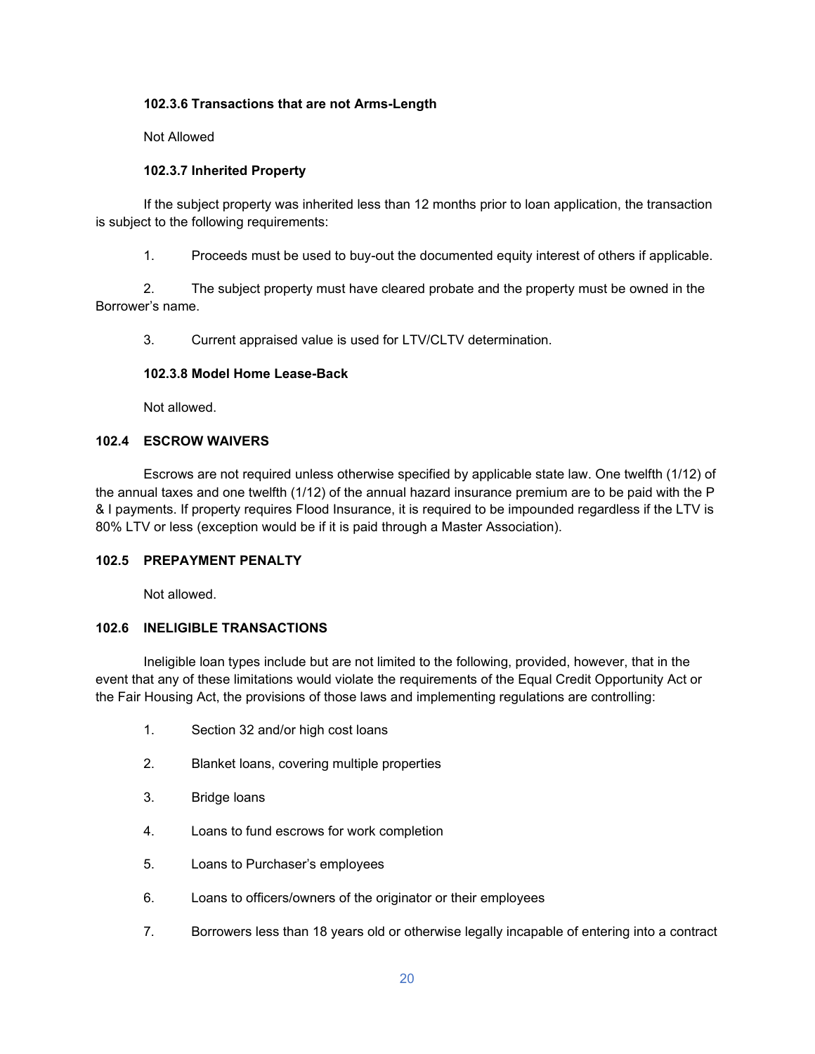#### 102.3.6 Transactions that are not Arms-Length

Not Allowed

#### 102.3.7 Inherited Property

If the subject property was inherited less than 12 months prior to loan application, the transaction is subject to the following requirements:

1. Proceeds must be used to buy-out the documented equity interest of others if applicable.
2. The subject property must have cleared probate and the property must be owned in the Borrower's name.
3. Current appraised value is used for LTV/CLTV determination.

#### 102.3.8 Model Home Lease-Back

Not allowed.

### 102.4 ESCROW WAIVERS

Escrows are not required unless otherwise specified by applicable state law. One twelfth (1/12) of the annual taxes and one twelfth (1/12) of the annual hazard insurance premium are to be paid with the P & I payments. If property requires Flood Insurance, it is required to be impounded regardless if the LTV is 80% LTV or less (exception would be if it is paid through a Master Association).

### 102.5 PREPAYMENT PENALTY

Not allowed.

### 102.6 INELIGIBLE TRANSACTIONS

Ineligible loan types include but are not limited to the following, provided, however, that in the event that any of these limitations would violate the requirements of the Equal Credit Opportunity Act or the Fair Housing Act, the provisions of those laws and implementing regulations are controlling:

1. Section 32 and/or high cost loans
2. Blanket loans, covering multiple properties
3. Bridge loans
4. Loans to fund escrows for work completion
5. Loans to Purchaser's employees
6. Loans to officers/owners of the originator or their employees
7. Borrowers less than 18 years old or otherwise legally incapable of entering into a contract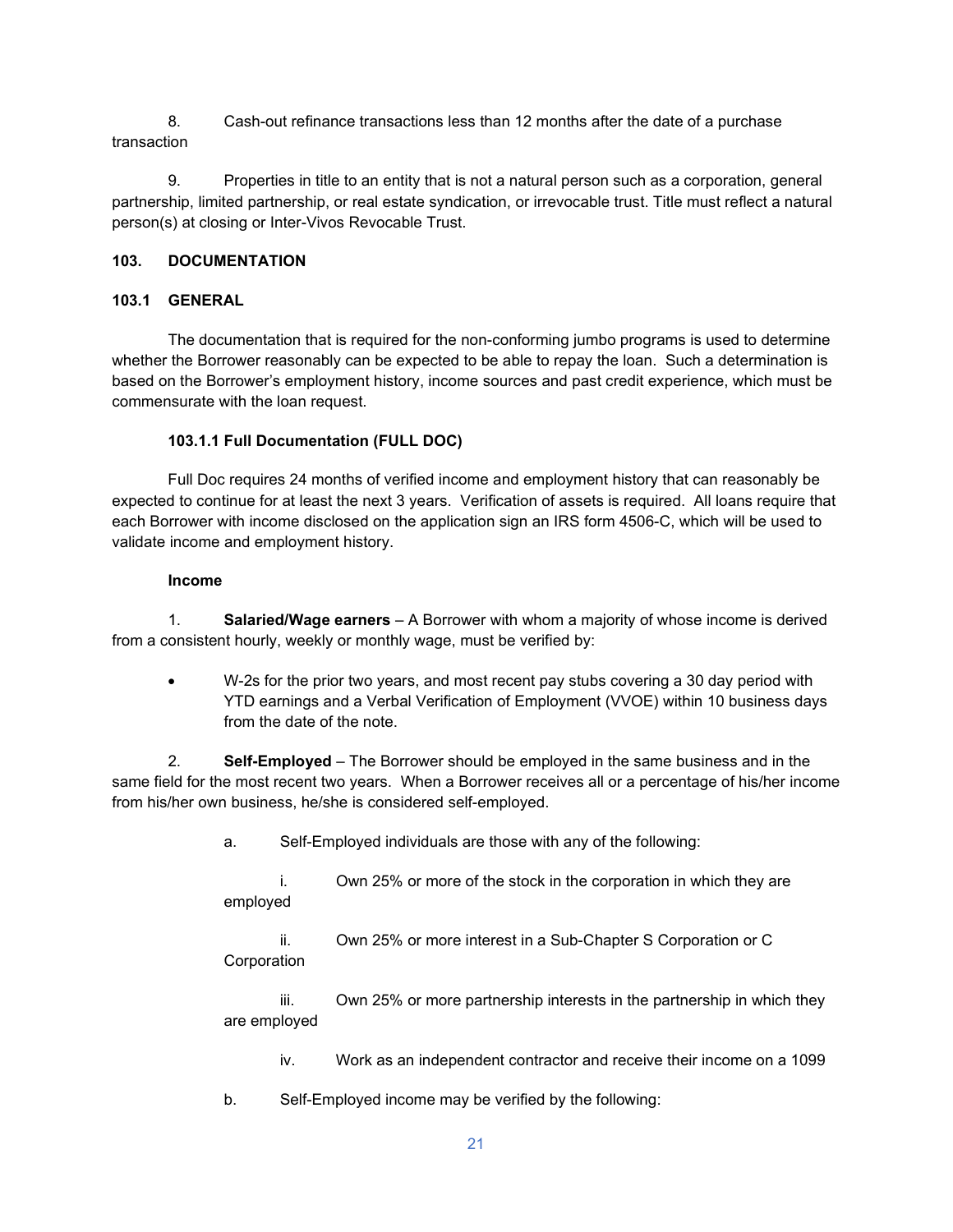8. Cash-out refinance transactions less than 12 months after the date of a purchase transaction

9. Properties in title to an entity that is not a natural person such as a corporation, general partnership, limited partnership, or real estate syndication, or irrevocable trust. Title must reflect a natural person(s) at closing or Inter-Vivos Revocable Trust.

## 103. DOCUMENTATION

### 103.1 GENERAL

The documentation that is required for the non-conforming jumbo programs is used to determine whether the Borrower reasonably can be expected to be able to repay the loan. Such a determination is based on the Borrower's employment history, income sources and past credit experience, which must be commensurate with the loan request.

#### 103.1.1 Full Documentation (FULL DOC)

Full Doc requires 24 months of verified income and employment history that can reasonably be expected to continue for at least the next 3 years. Verification of assets is required. All loans require that each Borrower with income disclosed on the application sign an IRS form 4506-C, which will be used to validate income and employment history.

**Income**

1. **Salaried/Wage earners** – A Borrower with whom a majority of whose income is derived from a consistent hourly, weekly or monthly wage, must be verified by:

- W-2s for the prior two years, and most recent pay stubs covering a 30 day period with YTD earnings and a Verbal Verification of Employment (VVOE) within 10 business days from the date of the note.

2. **Self-Employed** – The Borrower should be employed in the same business and in the same field for the most recent two years. When a Borrower receives all or a percentage of his/her income from his/her own business, he/she is considered self-employed.

   a. Self-Employed individuals are those with any of the following:

      i. Own 25% or more of the stock in the corporation in which they are employed

      ii. Own 25% or more interest in a Sub-Chapter S Corporation or C Corporation

      iii. Own 25% or more partnership interests in the partnership in which they are employed

      iv. Work as an independent contractor and receive their income on a 1099

   b. Self-Employed income may be verified by the following: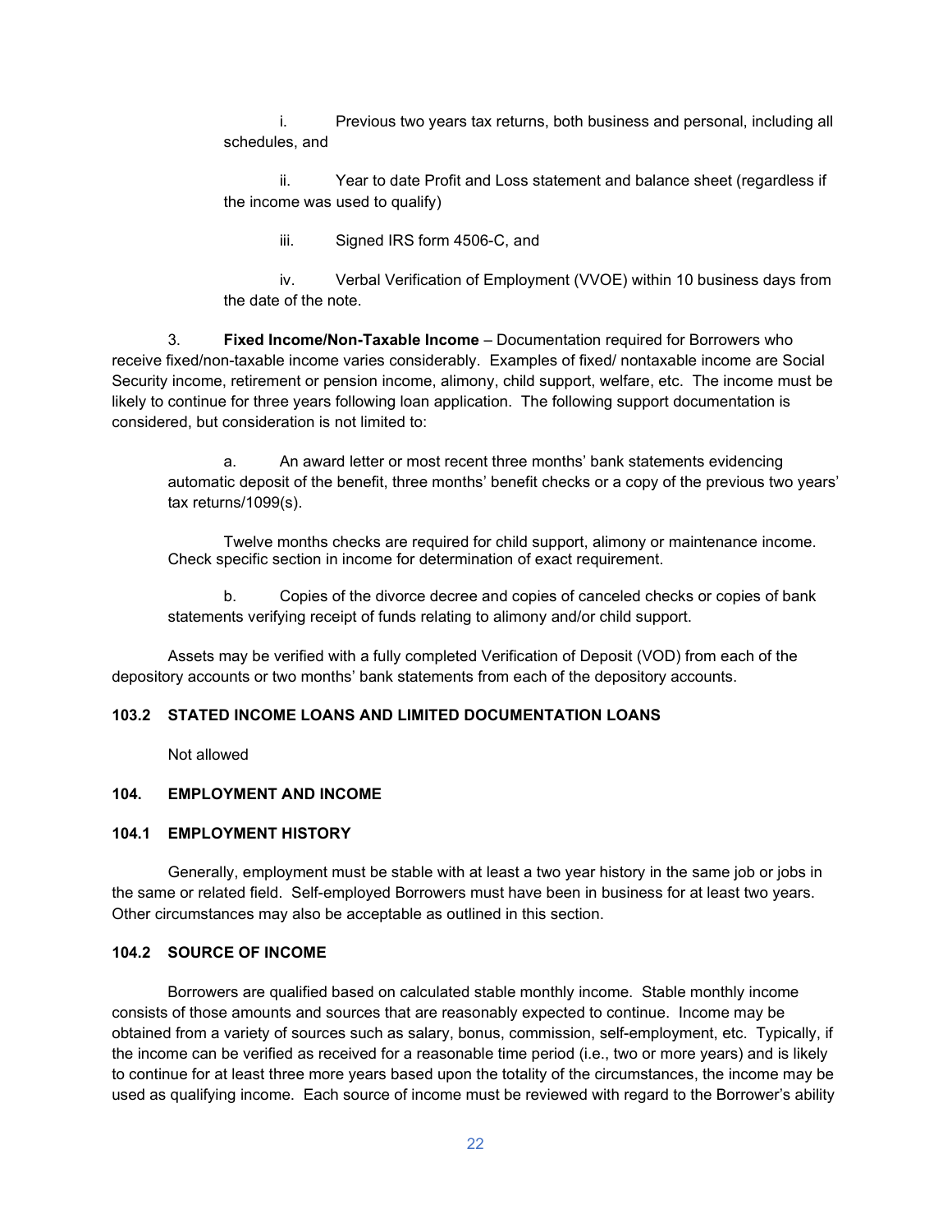i. Previous two years tax returns, both business and personal, including all schedules, and

ii. Year to date Profit and Loss statement and balance sheet (regardless if the income was used to qualify)

iii. Signed IRS form 4506-C, and

iv. Verbal Verification of Employment (VVOE) within 10 business days from the date of the note.

3. **Fixed Income/Non-Taxable Income** – Documentation required for Borrowers who receive fixed/non-taxable income varies considerably. Examples of fixed/ nontaxable income are Social Security income, retirement or pension income, alimony, child support, welfare, etc. The income must be likely to continue for three years following loan application. The following support documentation is considered, but consideration is not limited to:

a. An award letter or most recent three months' bank statements evidencing automatic deposit of the benefit, three months' benefit checks or a copy of the previous two years' tax returns/1099(s).

Twelve months checks are required for child support, alimony or maintenance income. Check specific section in income for determination of exact requirement.

b. Copies of the divorce decree and copies of canceled checks or copies of bank statements verifying receipt of funds relating to alimony and/or child support.

Assets may be verified with a fully completed Verification of Deposit (VOD) from each of the depository accounts or two months' bank statements from each of the depository accounts.

### 103.2 STATED INCOME LOANS AND LIMITED DOCUMENTATION LOANS

Not allowed

## 104. EMPLOYMENT AND INCOME

### 104.1 EMPLOYMENT HISTORY

Generally, employment must be stable with at least a two year history in the same job or jobs in the same or related field. Self-employed Borrowers must have been in business for at least two years. Other circumstances may also be acceptable as outlined in this section.

### 104.2 SOURCE OF INCOME

Borrowers are qualified based on calculated stable monthly income. Stable monthly income consists of those amounts and sources that are reasonably expected to continue. Income may be obtained from a variety of sources such as salary, bonus, commission, self-employment, etc. Typically, if the income can be verified as received for a reasonable time period (i.e., two or more years) and is likely to continue for at least three more years based upon the totality of the circumstances, the income may be used as qualifying income. Each source of income must be reviewed with regard to the Borrower's ability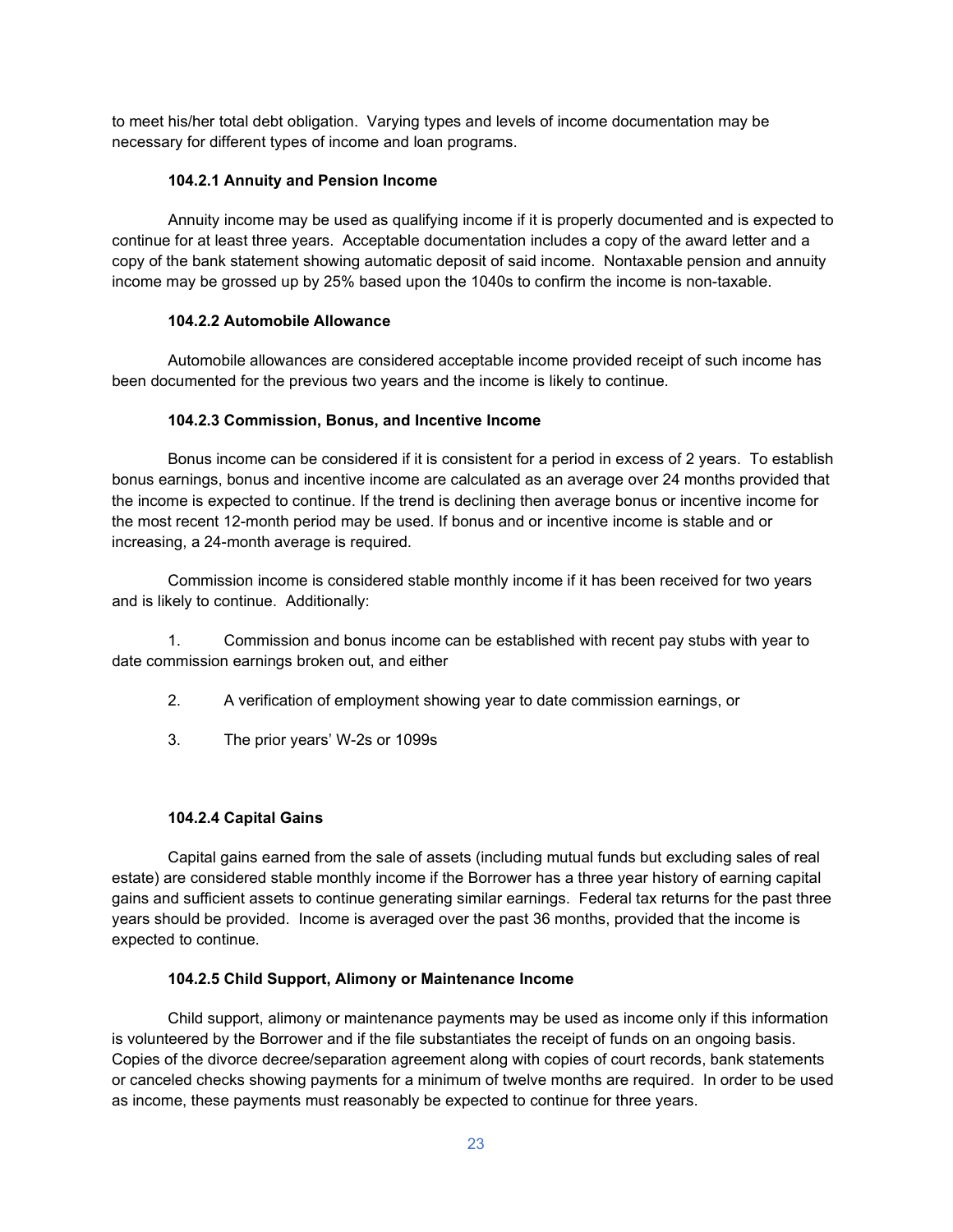to meet his/her total debt obligation. Varying types and levels of income documentation may be necessary for different types of income and loan programs.

#### 104.2.1 Annuity and Pension Income

Annuity income may be used as qualifying income if it is properly documented and is expected to continue for at least three years. Acceptable documentation includes a copy of the award letter and a copy of the bank statement showing automatic deposit of said income. Nontaxable pension and annuity income may be grossed up by 25% based upon the 1040s to confirm the income is non-taxable.

#### 104.2.2 Automobile Allowance

Automobile allowances are considered acceptable income provided receipt of such income has been documented for the previous two years and the income is likely to continue.

#### 104.2.3 Commission, Bonus, and Incentive Income

Bonus income can be considered if it is consistent for a period in excess of 2 years. To establish bonus earnings, bonus and incentive income are calculated as an average over 24 months provided that the income is expected to continue. If the trend is declining then average bonus or incentive income for the most recent 12-month period may be used. If bonus and or incentive income is stable and or increasing, a 24-month average is required.

Commission income is considered stable monthly income if it has been received for two years and is likely to continue. Additionally:

1. Commission and bonus income can be established with recent pay stubs with year to date commission earnings broken out, and either
2. A verification of employment showing year to date commission earnings, or
3. The prior years' W-2s or 1099s

#### 104.2.4 Capital Gains

Capital gains earned from the sale of assets (including mutual funds but excluding sales of real estate) are considered stable monthly income if the Borrower has a three year history of earning capital gains and sufficient assets to continue generating similar earnings. Federal tax returns for the past three years should be provided. Income is averaged over the past 36 months, provided that the income is expected to continue.

#### 104.2.5 Child Support, Alimony or Maintenance Income

Child support, alimony or maintenance payments may be used as income only if this information is volunteered by the Borrower and if the file substantiates the receipt of funds on an ongoing basis. Copies of the divorce decree/separation agreement along with copies of court records, bank statements or canceled checks showing payments for a minimum of twelve months are required. In order to be used as income, these payments must reasonably be expected to continue for three years.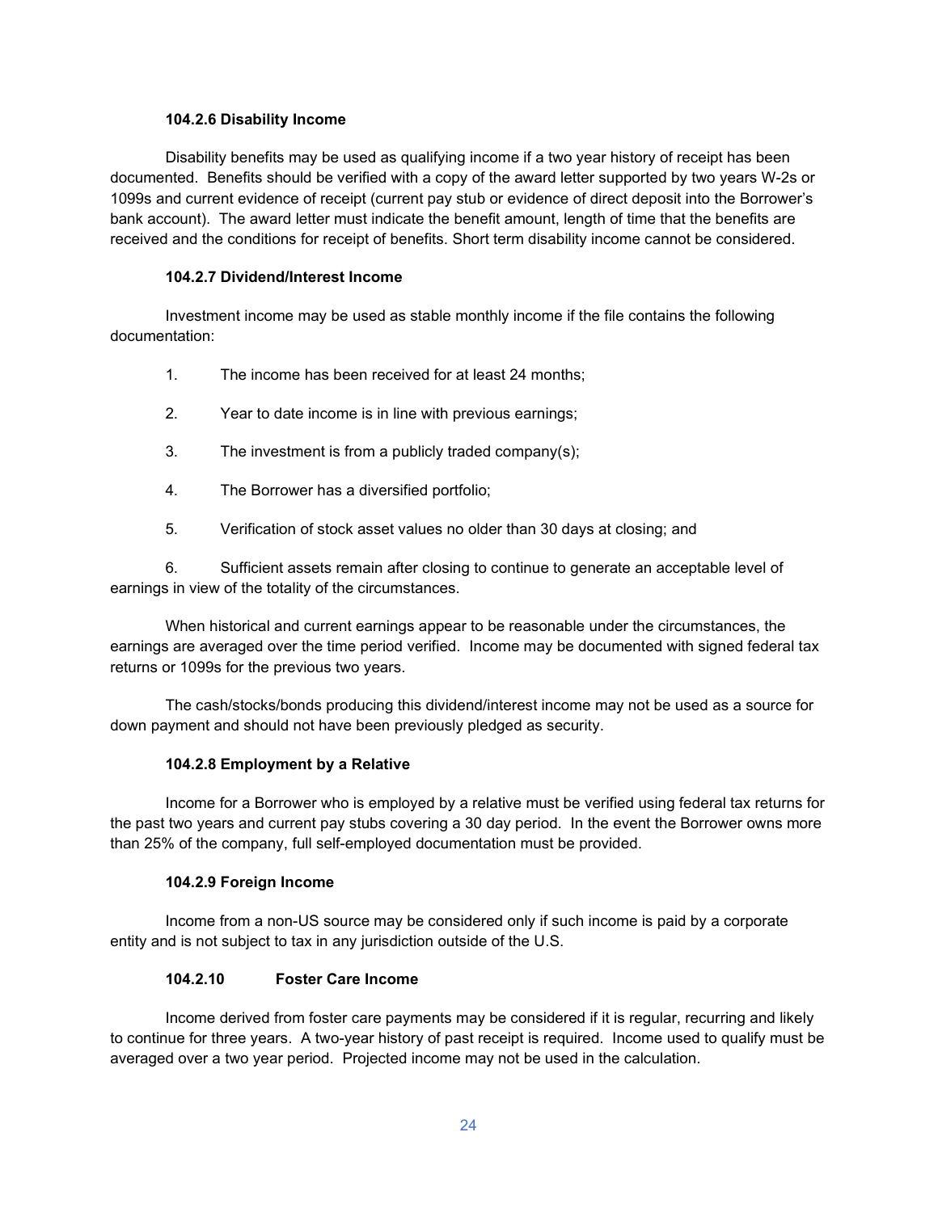#### 104.2.6 Disability Income

Disability benefits may be used as qualifying income if a two year history of receipt has been documented. Benefits should be verified with a copy of the award letter supported by two years W-2s or 1099s and current evidence of receipt (current pay stub or evidence of direct deposit into the Borrower's bank account). The award letter must indicate the benefit amount, length of time that the benefits are received and the conditions for receipt of benefits. Short term disability income cannot be considered.

#### 104.2.7 Dividend/Interest Income

Investment income may be used as stable monthly income if the file contains the following documentation:

1. The income has been received for at least 24 months;
2. Year to date income is in line with previous earnings;
3. The investment is from a publicly traded company(s);
4. The Borrower has a diversified portfolio;
5. Verification of stock asset values no older than 30 days at closing; and
6. Sufficient assets remain after closing to continue to generate an acceptable level of earnings in view of the totality of the circumstances.

When historical and current earnings appear to be reasonable under the circumstances, the earnings are averaged over the time period verified. Income may be documented with signed federal tax returns or 1099s for the previous two years.

The cash/stocks/bonds producing this dividend/interest income may not be used as a source for down payment and should not have been previously pledged as security.

#### 104.2.8 Employment by a Relative

Income for a Borrower who is employed by a relative must be verified using federal tax returns for the past two years and current pay stubs covering a 30 day period. In the event the Borrower owns more than 25% of the company, full self-employed documentation must be provided.

#### 104.2.9 Foreign Income

Income from a non-US source may be considered only if such income is paid by a corporate entity and is not subject to tax in any jurisdiction outside of the U.S.

#### 104.2.10 Foster Care Income

Income derived from foster care payments may be considered if it is regular, recurring and likely to continue for three years. A two-year history of past receipt is required. Income used to qualify must be averaged over a two year period. Projected income may not be used in the calculation.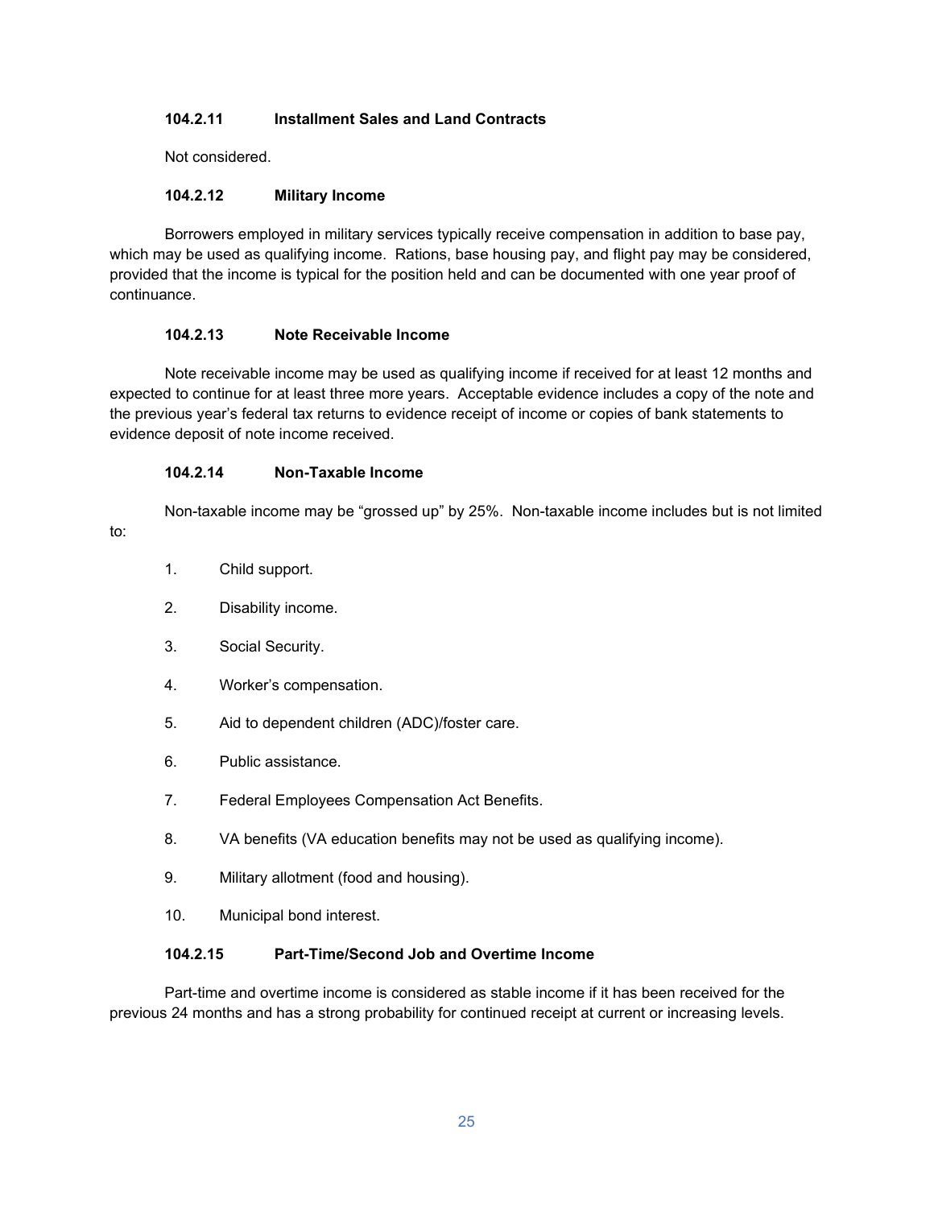#### 104.2.11 Installment Sales and Land Contracts

Not considered.

#### 104.2.12 Military Income

Borrowers employed in military services typically receive compensation in addition to base pay, which may be used as qualifying income. Rations, base housing pay, and flight pay may be considered, provided that the income is typical for the position held and can be documented with one year proof of continuance.

#### 104.2.13 Note Receivable Income

Note receivable income may be used as qualifying income if received for at least 12 months and expected to continue for at least three more years. Acceptable evidence includes a copy of the note and the previous year's federal tax returns to evidence receipt of income or copies of bank statements to evidence deposit of note income received.

#### 104.2.14 Non-Taxable Income

Non-taxable income may be "grossed up" by 25%. Non-taxable income includes but is not limited to:

1. Child support.
2. Disability income.
3. Social Security.
4. Worker's compensation.
5. Aid to dependent children (ADC)/foster care.
6. Public assistance.
7. Federal Employees Compensation Act Benefits.
8. VA benefits (VA education benefits may not be used as qualifying income).
9. Military allotment (food and housing).
10. Municipal bond interest.

#### 104.2.15 Part-Time/Second Job and Overtime Income

Part-time and overtime income is considered as stable income if it has been received for the previous 24 months and has a strong probability for continued receipt at current or increasing levels.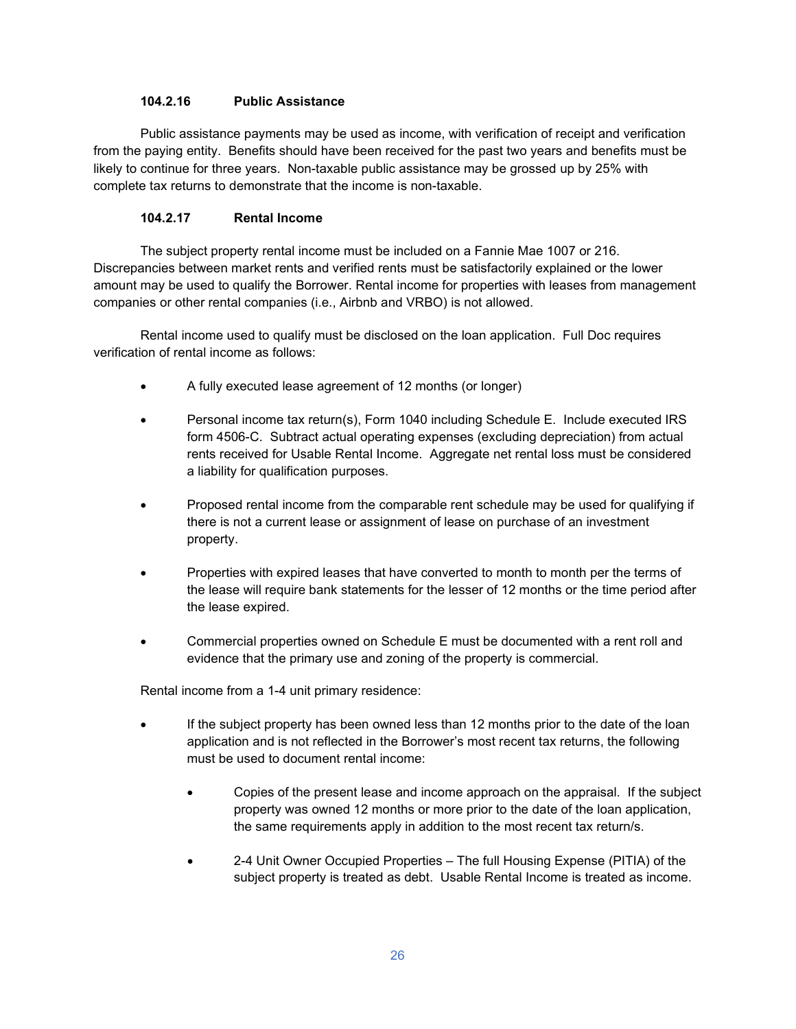#### 104.2.16 Public Assistance

Public assistance payments may be used as income, with verification of receipt and verification from the paying entity. Benefits should have been received for the past two years and benefits must be likely to continue for three years. Non-taxable public assistance may be grossed up by 25% with complete tax returns to demonstrate that the income is non-taxable.

#### 104.2.17 Rental Income

The subject property rental income must be included on a Fannie Mae 1007 or 216. Discrepancies between market rents and verified rents must be satisfactorily explained or the lower amount may be used to qualify the Borrower. Rental income for properties with leases from management companies or other rental companies (i.e., Airbnb and VRBO) is not allowed.

Rental income used to qualify must be disclosed on the loan application. Full Doc requires verification of rental income as follows:

- A fully executed lease agreement of 12 months (or longer)
- Personal income tax return(s), Form 1040 including Schedule E. Include executed IRS form 4506-C. Subtract actual operating expenses (excluding depreciation) from actual rents received for Usable Rental Income. Aggregate net rental loss must be considered a liability for qualification purposes.
- Proposed rental income from the comparable rent schedule may be used for qualifying if there is not a current lease or assignment of lease on purchase of an investment property.
- Properties with expired leases that have converted to month to month per the terms of the lease will require bank statements for the lesser of 12 months or the time period after the lease expired.
- Commercial properties owned on Schedule E must be documented with a rent roll and evidence that the primary use and zoning of the property is commercial.

Rental income from a 1-4 unit primary residence:

- If the subject property has been owned less than 12 months prior to the date of the loan application and is not reflected in the Borrower's most recent tax returns, the following must be used to document rental income:
  - Copies of the present lease and income approach on the appraisal. If the subject property was owned 12 months or more prior to the date of the loan application, the same requirements apply in addition to the most recent tax return/s.
  - 2-4 Unit Owner Occupied Properties – The full Housing Expense (PITIA) of the subject property is treated as debt. Usable Rental Income is treated as income.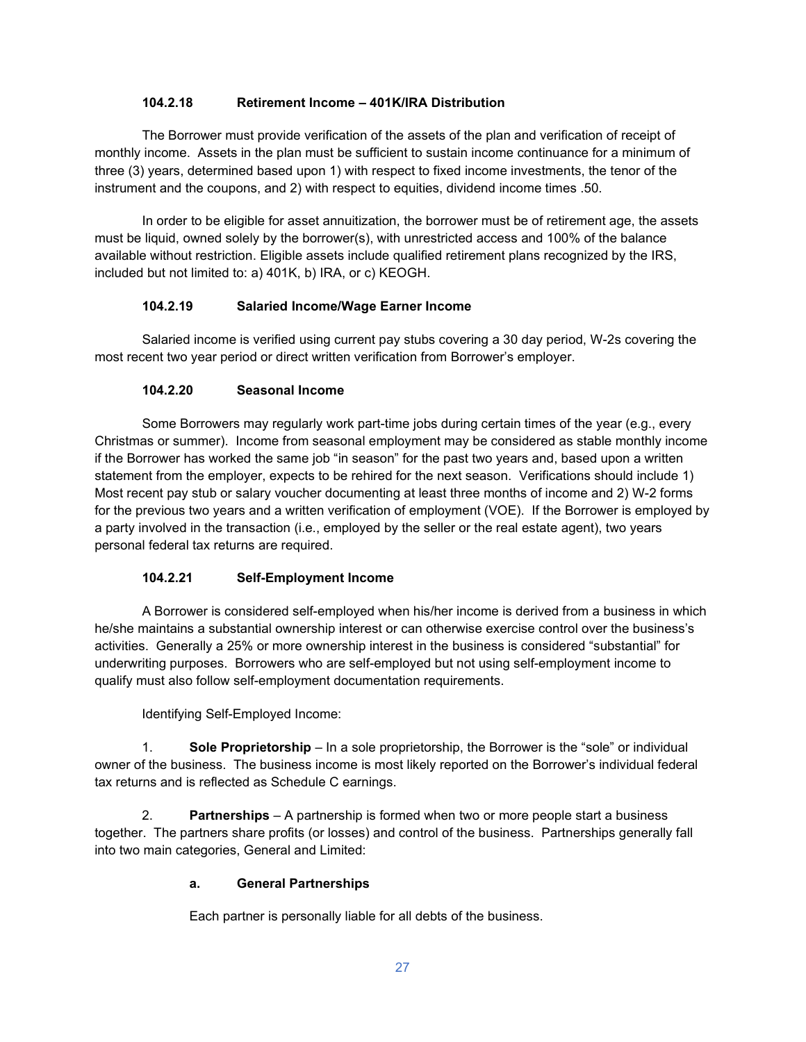#### 104.2.18 Retirement Income – 401K/IRA Distribution

The Borrower must provide verification of the assets of the plan and verification of receipt of monthly income. Assets in the plan must be sufficient to sustain income continuance for a minimum of three (3) years, determined based upon 1) with respect to fixed income investments, the tenor of the instrument and the coupons, and 2) with respect to equities, dividend income times .50.

In order to be eligible for asset annuitization, the borrower must be of retirement age, the assets must be liquid, owned solely by the borrower(s), with unrestricted access and 100% of the balance available without restriction. Eligible assets include qualified retirement plans recognized by the IRS, included but not limited to: a) 401K, b) IRA, or c) KEOGH.

#### 104.2.19 Salaried Income/Wage Earner Income

Salaried income is verified using current pay stubs covering a 30 day period, W-2s covering the most recent two year period or direct written verification from Borrower's employer.

#### 104.2.20 Seasonal Income

Some Borrowers may regularly work part-time jobs during certain times of the year (e.g., every Christmas or summer). Income from seasonal employment may be considered as stable monthly income if the Borrower has worked the same job "in season" for the past two years and, based upon a written statement from the employer, expects to be rehired for the next season. Verifications should include 1) Most recent pay stub or salary voucher documenting at least three months of income and 2) W-2 forms for the previous two years and a written verification of employment (VOE). If the Borrower is employed by a party involved in the transaction (i.e., employed by the seller or the real estate agent), two years personal federal tax returns are required.

#### 104.2.21 Self-Employment Income

A Borrower is considered self-employed when his/her income is derived from a business in which he/she maintains a substantial ownership interest or can otherwise exercise control over the business's activities. Generally a 25% or more ownership interest in the business is considered "substantial" for underwriting purposes. Borrowers who are self-employed but not using self-employment income to qualify must also follow self-employment documentation requirements.

Identifying Self-Employed Income:

1. **Sole Proprietorship** – In a sole proprietorship, the Borrower is the "sole" or individual owner of the business. The business income is most likely reported on the Borrower's individual federal tax returns and is reflected as Schedule C earnings.

2. **Partnerships** – A partnership is formed when two or more people start a business together. The partners share profits (or losses) and control of the business. Partnerships generally fall into two main categories, General and Limited:

   a. **General Partnerships**

   Each partner is personally liable for all debts of the business.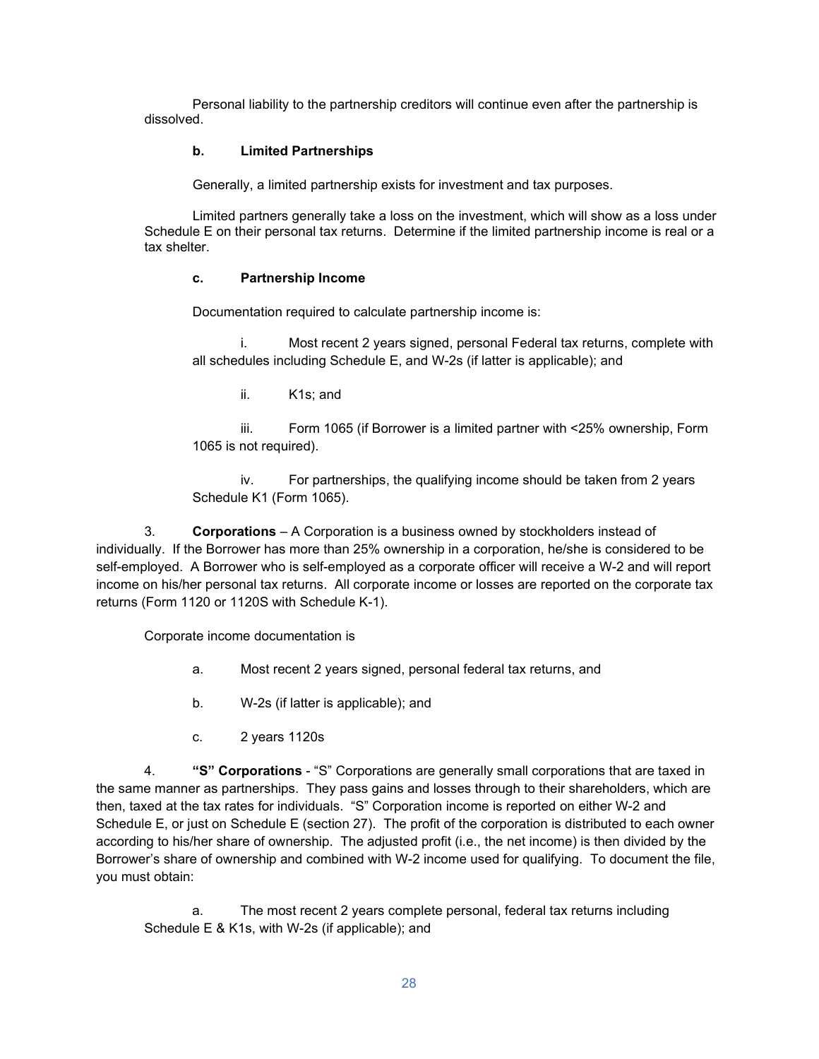Personal liability to the partnership creditors will continue even after the partnership is dissolved.

**b. Limited Partnerships**

Generally, a limited partnership exists for investment and tax purposes.

Limited partners generally take a loss on the investment, which will show as a loss under Schedule E on their personal tax returns. Determine if the limited partnership income is real or a tax shelter.

**c. Partnership Income**

Documentation required to calculate partnership income is:

i. Most recent 2 years signed, personal Federal tax returns, complete with all schedules including Schedule E, and W-2s (if latter is applicable); and

ii. K1s; and

iii. Form 1065 (if Borrower is a limited partner with <25% ownership, Form 1065 is not required).

iv. For partnerships, the qualifying income should be taken from 2 years Schedule K1 (Form 1065).

3. **Corporations** – A Corporation is a business owned by stockholders instead of individually. If the Borrower has more than 25% ownership in a corporation, he/she is considered to be self-employed. A Borrower who is self-employed as a corporate officer will receive a W-2 and will report income on his/her personal tax returns. All corporate income or losses are reported on the corporate tax returns (Form 1120 or 1120S with Schedule K-1).

Corporate income documentation is

a. Most recent 2 years signed, personal federal tax returns, and

b. W-2s (if latter is applicable); and

c. 2 years 1120s

4. **"S" Corporations** - "S" Corporations are generally small corporations that are taxed in the same manner as partnerships. They pass gains and losses through to their shareholders, which are then, taxed at the tax rates for individuals. "S" Corporation income is reported on either W-2 and Schedule E, or just on Schedule E (section 27). The profit of the corporation is distributed to each owner according to his/her share of ownership. The adjusted profit (i.e., the net income) is then divided by the Borrower's share of ownership and combined with W-2 income used for qualifying. To document the file, you must obtain:

a. The most recent 2 years complete personal, federal tax returns including Schedule E & K1s, with W-2s (if applicable); and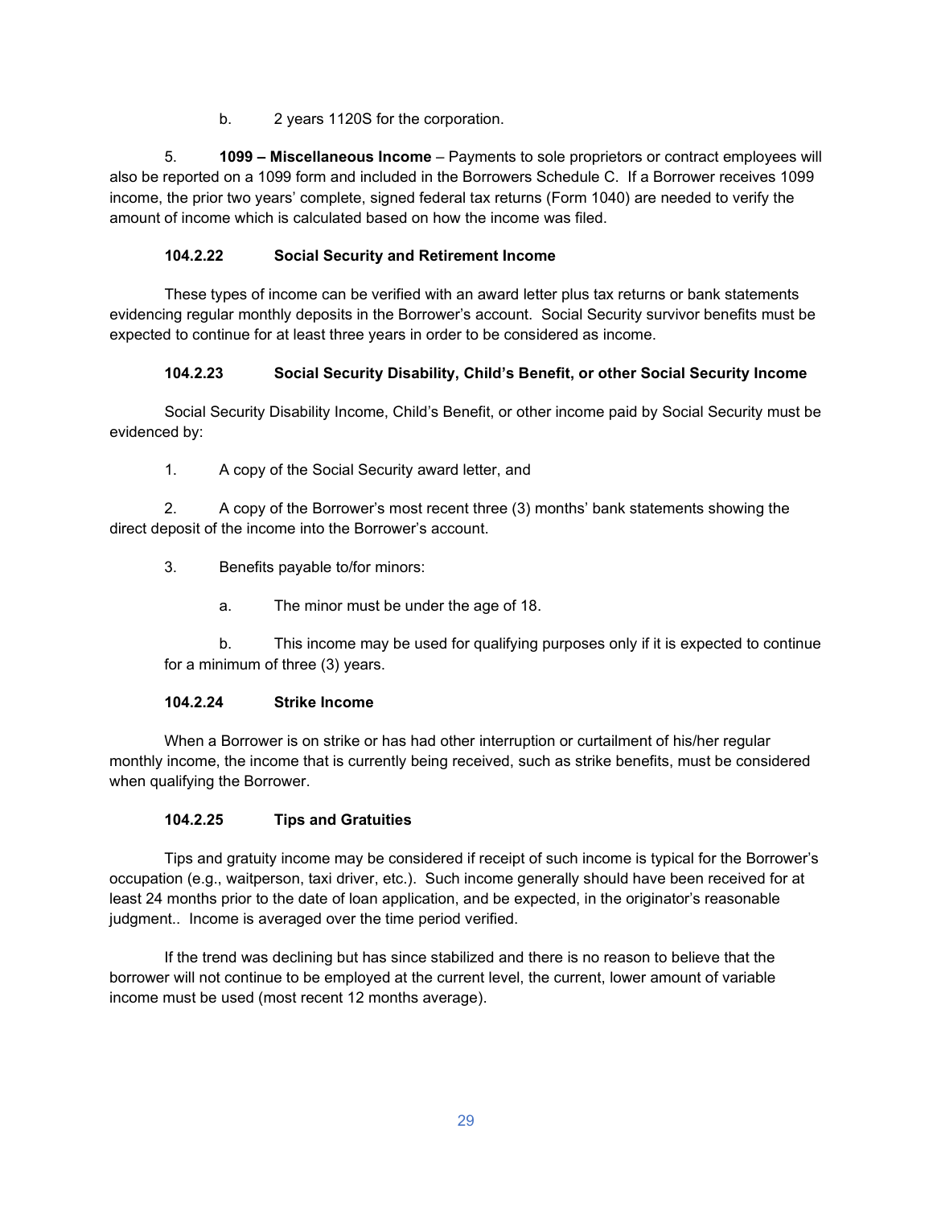b. 2 years 1120S for the corporation.

5. **1099 – Miscellaneous Income** – Payments to sole proprietors or contract employees will also be reported on a 1099 form and included in the Borrowers Schedule C. If a Borrower receives 1099 income, the prior two years' complete, signed federal tax returns (Form 1040) are needed to verify the amount of income which is calculated based on how the income was filed.

### 104.2.22 Social Security and Retirement Income

These types of income can be verified with an award letter plus tax returns or bank statements evidencing regular monthly deposits in the Borrower's account. Social Security survivor benefits must be expected to continue for at least three years in order to be considered as income.

### 104.2.23 Social Security Disability, Child's Benefit, or other Social Security Income

Social Security Disability Income, Child's Benefit, or other income paid by Social Security must be evidenced by:

1. A copy of the Social Security award letter, and

2. A copy of the Borrower's most recent three (3) months' bank statements showing the direct deposit of the income into the Borrower's account.

3. Benefits payable to/for minors:

   a. The minor must be under the age of 18.

   b. This income may be used for qualifying purposes only if it is expected to continue for a minimum of three (3) years.

### 104.2.24 Strike Income

When a Borrower is on strike or has had other interruption or curtailment of his/her regular monthly income, the income that is currently being received, such as strike benefits, must be considered when qualifying the Borrower.

### 104.2.25 Tips and Gratuities

Tips and gratuity income may be considered if receipt of such income is typical for the Borrower's occupation (e.g., waitperson, taxi driver, etc.). Such income generally should have been received for at least 24 months prior to the date of loan application, and be expected, in the originator's reasonable judgment.. Income is averaged over the time period verified.

If the trend was declining but has since stabilized and there is no reason to believe that the borrower will not continue to be employed at the current level, the current, lower amount of variable income must be used (most recent 12 months average).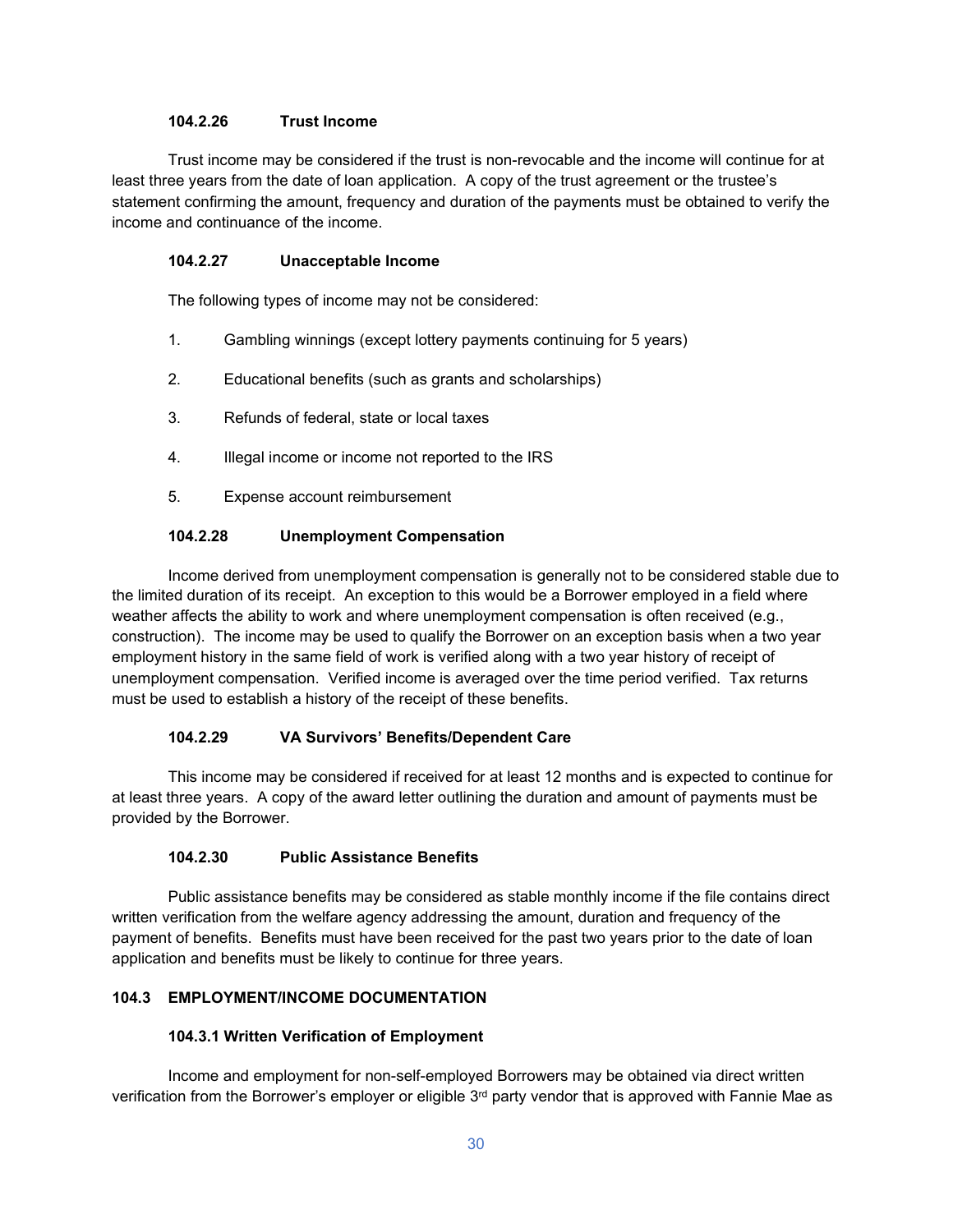#### 104.2.26 Trust Income

Trust income may be considered if the trust is non-revocable and the income will continue for at least three years from the date of loan application. A copy of the trust agreement or the trustee's statement confirming the amount, frequency and duration of the payments must be obtained to verify the income and continuance of the income.

#### 104.2.27 Unacceptable Income

The following types of income may not be considered:

1. Gambling winnings (except lottery payments continuing for 5 years)
2. Educational benefits (such as grants and scholarships)
3. Refunds of federal, state or local taxes
4. Illegal income or income not reported to the IRS
5. Expense account reimbursement

#### 104.2.28 Unemployment Compensation

Income derived from unemployment compensation is generally not to be considered stable due to the limited duration of its receipt. An exception to this would be a Borrower employed in a field where weather affects the ability to work and where unemployment compensation is often received (e.g., construction). The income may be used to qualify the Borrower on an exception basis when a two year employment history in the same field of work is verified along with a two year history of receipt of unemployment compensation. Verified income is averaged over the time period verified. Tax returns must be used to establish a history of the receipt of these benefits.

#### 104.2.29 VA Survivors' Benefits/Dependent Care

This income may be considered if received for at least 12 months and is expected to continue for at least three years. A copy of the award letter outlining the duration and amount of payments must be provided by the Borrower.

#### 104.2.30 Public Assistance Benefits

Public assistance benefits may be considered as stable monthly income if the file contains direct written verification from the welfare agency addressing the amount, duration and frequency of the payment of benefits. Benefits must have been received for the past two years prior to the date of loan application and benefits must be likely to continue for three years.

## 104.3 EMPLOYMENT/INCOME DOCUMENTATION

#### 104.3.1 Written Verification of Employment

Income and employment for non-self-employed Borrowers may be obtained via direct written verification from the Borrower's employer or eligible 3rd party vendor that is approved with Fannie Mae as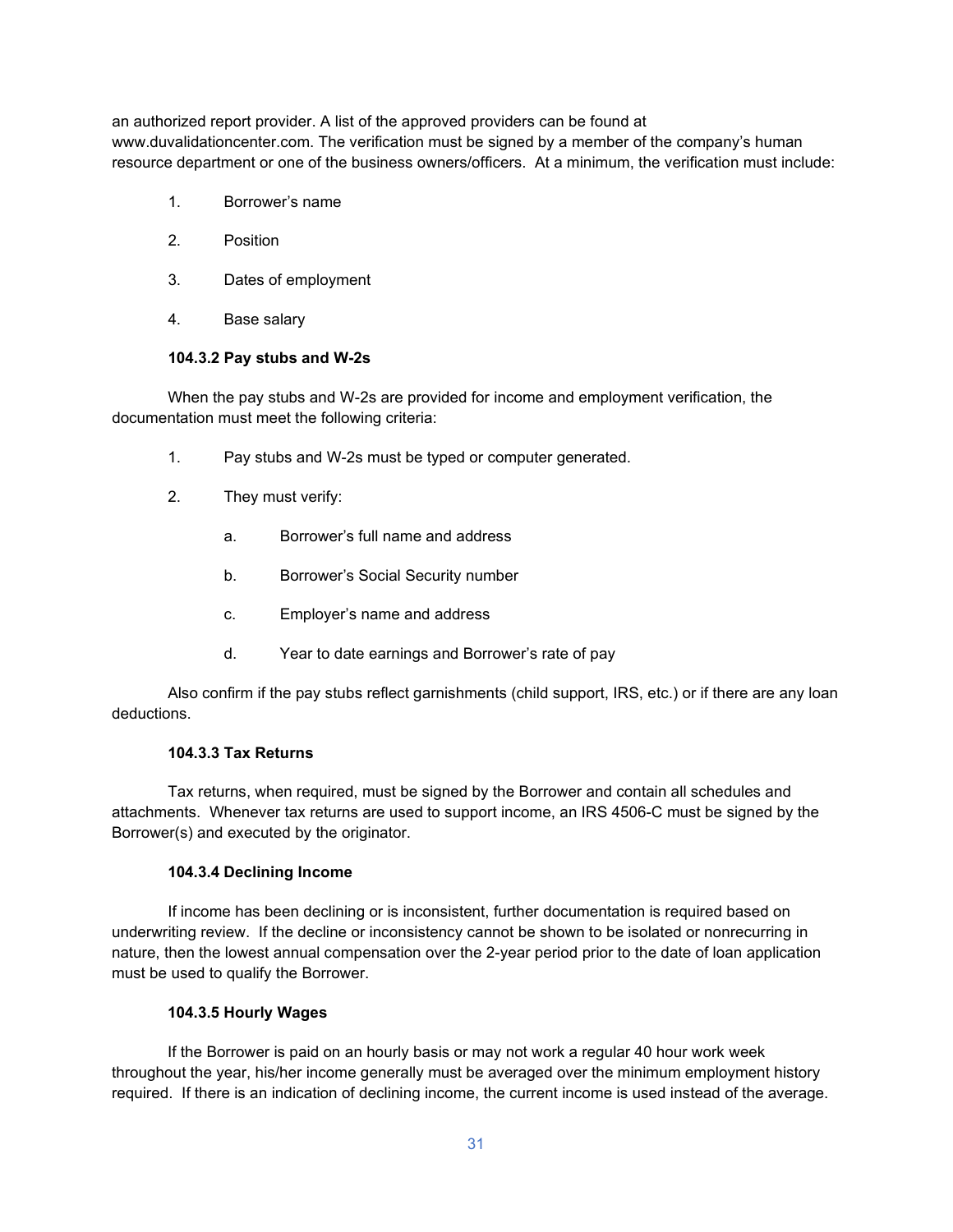an authorized report provider. A list of the approved providers can be found at www.duvalidationcenter.com. The verification must be signed by a member of the company's human resource department or one of the business owners/officers. At a minimum, the verification must include:

1. Borrower's name
2. Position
3. Dates of employment
4. Base salary

#### 104.3.2 Pay stubs and W-2s

When the pay stubs and W-2s are provided for income and employment verification, the documentation must meet the following criteria:

1. Pay stubs and W-2s must be typed or computer generated.
2. They must verify:
    a. Borrower's full name and address
    b. Borrower's Social Security number
    c. Employer's name and address
    d. Year to date earnings and Borrower's rate of pay

Also confirm if the pay stubs reflect garnishments (child support, IRS, etc.) or if there are any loan deductions.

#### 104.3.3 Tax Returns

Tax returns, when required, must be signed by the Borrower and contain all schedules and attachments. Whenever tax returns are used to support income, an IRS 4506-C must be signed by the Borrower(s) and executed by the originator.

#### 104.3.4 Declining Income

If income has been declining or is inconsistent, further documentation is required based on underwriting review. If the decline or inconsistency cannot be shown to be isolated or nonrecurring in nature, then the lowest annual compensation over the 2-year period prior to the date of loan application must be used to qualify the Borrower.

#### 104.3.5 Hourly Wages

If the Borrower is paid on an hourly basis or may not work a regular 40 hour work week throughout the year, his/her income generally must be averaged over the minimum employment history required. If there is an indication of declining income, the current income is used instead of the average.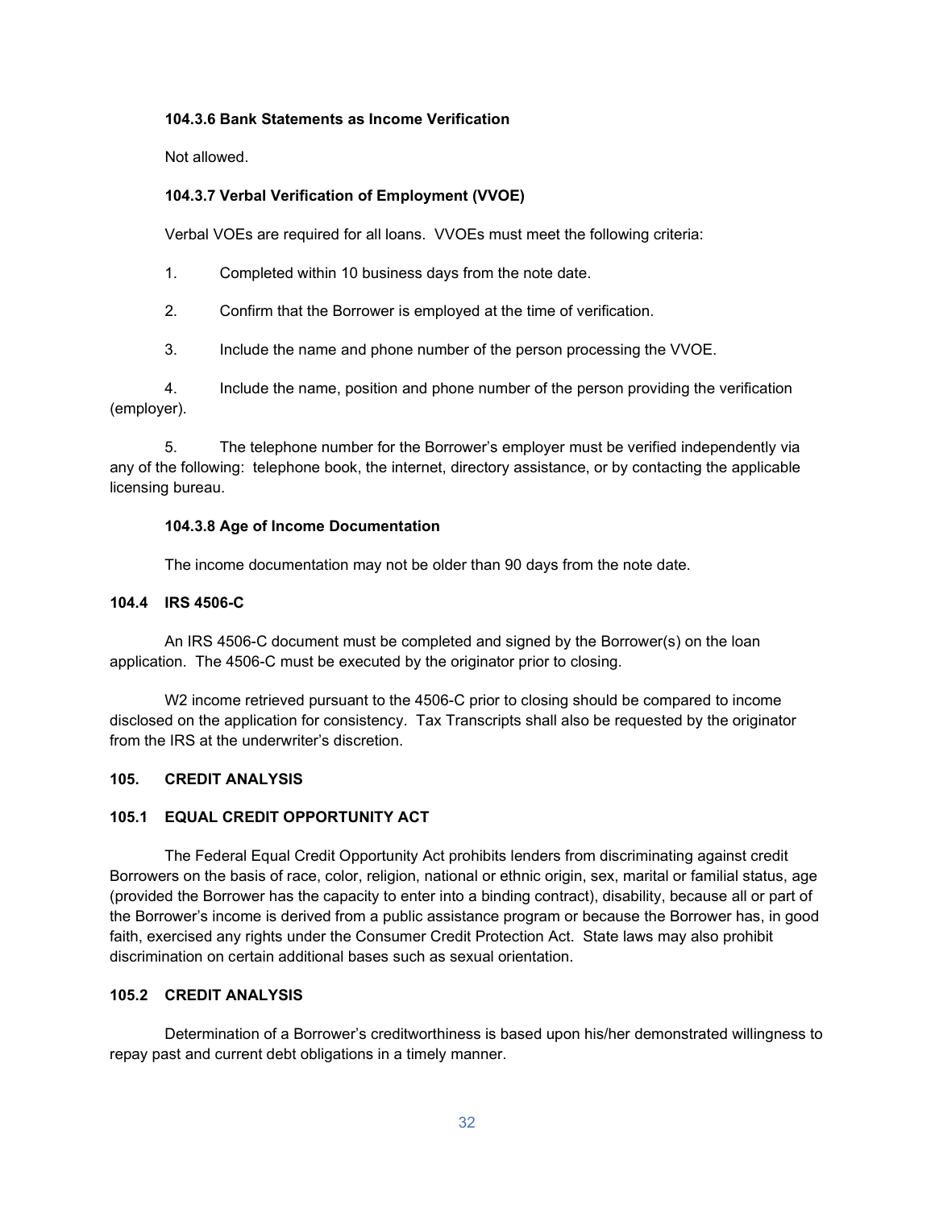#### 104.3.6 Bank Statements as Income Verification

Not allowed.

#### 104.3.7 Verbal Verification of Employment (VVOE)

Verbal VOEs are required for all loans. VVOEs must meet the following criteria:

1. Completed within 10 business days from the note date.

2. Confirm that the Borrower is employed at the time of verification.

3. Include the name and phone number of the person processing the VVOE.

4. Include the name, position and phone number of the person providing the verification (employer).

5. The telephone number for the Borrower's employer must be verified independently via any of the following: telephone book, the internet, directory assistance, or by contacting the applicable licensing bureau.

#### 104.3.8 Age of Income Documentation

The income documentation may not be older than 90 days from the note date.

### 104.4 IRS 4506-C

An IRS 4506-C document must be completed and signed by the Borrower(s) on the loan application. The 4506-C must be executed by the originator prior to closing.

W2 income retrieved pursuant to the 4506-C prior to closing should be compared to income disclosed on the application for consistency. Tax Transcripts shall also be requested by the originator from the IRS at the underwriter's discretion.

## 105. CREDIT ANALYSIS

### 105.1 EQUAL CREDIT OPPORTUNITY ACT

The Federal Equal Credit Opportunity Act prohibits lenders from discriminating against credit Borrowers on the basis of race, color, religion, national or ethnic origin, sex, marital or familial status, age (provided the Borrower has the capacity to enter into a binding contract), disability, because all or part of the Borrower's income is derived from a public assistance program or because the Borrower has, in good faith, exercised any rights under the Consumer Credit Protection Act. State laws may also prohibit discrimination on certain additional bases such as sexual orientation.

### 105.2 CREDIT ANALYSIS

Determination of a Borrower's creditworthiness is based upon his/her demonstrated willingness to repay past and current debt obligations in a timely manner.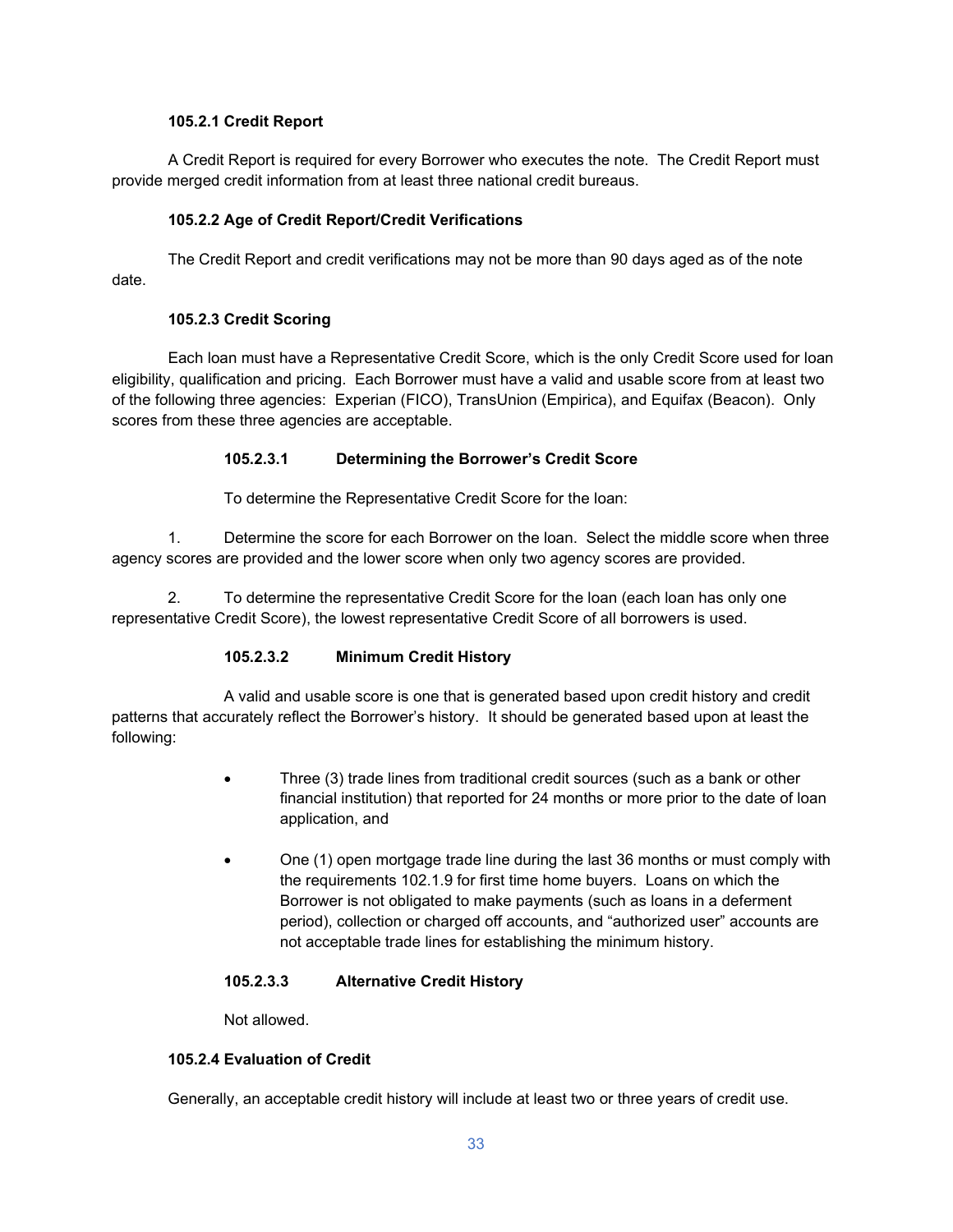#### 105.2.1 Credit Report

A Credit Report is required for every Borrower who executes the note. The Credit Report must provide merged credit information from at least three national credit bureaus.

#### 105.2.2 Age of Credit Report/Credit Verifications

The Credit Report and credit verifications may not be more than 90 days aged as of the note date.

#### 105.2.3 Credit Scoring

Each loan must have a Representative Credit Score, which is the only Credit Score used for loan eligibility, qualification and pricing. Each Borrower must have a valid and usable score from at least two of the following three agencies: Experian (FICO), TransUnion (Empirica), and Equifax (Beacon). Only scores from these three agencies are acceptable.

##### 105.2.3.1 Determining the Borrower's Credit Score

To determine the Representative Credit Score for the loan:

1. Determine the score for each Borrower on the loan. Select the middle score when three agency scores are provided and the lower score when only two agency scores are provided.

2. To determine the representative Credit Score for the loan (each loan has only one representative Credit Score), the lowest representative Credit Score of all borrowers is used.

##### 105.2.3.2 Minimum Credit History

A valid and usable score is one that is generated based upon credit history and credit patterns that accurately reflect the Borrower's history. It should be generated based upon at least the following:

- Three (3) trade lines from traditional credit sources (such as a bank or other financial institution) that reported for 24 months or more prior to the date of loan application, and

- One (1) open mortgage trade line during the last 36 months or must comply with the requirements 102.1.9 for first time home buyers. Loans on which the Borrower is not obligated to make payments (such as loans in a deferment period), collection or charged off accounts, and "authorized user" accounts are not acceptable trade lines for establishing the minimum history.

##### 105.2.3.3 Alternative Credit History

Not allowed.

#### 105.2.4 Evaluation of Credit

Generally, an acceptable credit history will include at least two or three years of credit use.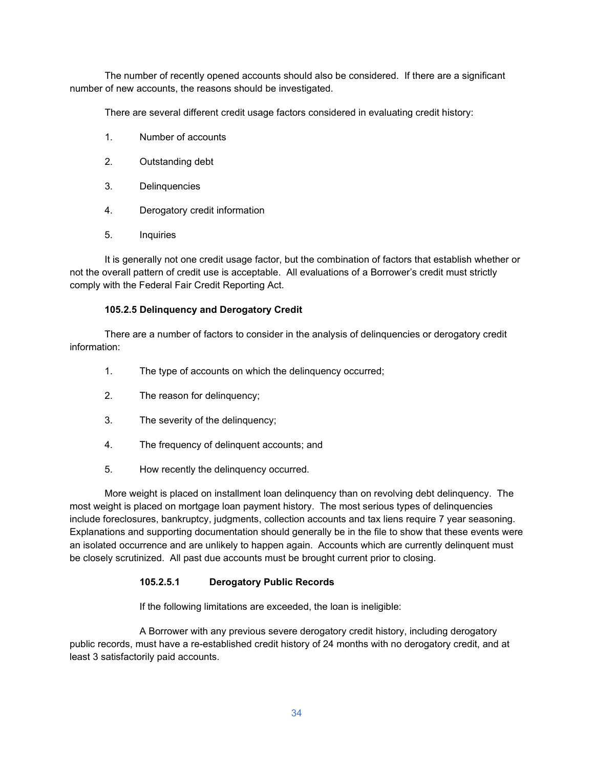The number of recently opened accounts should also be considered. If there are a significant number of new accounts, the reasons should be investigated.

There are several different credit usage factors considered in evaluating credit history:

1. Number of accounts
2. Outstanding debt
3. Delinquencies
4. Derogatory credit information
5. Inquiries

It is generally not one credit usage factor, but the combination of factors that establish whether or not the overall pattern of credit use is acceptable. All evaluations of a Borrower's credit must strictly comply with the Federal Fair Credit Reporting Act.

### 105.2.5 Delinquency and Derogatory Credit

There are a number of factors to consider in the analysis of delinquencies or derogatory credit information:

1. The type of accounts on which the delinquency occurred;
2. The reason for delinquency;
3. The severity of the delinquency;
4. The frequency of delinquent accounts; and
5. How recently the delinquency occurred.

More weight is placed on installment loan delinquency than on revolving debt delinquency. The most weight is placed on mortgage loan payment history. The most serious types of delinquencies include foreclosures, bankruptcy, judgments, collection accounts and tax liens require 7 year seasoning. Explanations and supporting documentation should generally be in the file to show that these events were an isolated occurrence and are unlikely to happen again. Accounts which are currently delinquent must be closely scrutinized. All past due accounts must be brought current prior to closing.

#### 105.2.5.1 Derogatory Public Records

If the following limitations are exceeded, the loan is ineligible:

A Borrower with any previous severe derogatory credit history, including derogatory public records, must have a re-established credit history of 24 months with no derogatory credit, and at least 3 satisfactorily paid accounts.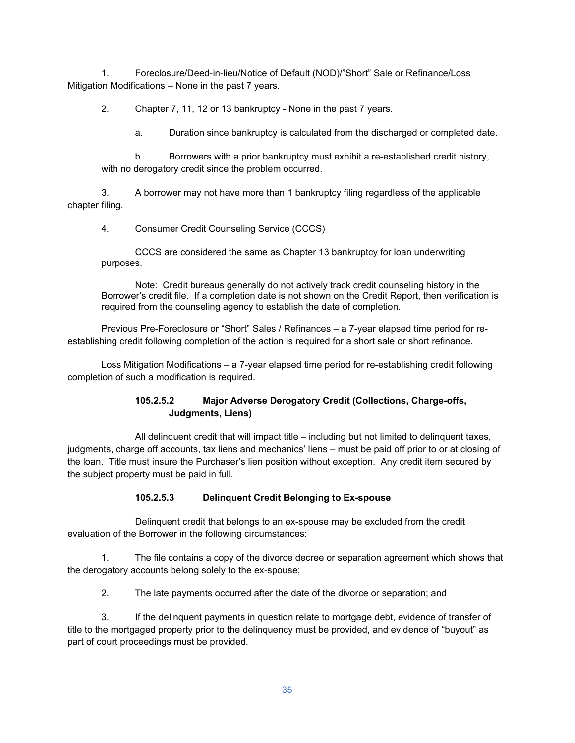1. Foreclosure/Deed-in-lieu/Notice of Default (NOD)/"Short" Sale or Refinance/Loss Mitigation Modifications – None in the past 7 years.

2. Chapter 7, 11, 12 or 13 bankruptcy - None in the past 7 years.

   a. Duration since bankruptcy is calculated from the discharged or completed date.

   b. Borrowers with a prior bankruptcy must exhibit a re-established credit history, with no derogatory credit since the problem occurred.

3. A borrower may not have more than 1 bankruptcy filing regardless of the applicable chapter filing.

4. Consumer Credit Counseling Service (CCCS)

   CCCS are considered the same as Chapter 13 bankruptcy for loan underwriting purposes.

   Note: Credit bureaus generally do not actively track credit counseling history in the Borrower's credit file. If a completion date is not shown on the Credit Report, then verification is required from the counseling agency to establish the date of completion.

Previous Pre-Foreclosure or "Short" Sales / Refinances – a 7-year elapsed time period for re-establishing credit following completion of the action is required for a short sale or short refinance.

Loss Mitigation Modifications – a 7-year elapsed time period for re-establishing credit following completion of such a modification is required.

#### 105.2.5.2 Major Adverse Derogatory Credit (Collections, Charge-offs, Judgments, Liens)

All delinquent credit that will impact title – including but not limited to delinquent taxes, judgments, charge off accounts, tax liens and mechanics' liens – must be paid off prior to or at closing of the loan. Title must insure the Purchaser's lien position without exception. Any credit item secured by the subject property must be paid in full.

#### 105.2.5.3 Delinquent Credit Belonging to Ex-spouse

Delinquent credit that belongs to an ex-spouse may be excluded from the credit evaluation of the Borrower in the following circumstances:

1. The file contains a copy of the divorce decree or separation agreement which shows that the derogatory accounts belong solely to the ex-spouse;

2. The late payments occurred after the date of the divorce or separation; and

3. If the delinquent payments in question relate to mortgage debt, evidence of transfer of title to the mortgaged property prior to the delinquency must be provided, and evidence of "buyout" as part of court proceedings must be provided.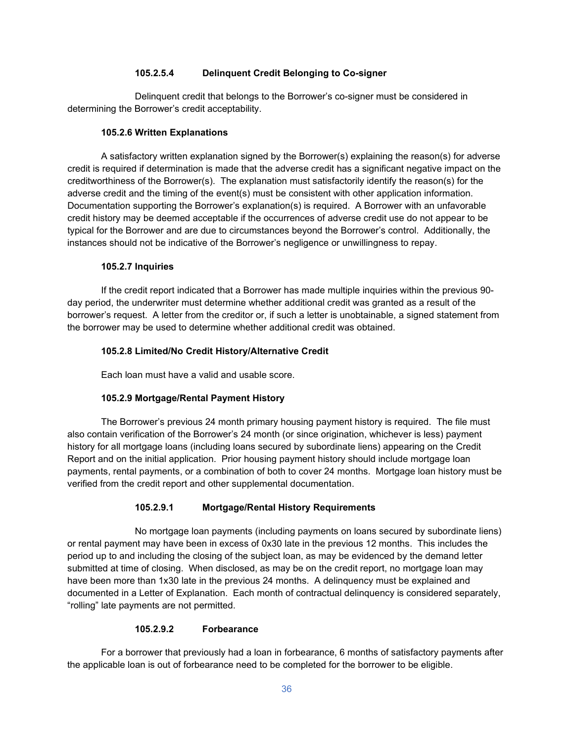#### 105.2.5.4 Delinquent Credit Belonging to Co-signer

Delinquent credit that belongs to the Borrower's co-signer must be considered in determining the Borrower's credit acceptability.

### 105.2.6 Written Explanations

A satisfactory written explanation signed by the Borrower(s) explaining the reason(s) for adverse credit is required if determination is made that the adverse credit has a significant negative impact on the creditworthiness of the Borrower(s). The explanation must satisfactorily identify the reason(s) for the adverse credit and the timing of the event(s) must be consistent with other application information. Documentation supporting the Borrower's explanation(s) is required. A Borrower with an unfavorable credit history may be deemed acceptable if the occurrences of adverse credit use do not appear to be typical for the Borrower and are due to circumstances beyond the Borrower's control. Additionally, the instances should not be indicative of the Borrower's negligence or unwillingness to repay.

### 105.2.7 Inquiries

If the credit report indicated that a Borrower has made multiple inquiries within the previous 90-day period, the underwriter must determine whether additional credit was granted as a result of the borrower's request. A letter from the creditor or, if such a letter is unobtainable, a signed statement from the borrower may be used to determine whether additional credit was obtained.

### 105.2.8 Limited/No Credit History/Alternative Credit

Each loan must have a valid and usable score.

### 105.2.9 Mortgage/Rental Payment History

The Borrower's previous 24 month primary housing payment history is required. The file must also contain verification of the Borrower's 24 month (or since origination, whichever is less) payment history for all mortgage loans (including loans secured by subordinate liens) appearing on the Credit Report and on the initial application. Prior housing payment history should include mortgage loan payments, rental payments, or a combination of both to cover 24 months. Mortgage loan history must be verified from the credit report and other supplemental documentation.

#### 105.2.9.1 Mortgage/Rental History Requirements

No mortgage loan payments (including payments on loans secured by subordinate liens) or rental payment may have been in excess of 0x30 late in the previous 12 months. This includes the period up to and including the closing of the subject loan, as may be evidenced by the demand letter submitted at time of closing. When disclosed, as may be on the credit report, no mortgage loan may have been more than 1x30 late in the previous 24 months. A delinquency must be explained and documented in a Letter of Explanation. Each month of contractual delinquency is considered separately, "rolling" late payments are not permitted.

#### 105.2.9.2 Forbearance

For a borrower that previously had a loan in forbearance, 6 months of satisfactory payments after the applicable loan is out of forbearance need to be completed for the borrower to be eligible.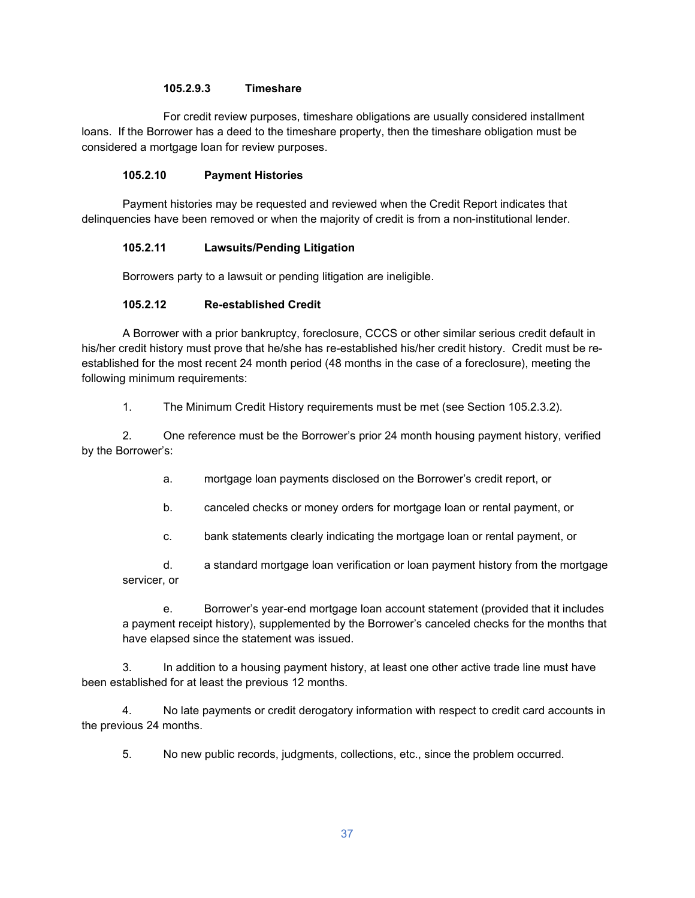#### 105.2.9.3 Timeshare

For credit review purposes, timeshare obligations are usually considered installment loans. If the Borrower has a deed to the timeshare property, then the timeshare obligation must be considered a mortgage loan for review purposes.

### 105.2.10 Payment Histories

Payment histories may be requested and reviewed when the Credit Report indicates that delinquencies have been removed or when the majority of credit is from a non-institutional lender.

### 105.2.11 Lawsuits/Pending Litigation

Borrowers party to a lawsuit or pending litigation are ineligible.

### 105.2.12 Re-established Credit

A Borrower with a prior bankruptcy, foreclosure, CCCS or other similar serious credit default in his/her credit history must prove that he/she has re-established his/her credit history. Credit must be re-established for the most recent 24 month period (48 months in the case of a foreclosure), meeting the following minimum requirements:

1. The Minimum Credit History requirements must be met (see Section 105.2.3.2).

2. One reference must be the Borrower's prior 24 month housing payment history, verified by the Borrower's:

    a. mortgage loan payments disclosed on the Borrower's credit report, or

    b. canceled checks or money orders for mortgage loan or rental payment, or

    c. bank statements clearly indicating the mortgage loan or rental payment, or

    d. a standard mortgage loan verification or loan payment history from the mortgage servicer, or

    e. Borrower's year-end mortgage loan account statement (provided that it includes a payment receipt history), supplemented by the Borrower's canceled checks for the months that have elapsed since the statement was issued.

3. In addition to a housing payment history, at least one other active trade line must have been established for at least the previous 12 months.

4. No late payments or credit derogatory information with respect to credit card accounts in the previous 24 months.

5. No new public records, judgments, collections, etc., since the problem occurred.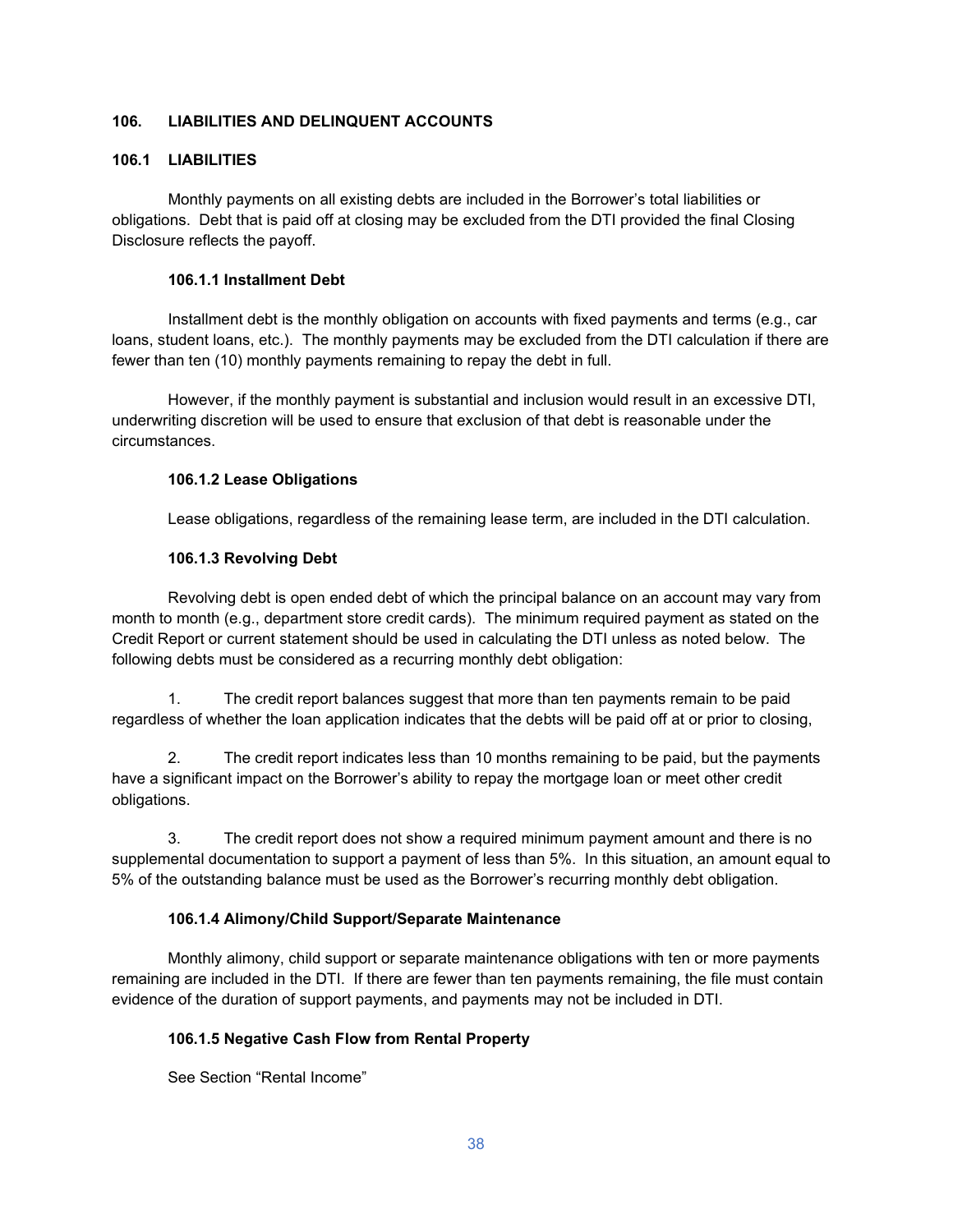## 106. LIABILITIES AND DELINQUENT ACCOUNTS

### 106.1 LIABILITIES

Monthly payments on all existing debts are included in the Borrower's total liabilities or obligations. Debt that is paid off at closing may be excluded from the DTI provided the final Closing Disclosure reflects the payoff.

#### 106.1.1 Installment Debt

Installment debt is the monthly obligation on accounts with fixed payments and terms (e.g., car loans, student loans, etc.). The monthly payments may be excluded from the DTI calculation if there are fewer than ten (10) monthly payments remaining to repay the debt in full.

However, if the monthly payment is substantial and inclusion would result in an excessive DTI, underwriting discretion will be used to ensure that exclusion of that debt is reasonable under the circumstances.

#### 106.1.2 Lease Obligations

Lease obligations, regardless of the remaining lease term, are included in the DTI calculation.

#### 106.1.3 Revolving Debt

Revolving debt is open ended debt of which the principal balance on an account may vary from month to month (e.g., department store credit cards). The minimum required payment as stated on the Credit Report or current statement should be used in calculating the DTI unless as noted below. The following debts must be considered as a recurring monthly debt obligation:

1. The credit report balances suggest that more than ten payments remain to be paid regardless of whether the loan application indicates that the debts will be paid off at or prior to closing,

2. The credit report indicates less than 10 months remaining to be paid, but the payments have a significant impact on the Borrower's ability to repay the mortgage loan or meet other credit obligations.

3. The credit report does not show a required minimum payment amount and there is no supplemental documentation to support a payment of less than 5%. In this situation, an amount equal to 5% of the outstanding balance must be used as the Borrower's recurring monthly debt obligation.

#### 106.1.4 Alimony/Child Support/Separate Maintenance

Monthly alimony, child support or separate maintenance obligations with ten or more payments remaining are included in the DTI. If there are fewer than ten payments remaining, the file must contain evidence of the duration of support payments, and payments may not be included in DTI.

#### 106.1.5 Negative Cash Flow from Rental Property

See Section "Rental Income"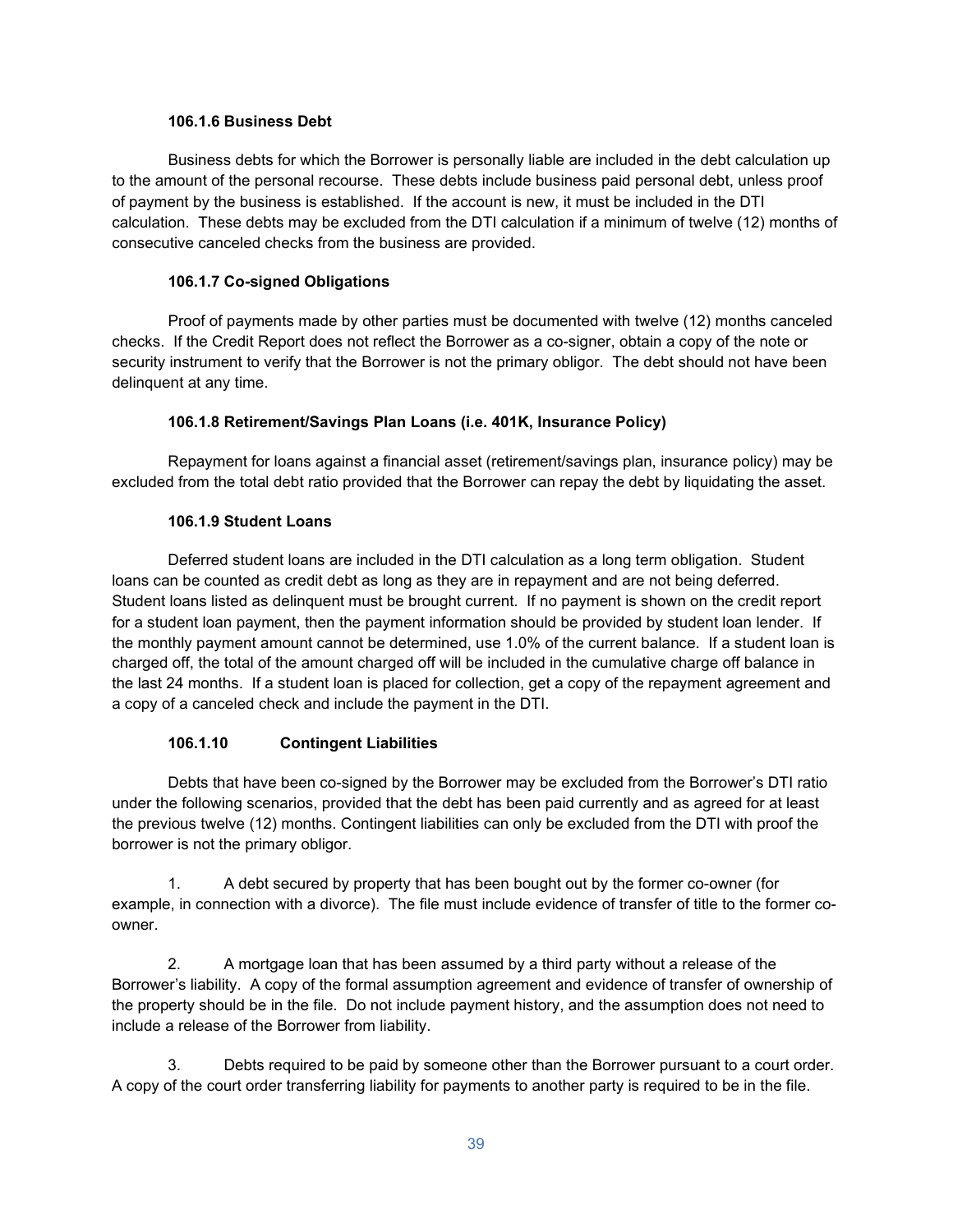#### 106.1.6 Business Debt

Business debts for which the Borrower is personally liable are included in the debt calculation up to the amount of the personal recourse. These debts include business paid personal debt, unless proof of payment by the business is established. If the account is new, it must be included in the DTI calculation. These debts may be excluded from the DTI calculation if a minimum of twelve (12) months of consecutive canceled checks from the business are provided.

#### 106.1.7 Co-signed Obligations

Proof of payments made by other parties must be documented with twelve (12) months canceled checks. If the Credit Report does not reflect the Borrower as a co-signer, obtain a copy of the note or security instrument to verify that the Borrower is not the primary obligor. The debt should not have been delinquent at any time.

#### 106.1.8 Retirement/Savings Plan Loans (i.e. 401K, Insurance Policy)

Repayment for loans against a financial asset (retirement/savings plan, insurance policy) may be excluded from the total debt ratio provided that the Borrower can repay the debt by liquidating the asset.

#### 106.1.9 Student Loans

Deferred student loans are included in the DTI calculation as a long term obligation. Student loans can be counted as credit debt as long as they are in repayment and are not being deferred. Student loans listed as delinquent must be brought current. If no payment is shown on the credit report for a student loan payment, then the payment information should be provided by student loan lender. If the monthly payment amount cannot be determined, use 1.0% of the current balance. If a student loan is charged off, the total of the amount charged off will be included in the cumulative charge off balance in the last 24 months. If a student loan is placed for collection, get a copy of the repayment agreement and a copy of a canceled check and include the payment in the DTI.

#### 106.1.10 Contingent Liabilities

Debts that have been co-signed by the Borrower may be excluded from the Borrower's DTI ratio under the following scenarios, provided that the debt has been paid currently and as agreed for at least the previous twelve (12) months. Contingent liabilities can only be excluded from the DTI with proof the borrower is not the primary obligor.

1. A debt secured by property that has been bought out by the former co-owner (for example, in connection with a divorce). The file must include evidence of transfer of title to the former co-owner.

2. A mortgage loan that has been assumed by a third party without a release of the Borrower's liability. A copy of the formal assumption agreement and evidence of transfer of ownership of the property should be in the file. Do not include payment history, and the assumption does not need to include a release of the Borrower from liability.

3. Debts required to be paid by someone other than the Borrower pursuant to a court order. A copy of the court order transferring liability for payments to another party is required to be in the file.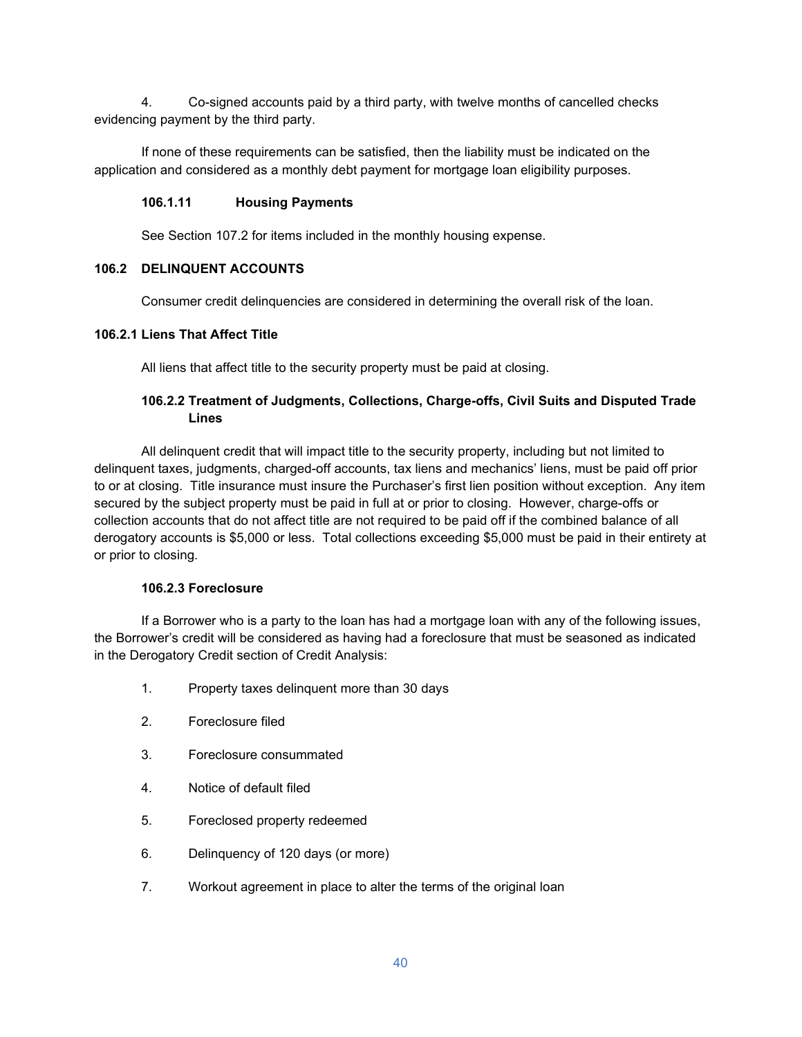4. Co-signed accounts paid by a third party, with twelve months of cancelled checks evidencing payment by the third party.

If none of these requirements can be satisfied, then the liability must be indicated on the application and considered as a monthly debt payment for mortgage loan eligibility purposes.

#### 106.1.11 Housing Payments

See Section 107.2 for items included in the monthly housing expense.

### 106.2 DELINQUENT ACCOUNTS

Consumer credit delinquencies are considered in determining the overall risk of the loan.

#### 106.2.1 Liens That Affect Title

All liens that affect title to the security property must be paid at closing.

#### 106.2.2 Treatment of Judgments, Collections, Charge-offs, Civil Suits and Disputed Trade Lines

All delinquent credit that will impact title to the security property, including but not limited to delinquent taxes, judgments, charged-off accounts, tax liens and mechanics' liens, must be paid off prior to or at closing. Title insurance must insure the Purchaser's first lien position without exception. Any item secured by the subject property must be paid in full at or prior to closing. However, charge-offs or collection accounts that do not affect title are not required to be paid off if the combined balance of all derogatory accounts is $5,000 or less. Total collections exceeding $5,000 must be paid in their entirety at or prior to closing.

#### 106.2.3 Foreclosure

If a Borrower who is a party to the loan has had a mortgage loan with any of the following issues, the Borrower's credit will be considered as having had a foreclosure that must be seasoned as indicated in the Derogatory Credit section of Credit Analysis:

1. Property taxes delinquent more than 30 days
2. Foreclosure filed
3. Foreclosure consummated
4. Notice of default filed
5. Foreclosed property redeemed
6. Delinquency of 120 days (or more)
7. Workout agreement in place to alter the terms of the original loan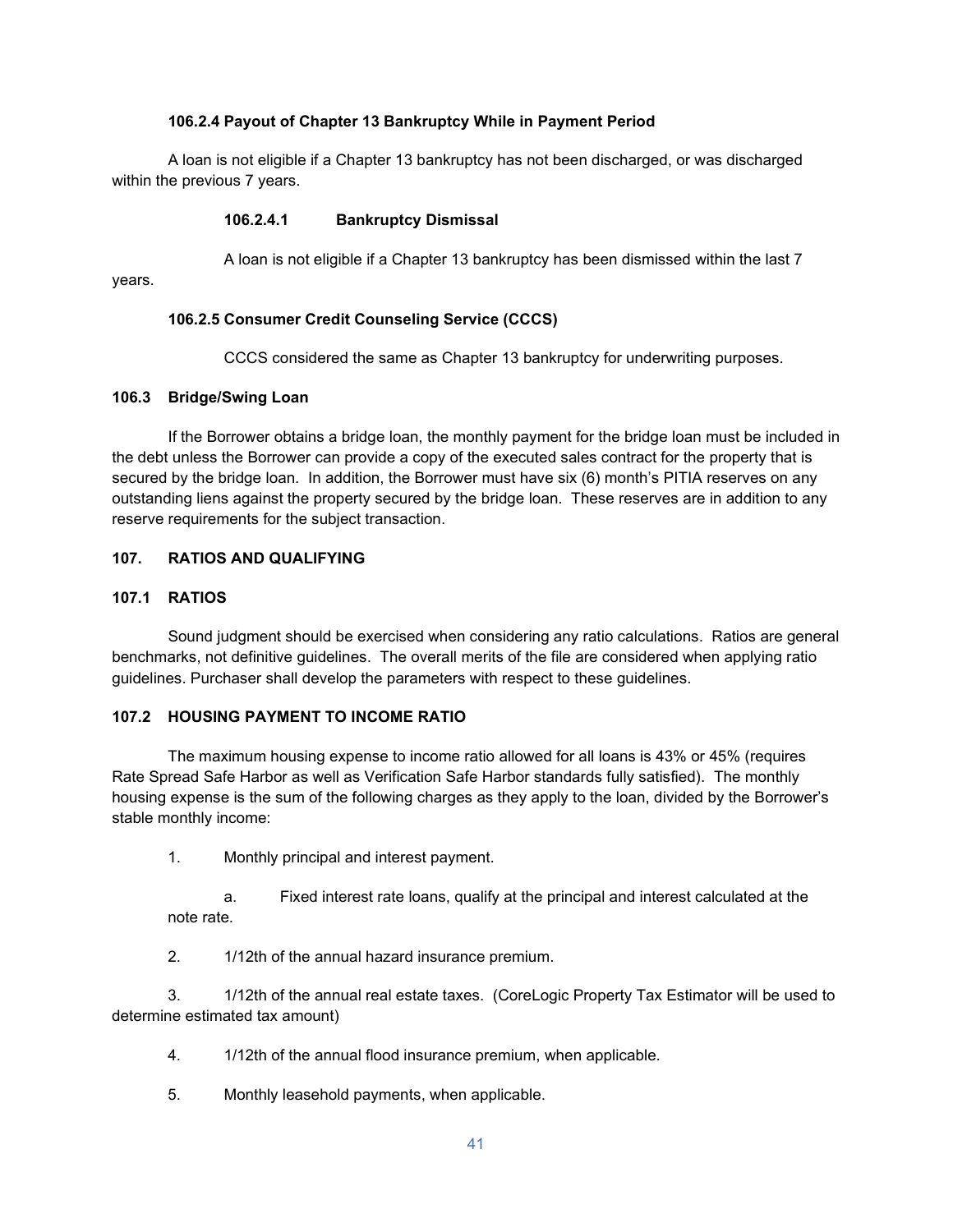#### 106.2.4 Payout of Chapter 13 Bankruptcy While in Payment Period

A loan is not eligible if a Chapter 13 bankruptcy has not been discharged, or was discharged within the previous 7 years.

##### 106.2.4.1 Bankruptcy Dismissal

A loan is not eligible if a Chapter 13 bankruptcy has been dismissed within the last 7 years.

#### 106.2.5 Consumer Credit Counseling Service (CCCS)

CCCS considered the same as Chapter 13 bankruptcy for underwriting purposes.

### 106.3 Bridge/Swing Loan

If the Borrower obtains a bridge loan, the monthly payment for the bridge loan must be included in the debt unless the Borrower can provide a copy of the executed sales contract for the property that is secured by the bridge loan. In addition, the Borrower must have six (6) month's PITIA reserves on any outstanding liens against the property secured by the bridge loan. These reserves are in addition to any reserve requirements for the subject transaction.

## 107. RATIOS AND QUALIFYING

### 107.1 RATIOS

Sound judgment should be exercised when considering any ratio calculations. Ratios are general benchmarks, not definitive guidelines. The overall merits of the file are considered when applying ratio guidelines. Purchaser shall develop the parameters with respect to these guidelines.

### 107.2 HOUSING PAYMENT TO INCOME RATIO

The maximum housing expense to income ratio allowed for all loans is 43% or 45% (requires Rate Spread Safe Harbor as well as Verification Safe Harbor standards fully satisfied). The monthly housing expense is the sum of the following charges as they apply to the loan, divided by the Borrower's stable monthly income:

1. Monthly principal and interest payment.

    a. Fixed interest rate loans, qualify at the principal and interest calculated at the note rate.

2. 1/12th of the annual hazard insurance premium.

3. 1/12th of the annual real estate taxes. (CoreLogic Property Tax Estimator will be used to determine estimated tax amount)

4. 1/12th of the annual flood insurance premium, when applicable.

5. Monthly leasehold payments, when applicable.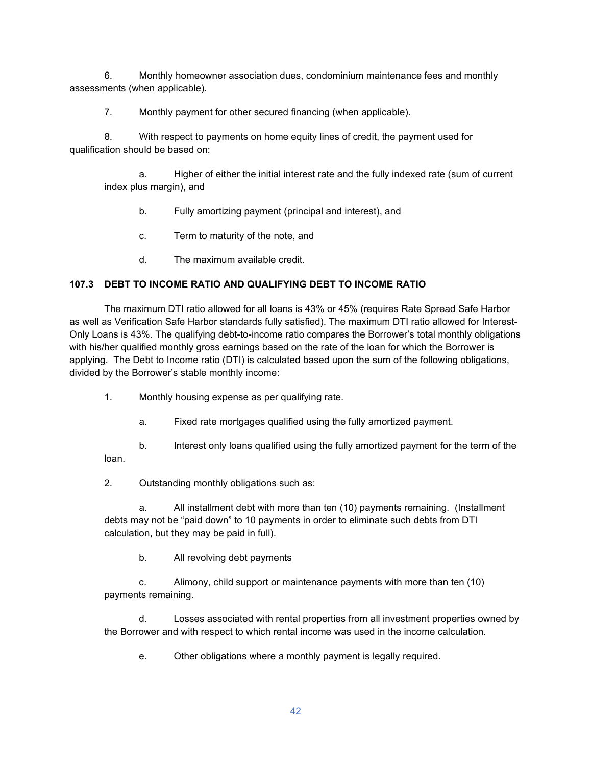6. Monthly homeowner association dues, condominium maintenance fees and monthly assessments (when applicable).

7. Monthly payment for other secured financing (when applicable).

8. With respect to payments on home equity lines of credit, the payment used for qualification should be based on:

   a. Higher of either the initial interest rate and the fully indexed rate (sum of current index plus margin), and

   b. Fully amortizing payment (principal and interest), and

   c. Term to maturity of the note, and

   d. The maximum available credit.

**107.3 DEBT TO INCOME RATIO AND QUALIFYING DEBT TO INCOME RATIO**

The maximum DTI ratio allowed for all loans is 43% or 45% (requires Rate Spread Safe Harbor as well as Verification Safe Harbor standards fully satisfied). The maximum DTI ratio allowed for Interest-Only Loans is 43%. The qualifying debt-to-income ratio compares the Borrower's total monthly obligations with his/her qualified monthly gross earnings based on the rate of the loan for which the Borrower is applying. The Debt to Income ratio (DTI) is calculated based upon the sum of the following obligations, divided by the Borrower's stable monthly income:

1. Monthly housing expense as per qualifying rate.

   a. Fixed rate mortgages qualified using the fully amortized payment.

   b. Interest only loans qualified using the fully amortized payment for the term of the loan.

2. Outstanding monthly obligations such as:

   a. All installment debt with more than ten (10) payments remaining. (Installment debts may not be "paid down" to 10 payments in order to eliminate such debts from DTI calculation, but they may be paid in full).

   b. All revolving debt payments

   c. Alimony, child support or maintenance payments with more than ten (10) payments remaining.

   d. Losses associated with rental properties from all investment properties owned by the Borrower and with respect to which rental income was used in the income calculation.

   e. Other obligations where a monthly payment is legally required.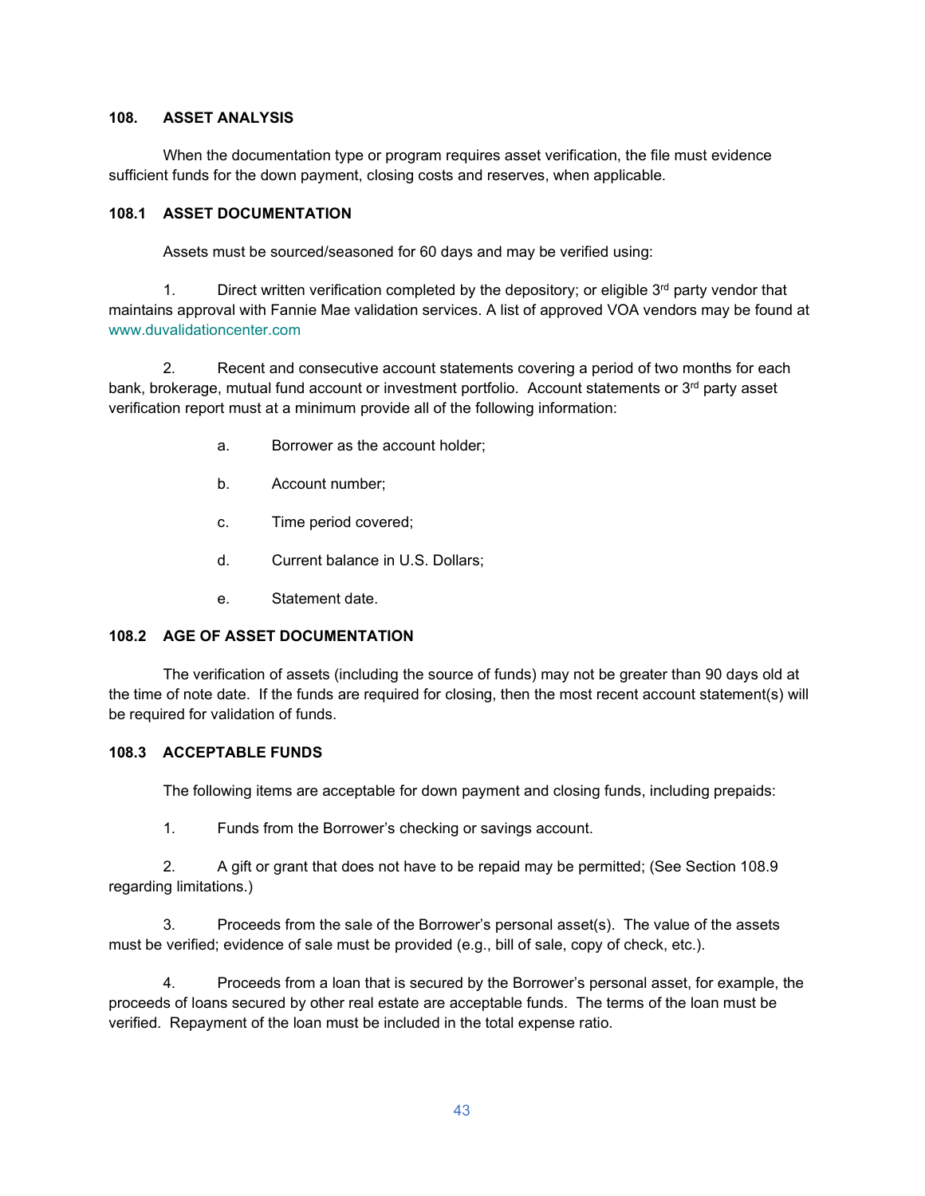## 108. ASSET ANALYSIS

When the documentation type or program requires asset verification, the file must evidence sufficient funds for the down payment, closing costs and reserves, when applicable.

### 108.1 ASSET DOCUMENTATION

Assets must be sourced/seasoned for 60 days and may be verified using:

1. Direct written verification completed by the depository; or eligible 3rd party vendor that maintains approval with Fannie Mae validation services. A list of approved VOA vendors may be found at www.duvalidationcenter.com

2. Recent and consecutive account statements covering a period of two months for each bank, brokerage, mutual fund account or investment portfolio. Account statements or 3rd party asset verification report must at a minimum provide all of the following information:

   a. Borrower as the account holder;

   b. Account number;

   c. Time period covered;

   d. Current balance in U.S. Dollars;

   e. Statement date.

### 108.2 AGE OF ASSET DOCUMENTATION

The verification of assets (including the source of funds) may not be greater than 90 days old at the time of note date. If the funds are required for closing, then the most recent account statement(s) will be required for validation of funds.

### 108.3 ACCEPTABLE FUNDS

The following items are acceptable for down payment and closing funds, including prepaids:

1. Funds from the Borrower's checking or savings account.

2. A gift or grant that does not have to be repaid may be permitted; (See Section 108.9 regarding limitations.)

3. Proceeds from the sale of the Borrower's personal asset(s). The value of the assets must be verified; evidence of sale must be provided (e.g., bill of sale, copy of check, etc.).

4. Proceeds from a loan that is secured by the Borrower's personal asset, for example, the proceeds of loans secured by other real estate are acceptable funds. The terms of the loan must be verified. Repayment of the loan must be included in the total expense ratio.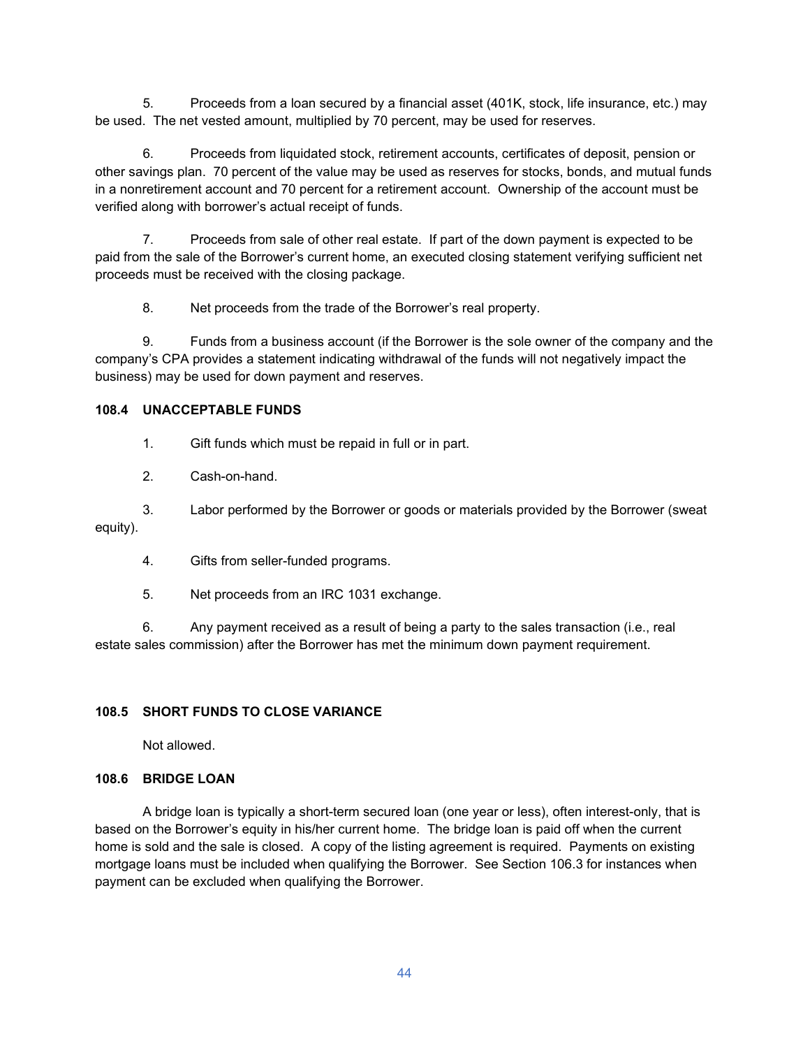5. Proceeds from a loan secured by a financial asset (401K, stock, life insurance, etc.) may be used. The net vested amount, multiplied by 70 percent, may be used for reserves.

6. Proceeds from liquidated stock, retirement accounts, certificates of deposit, pension or other savings plan. 70 percent of the value may be used as reserves for stocks, bonds, and mutual funds in a nonretirement account and 70 percent for a retirement account. Ownership of the account must be verified along with borrower's actual receipt of funds.

7. Proceeds from sale of other real estate. If part of the down payment is expected to be paid from the sale of the Borrower's current home, an executed closing statement verifying sufficient net proceeds must be received with the closing package.

8. Net proceeds from the trade of the Borrower's real property.

9. Funds from a business account (if the Borrower is the sole owner of the company and the company's CPA provides a statement indicating withdrawal of the funds will not negatively impact the business) may be used for down payment and reserves.

### 108.4 UNACCEPTABLE FUNDS

1. Gift funds which must be repaid in full or in part.

2. Cash-on-hand.

3. Labor performed by the Borrower or goods or materials provided by the Borrower (sweat equity).

4. Gifts from seller-funded programs.

5. Net proceeds from an IRC 1031 exchange.

6. Any payment received as a result of being a party to the sales transaction (i.e., real estate sales commission) after the Borrower has met the minimum down payment requirement.

### 108.5 SHORT FUNDS TO CLOSE VARIANCE

Not allowed.

### 108.6 BRIDGE LOAN

A bridge loan is typically a short-term secured loan (one year or less), often interest-only, that is based on the Borrower's equity in his/her current home. The bridge loan is paid off when the current home is sold and the sale is closed. A copy of the listing agreement is required. Payments on existing mortgage loans must be included when qualifying the Borrower. See Section 106.3 for instances when payment can be excluded when qualifying the Borrower.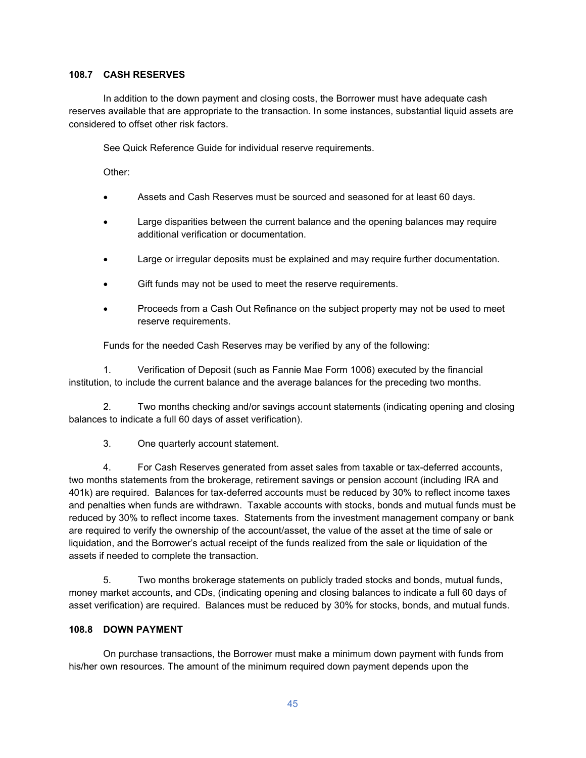### 108.7 CASH RESERVES

In addition to the down payment and closing costs, the Borrower must have adequate cash reserves available that are appropriate to the transaction. In some instances, substantial liquid assets are considered to offset other risk factors.

See Quick Reference Guide for individual reserve requirements.

Other:

- Assets and Cash Reserves must be sourced and seasoned for at least 60 days.
- Large disparities between the current balance and the opening balances may require additional verification or documentation.
- Large or irregular deposits must be explained and may require further documentation.
- Gift funds may not be used to meet the reserve requirements.
- Proceeds from a Cash Out Refinance on the subject property may not be used to meet reserve requirements.

Funds for the needed Cash Reserves may be verified by any of the following:

1. Verification of Deposit (such as Fannie Mae Form 1006) executed by the financial institution, to include the current balance and the average balances for the preceding two months.

2. Two months checking and/or savings account statements (indicating opening and closing balances to indicate a full 60 days of asset verification).

3. One quarterly account statement.

4. For Cash Reserves generated from asset sales from taxable or tax-deferred accounts, two months statements from the brokerage, retirement savings or pension account (including IRA and 401k) are required. Balances for tax-deferred accounts must be reduced by 30% to reflect income taxes and penalties when funds are withdrawn. Taxable accounts with stocks, bonds and mutual funds must be reduced by 30% to reflect income taxes. Statements from the investment management company or bank are required to verify the ownership of the account/asset, the value of the asset at the time of sale or liquidation, and the Borrower's actual receipt of the funds realized from the sale or liquidation of the assets if needed to complete the transaction.

5. Two months brokerage statements on publicly traded stocks and bonds, mutual funds, money market accounts, and CDs, (indicating opening and closing balances to indicate a full 60 days of asset verification) are required. Balances must be reduced by 30% for stocks, bonds, and mutual funds.

### 108.8 DOWN PAYMENT

On purchase transactions, the Borrower must make a minimum down payment with funds from his/her own resources. The amount of the minimum required down payment depends upon the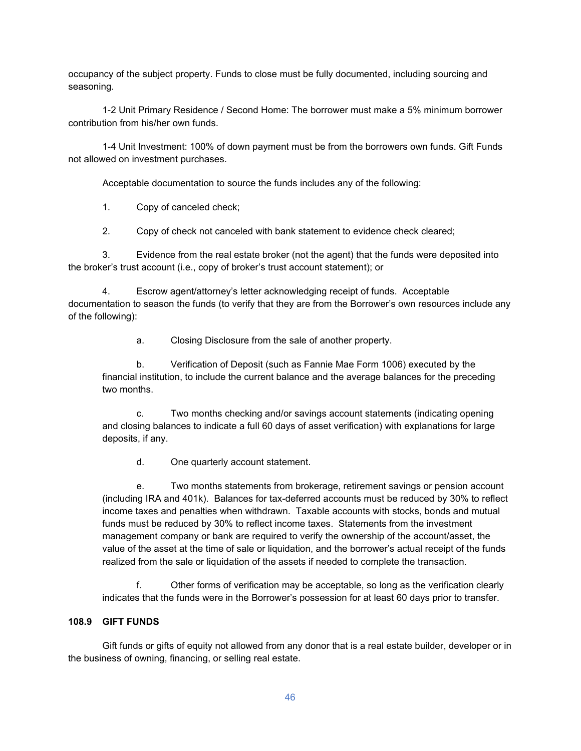occupancy of the subject property. Funds to close must be fully documented, including sourcing and seasoning.

1-2 Unit Primary Residence / Second Home: The borrower must make a 5% minimum borrower contribution from his/her own funds.

1-4 Unit Investment: 100% of down payment must be from the borrowers own funds. Gift Funds not allowed on investment purchases.

Acceptable documentation to source the funds includes any of the following:

1. Copy of canceled check;

2. Copy of check not canceled with bank statement to evidence check cleared;

3. Evidence from the real estate broker (not the agent) that the funds were deposited into the broker's trust account (i.e., copy of broker's trust account statement); or

4. Escrow agent/attorney's letter acknowledging receipt of funds. Acceptable documentation to season the funds (to verify that they are from the Borrower's own resources include any of the following):

   a. Closing Disclosure from the sale of another property.

   b. Verification of Deposit (such as Fannie Mae Form 1006) executed by the financial institution, to include the current balance and the average balances for the preceding two months.

   c. Two months checking and/or savings account statements (indicating opening and closing balances to indicate a full 60 days of asset verification) with explanations for large deposits, if any.

   d. One quarterly account statement.

   e. Two months statements from brokerage, retirement savings or pension account (including IRA and 401k). Balances for tax-deferred accounts must be reduced by 30% to reflect income taxes and penalties when withdrawn. Taxable accounts with stocks, bonds and mutual funds must be reduced by 30% to reflect income taxes. Statements from the investment management company or bank are required to verify the ownership of the account/asset, the value of the asset at the time of sale or liquidation, and the borrower's actual receipt of the funds realized from the sale or liquidation of the assets if needed to complete the transaction.

   f. Other forms of verification may be acceptable, so long as the verification clearly indicates that the funds were in the Borrower's possession for at least 60 days prior to transfer.

### 108.9 GIFT FUNDS

Gift funds or gifts of equity not allowed from any donor that is a real estate builder, developer or in the business of owning, financing, or selling real estate.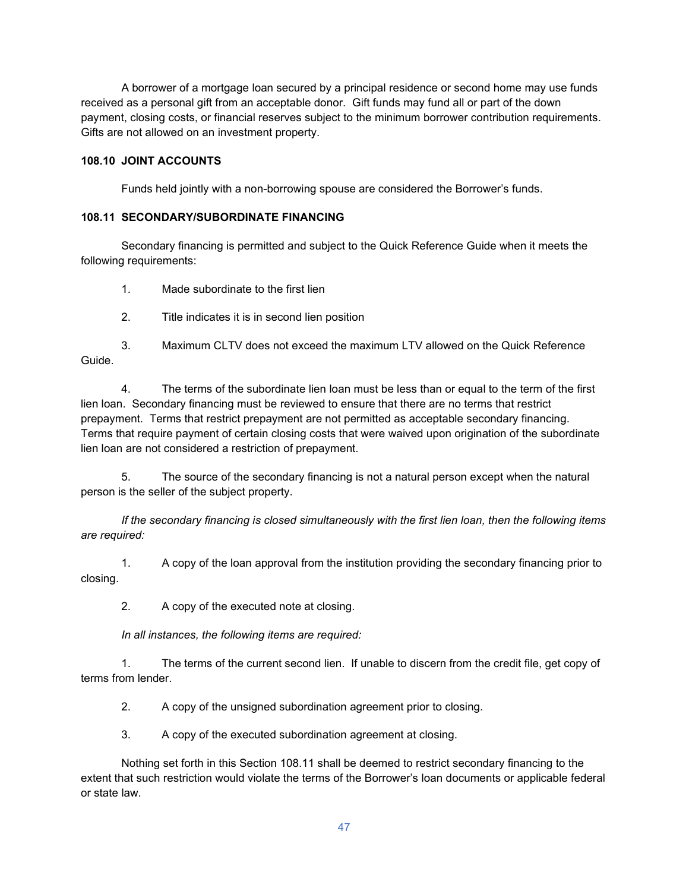A borrower of a mortgage loan secured by a principal residence or second home may use funds received as a personal gift from an acceptable donor. Gift funds may fund all or part of the down payment, closing costs, or financial reserves subject to the minimum borrower contribution requirements. Gifts are not allowed on an investment property.

### 108.10 JOINT ACCOUNTS

Funds held jointly with a non-borrowing spouse are considered the Borrower's funds.

### 108.11 SECONDARY/SUBORDINATE FINANCING

Secondary financing is permitted and subject to the Quick Reference Guide when it meets the following requirements:

1. Made subordinate to the first lien

2. Title indicates it is in second lien position

3. Maximum CLTV does not exceed the maximum LTV allowed on the Quick Reference Guide.

4. The terms of the subordinate lien loan must be less than or equal to the term of the first lien loan. Secondary financing must be reviewed to ensure that there are no terms that restrict prepayment. Terms that restrict prepayment are not permitted as acceptable secondary financing. Terms that require payment of certain closing costs that were waived upon origination of the subordinate lien loan are not considered a restriction of prepayment.

5. The source of the secondary financing is not a natural person except when the natural person is the seller of the subject property.

*If the secondary financing is closed simultaneously with the first lien loan, then the following items are required:*

1. A copy of the loan approval from the institution providing the secondary financing prior to closing.

2. A copy of the executed note at closing.

*In all instances, the following items are required:*

1. The terms of the current second lien. If unable to discern from the credit file, get copy of terms from lender.

2. A copy of the unsigned subordination agreement prior to closing.

3. A copy of the executed subordination agreement at closing.

Nothing set forth in this Section 108.11 shall be deemed to restrict secondary financing to the extent that such restriction would violate the terms of the Borrower's loan documents or applicable federal or state law.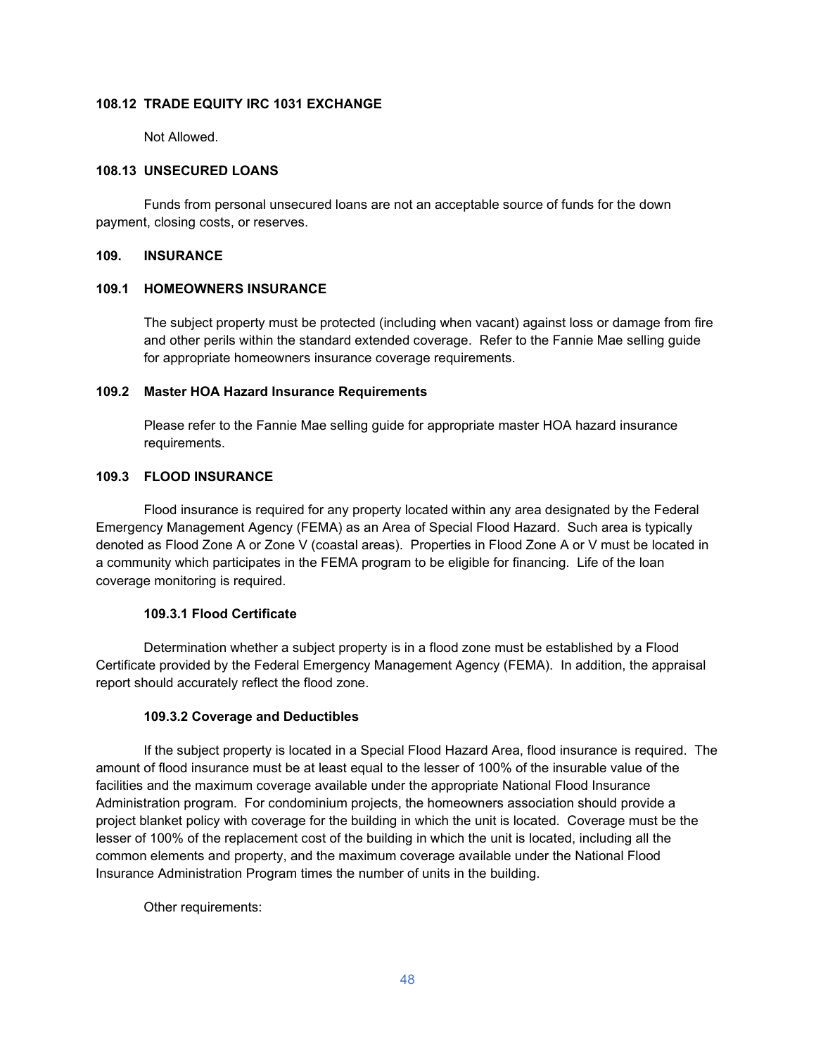### 108.12 TRADE EQUITY IRC 1031 EXCHANGE

Not Allowed.

### 108.13 UNSECURED LOANS

Funds from personal unsecured loans are not an acceptable source of funds for the down payment, closing costs, or reserves.

## 109. INSURANCE

### 109.1 HOMEOWNERS INSURANCE

The subject property must be protected (including when vacant) against loss or damage from fire and other perils within the standard extended coverage. Refer to the Fannie Mae selling guide for appropriate homeowners insurance coverage requirements.

### 109.2 Master HOA Hazard Insurance Requirements

Please refer to the Fannie Mae selling guide for appropriate master HOA hazard insurance requirements.

### 109.3 FLOOD INSURANCE

Flood insurance is required for any property located within any area designated by the Federal Emergency Management Agency (FEMA) as an Area of Special Flood Hazard. Such area is typically denoted as Flood Zone A or Zone V (coastal areas). Properties in Flood Zone A or V must be located in a community which participates in the FEMA program to be eligible for financing. Life of the loan coverage monitoring is required.

#### 109.3.1 Flood Certificate

Determination whether a subject property is in a flood zone must be established by a Flood Certificate provided by the Federal Emergency Management Agency (FEMA). In addition, the appraisal report should accurately reflect the flood zone.

#### 109.3.2 Coverage and Deductibles

If the subject property is located in a Special Flood Hazard Area, flood insurance is required. The amount of flood insurance must be at least equal to the lesser of 100% of the insurable value of the facilities and the maximum coverage available under the appropriate National Flood Insurance Administration program. For condominium projects, the homeowners association should provide a project blanket policy with coverage for the building in which the unit is located. Coverage must be the lesser of 100% of the replacement cost of the building in which the unit is located, including all the common elements and property, and the maximum coverage available under the National Flood Insurance Administration Program times the number of units in the building.

Other requirements: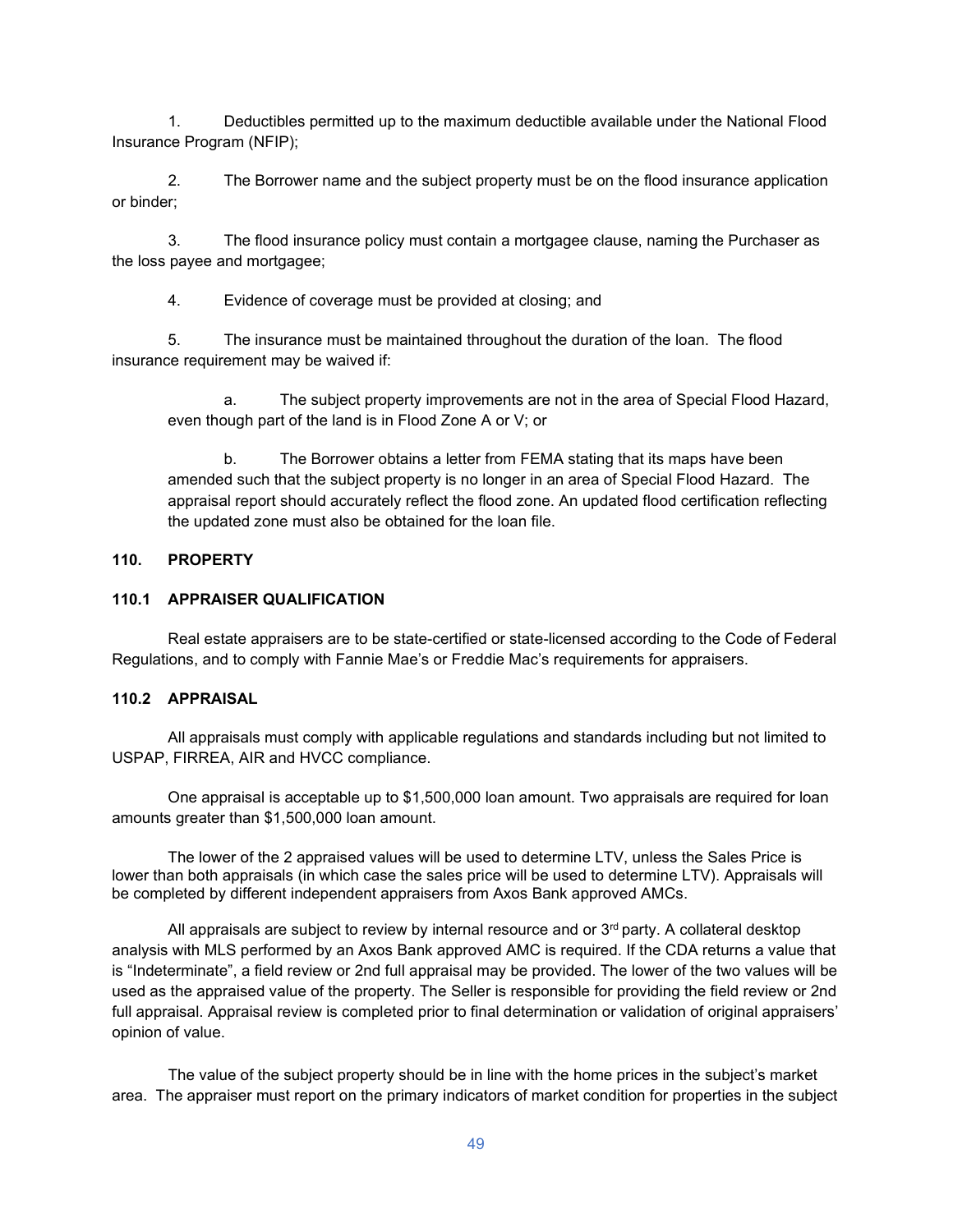1. Deductibles permitted up to the maximum deductible available under the National Flood Insurance Program (NFIP);

2. The Borrower name and the subject property must be on the flood insurance application or binder;

3. The flood insurance policy must contain a mortgagee clause, naming the Purchaser as the loss payee and mortgagee;

4. Evidence of coverage must be provided at closing; and

5. The insurance must be maintained throughout the duration of the loan. The flood insurance requirement may be waived if:

   a. The subject property improvements are not in the area of Special Flood Hazard, even though part of the land is in Flood Zone A or V; or

   b. The Borrower obtains a letter from FEMA stating that its maps have been amended such that the subject property is no longer in an area of Special Flood Hazard. The appraisal report should accurately reflect the flood zone. An updated flood certification reflecting the updated zone must also be obtained for the loan file.

## 110. PROPERTY

### 110.1 APPRAISER QUALIFICATION

Real estate appraisers are to be state-certified or state-licensed according to the Code of Federal Regulations, and to comply with Fannie Mae's or Freddie Mac's requirements for appraisers.

### 110.2 APPRAISAL

All appraisals must comply with applicable regulations and standards including but not limited to USPAP, FIRREA, AIR and HVCC compliance.

One appraisal is acceptable up to $1,500,000 loan amount. Two appraisals are required for loan amounts greater than $1,500,000 loan amount.

The lower of the 2 appraised values will be used to determine LTV, unless the Sales Price is lower than both appraisals (in which case the sales price will be used to determine LTV). Appraisals will be completed by different independent appraisers from Axos Bank approved AMCs.

All appraisals are subject to review by internal resource and or 3rd party. A collateral desktop analysis with MLS performed by an Axos Bank approved AMC is required. If the CDA returns a value that is "Indeterminate", a field review or 2nd full appraisal may be provided. The lower of the two values will be used as the appraised value of the property. The Seller is responsible for providing the field review or 2nd full appraisal. Appraisal review is completed prior to final determination or validation of original appraisers' opinion of value.

The value of the subject property should be in line with the home prices in the subject's market area. The appraiser must report on the primary indicators of market condition for properties in the subject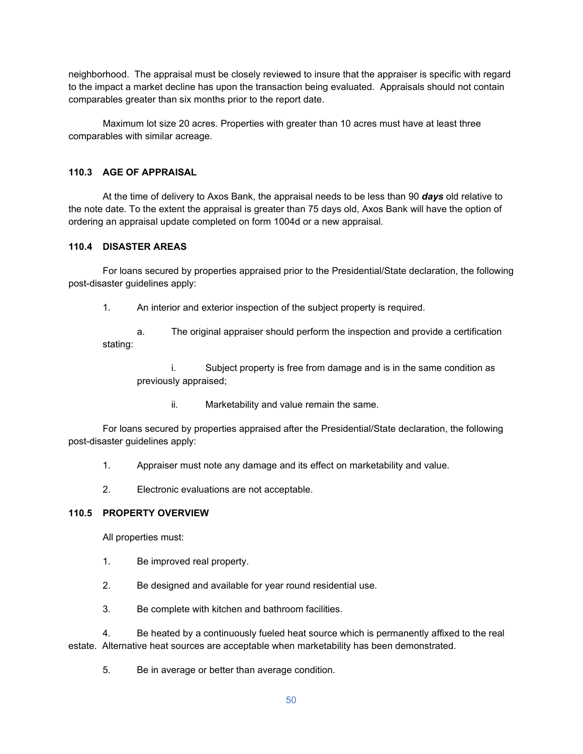neighborhood. The appraisal must be closely reviewed to insure that the appraiser is specific with regard to the impact a market decline has upon the transaction being evaluated. Appraisals should not contain comparables greater than six months prior to the report date.

Maximum lot size 20 acres. Properties with greater than 10 acres must have at least three comparables with similar acreage.

### 110.3 AGE OF APPRAISAL

At the time of delivery to Axos Bank, the appraisal needs to be less than 90 ***days*** old relative to the note date. To the extent the appraisal is greater than 75 days old, Axos Bank will have the option of ordering an appraisal update completed on form 1004d or a new appraisal.

### 110.4 DISASTER AREAS

For loans secured by properties appraised prior to the Presidential/State declaration, the following post-disaster guidelines apply:

1. An interior and exterior inspection of the subject property is required.

   a. The original appraiser should perform the inspection and provide a certification stating:

      i. Subject property is free from damage and is in the same condition as previously appraised;

      ii. Marketability and value remain the same.

For loans secured by properties appraised after the Presidential/State declaration, the following post-disaster guidelines apply:

1. Appraiser must note any damage and its effect on marketability and value.

2. Electronic evaluations are not acceptable.

### 110.5 PROPERTY OVERVIEW

All properties must:

1. Be improved real property.

2. Be designed and available for year round residential use.

3. Be complete with kitchen and bathroom facilities.

4. Be heated by a continuously fueled heat source which is permanently affixed to the real estate. Alternative heat sources are acceptable when marketability has been demonstrated.

5. Be in average or better than average condition.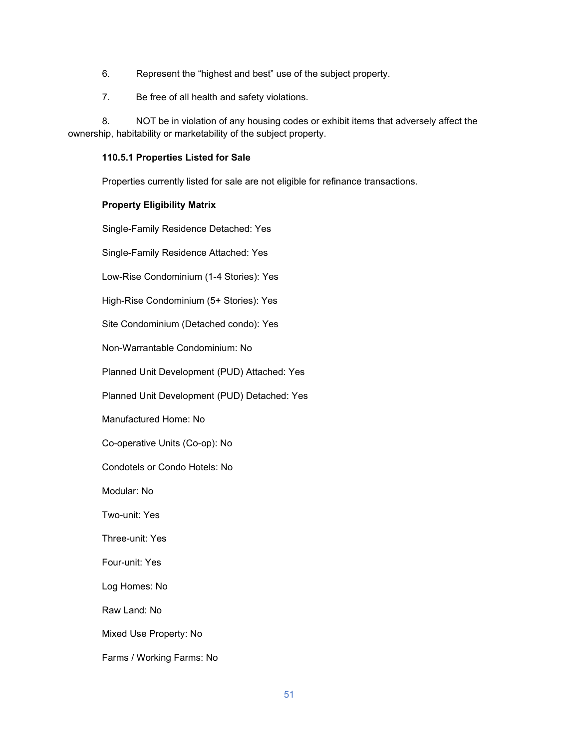6. Represent the “highest and best” use of the subject property.

7. Be free of all health and safety violations.

8. NOT be in violation of any housing codes or exhibit items that adversely affect the ownership, habitability or marketability of the subject property.

**110.5.1 Properties Listed for Sale**

Properties currently listed for sale are not eligible for refinance transactions.

**Property Eligibility Matrix**

Single-Family Residence Detached: Yes

Single-Family Residence Attached: Yes

Low-Rise Condominium (1-4 Stories): Yes

High-Rise Condominium (5+ Stories): Yes

Site Condominium (Detached condo): Yes

Non-Warrantable Condominium: No

Planned Unit Development (PUD) Attached: Yes

Planned Unit Development (PUD) Detached: Yes

Manufactured Home: No

Co-operative Units (Co-op): No

Condotels or Condo Hotels: No

Modular: No

Two-unit: Yes

Three-unit: Yes

Four-unit: Yes

Log Homes: No

Raw Land: No

Mixed Use Property: No

Farms / Working Farms: No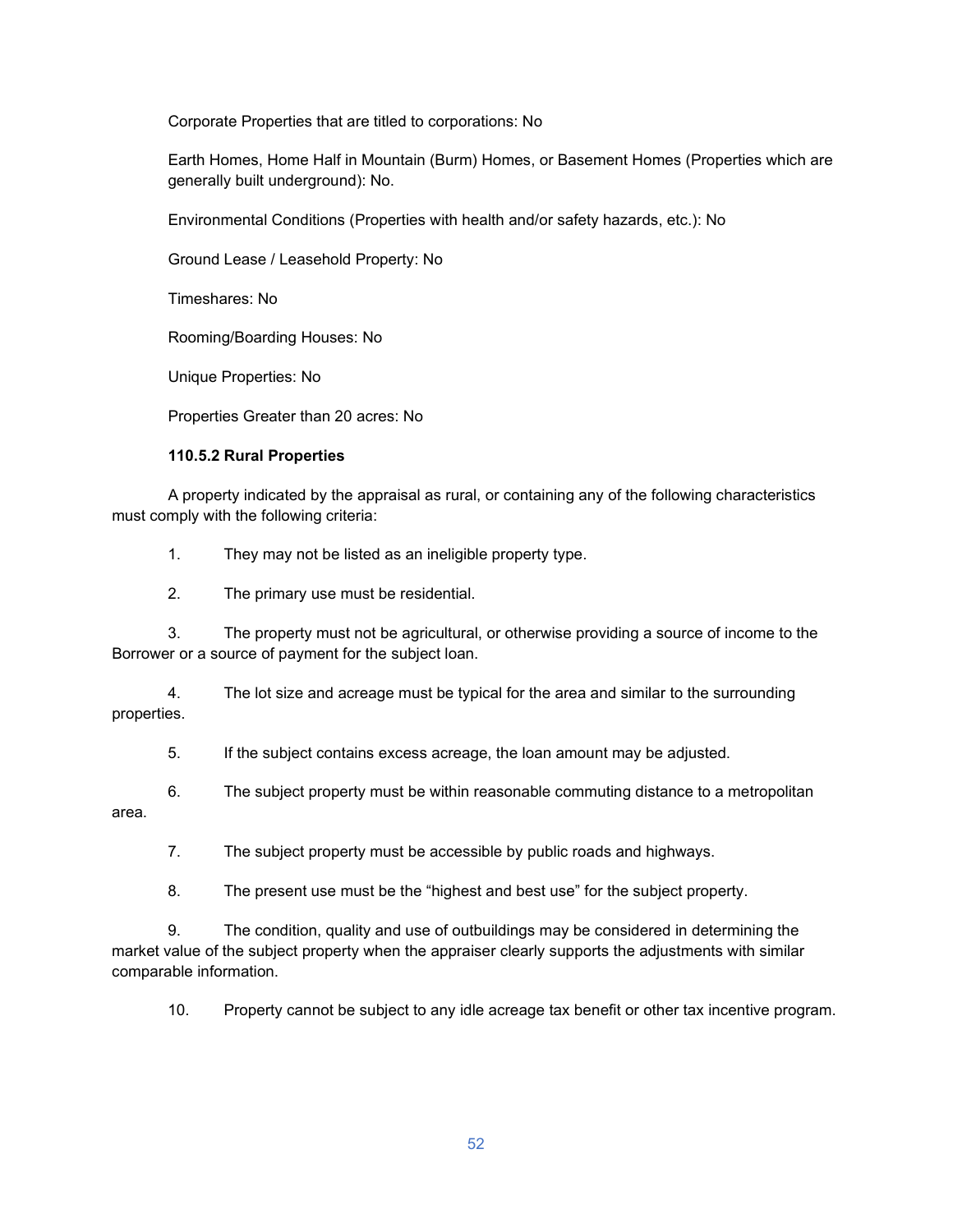Corporate Properties that are titled to corporations: No

Earth Homes, Home Half in Mountain (Burm) Homes, or Basement Homes (Properties which are generally built underground): No.

Environmental Conditions (Properties with health and/or safety hazards, etc.): No

Ground Lease / Leasehold Property: No

Timeshares: No

Rooming/Boarding Houses: No

Unique Properties: No

Properties Greater than 20 acres: No

#### 110.5.2 Rural Properties

A property indicated by the appraisal as rural, or containing any of the following characteristics must comply with the following criteria:

1. They may not be listed as an ineligible property type.
2. The primary use must be residential.
3. The property must not be agricultural, or otherwise providing a source of income to the Borrower or a source of payment for the subject loan.
4. The lot size and acreage must be typical for the area and similar to the surrounding properties.
5. If the subject contains excess acreage, the loan amount may be adjusted.
6. The subject property must be within reasonable commuting distance to a metropolitan area.
7. The subject property must be accessible by public roads and highways.
8. The present use must be the “highest and best use” for the subject property.
9. The condition, quality and use of outbuildings may be considered in determining the market value of the subject property when the appraiser clearly supports the adjustments with similar comparable information.
10. Property cannot be subject to any idle acreage tax benefit or other tax incentive program.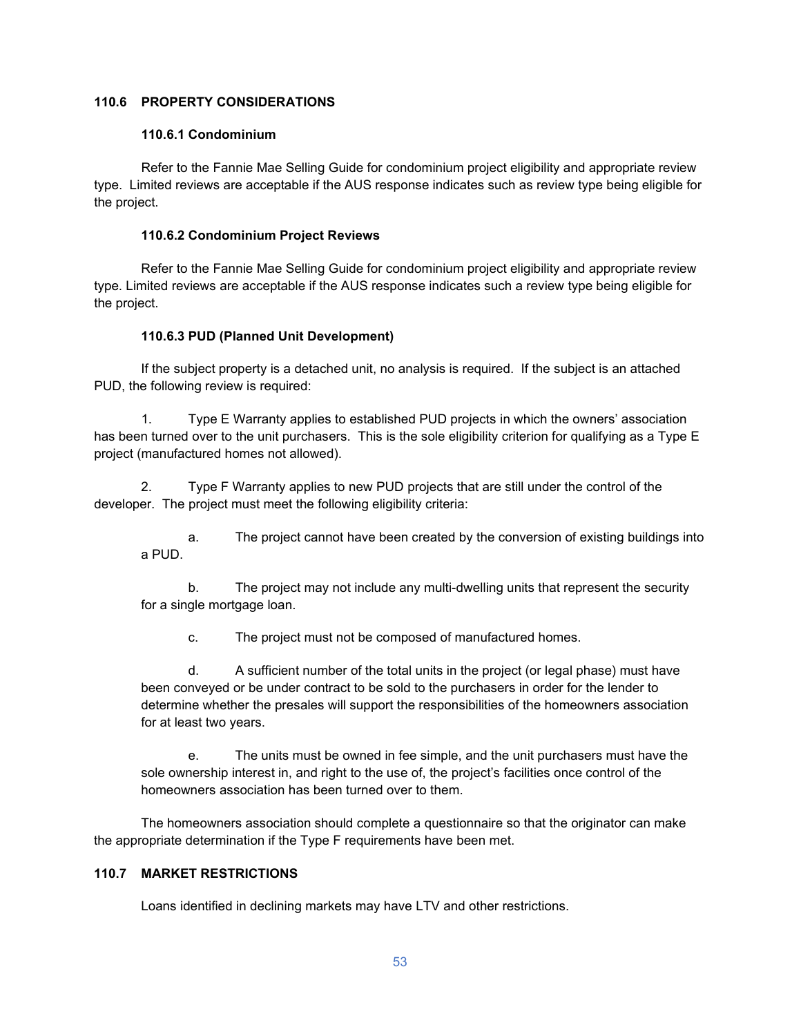## 110.6 PROPERTY CONSIDERATIONS

### 110.6.1 Condominium

Refer to the Fannie Mae Selling Guide for condominium project eligibility and appropriate review type. Limited reviews are acceptable if the AUS response indicates such as review type being eligible for the project.

### 110.6.2 Condominium Project Reviews

Refer to the Fannie Mae Selling Guide for condominium project eligibility and appropriate review type. Limited reviews are acceptable if the AUS response indicates such a review type being eligible for the project.

### 110.6.3 PUD (Planned Unit Development)

If the subject property is a detached unit, no analysis is required. If the subject is an attached PUD, the following review is required:

1. Type E Warranty applies to established PUD projects in which the owners' association has been turned over to the unit purchasers. This is the sole eligibility criterion for qualifying as a Type E project (manufactured homes not allowed).

2. Type F Warranty applies to new PUD projects that are still under the control of the developer. The project must meet the following eligibility criteria:

   a. The project cannot have been created by the conversion of existing buildings into a PUD.

   b. The project may not include any multi-dwelling units that represent the security for a single mortgage loan.

   c. The project must not be composed of manufactured homes.

   d. A sufficient number of the total units in the project (or legal phase) must have been conveyed or be under contract to be sold to the purchasers in order for the lender to determine whether the presales will support the responsibilities of the homeowners association for at least two years.

   e. The units must be owned in fee simple, and the unit purchasers must have the sole ownership interest in, and right to the use of, the project's facilities once control of the homeowners association has been turned over to them.

The homeowners association should complete a questionnaire so that the originator can make the appropriate determination if the Type F requirements have been met.

## 110.7 MARKET RESTRICTIONS

Loans identified in declining markets may have LTV and other restrictions.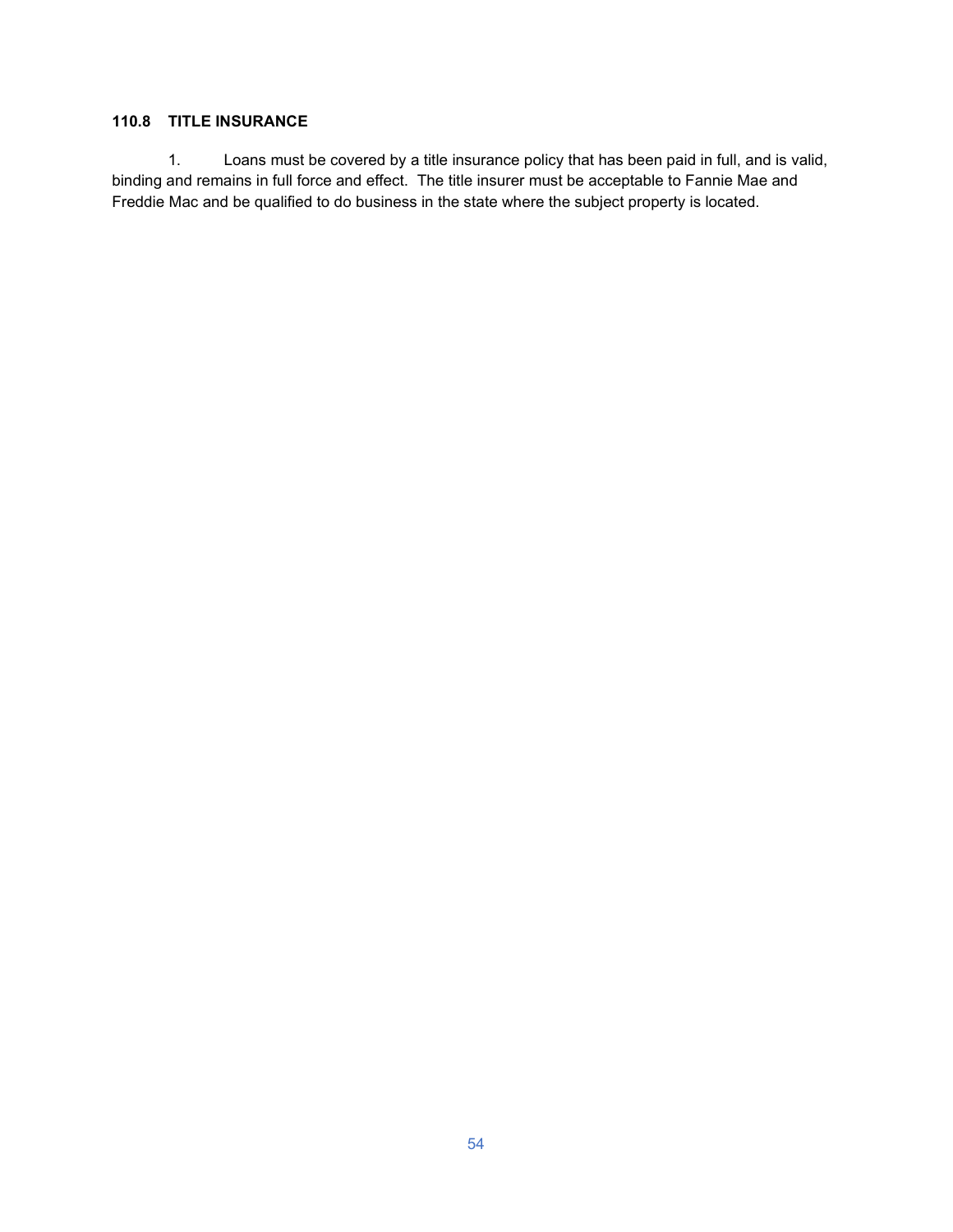### 110.8 TITLE INSURANCE

1. Loans must be covered by a title insurance policy that has been paid in full, and is valid, binding and remains in full force and effect. The title insurer must be acceptable to Fannie Mae and Freddie Mac and be qualified to do business in the state where the subject property is located.